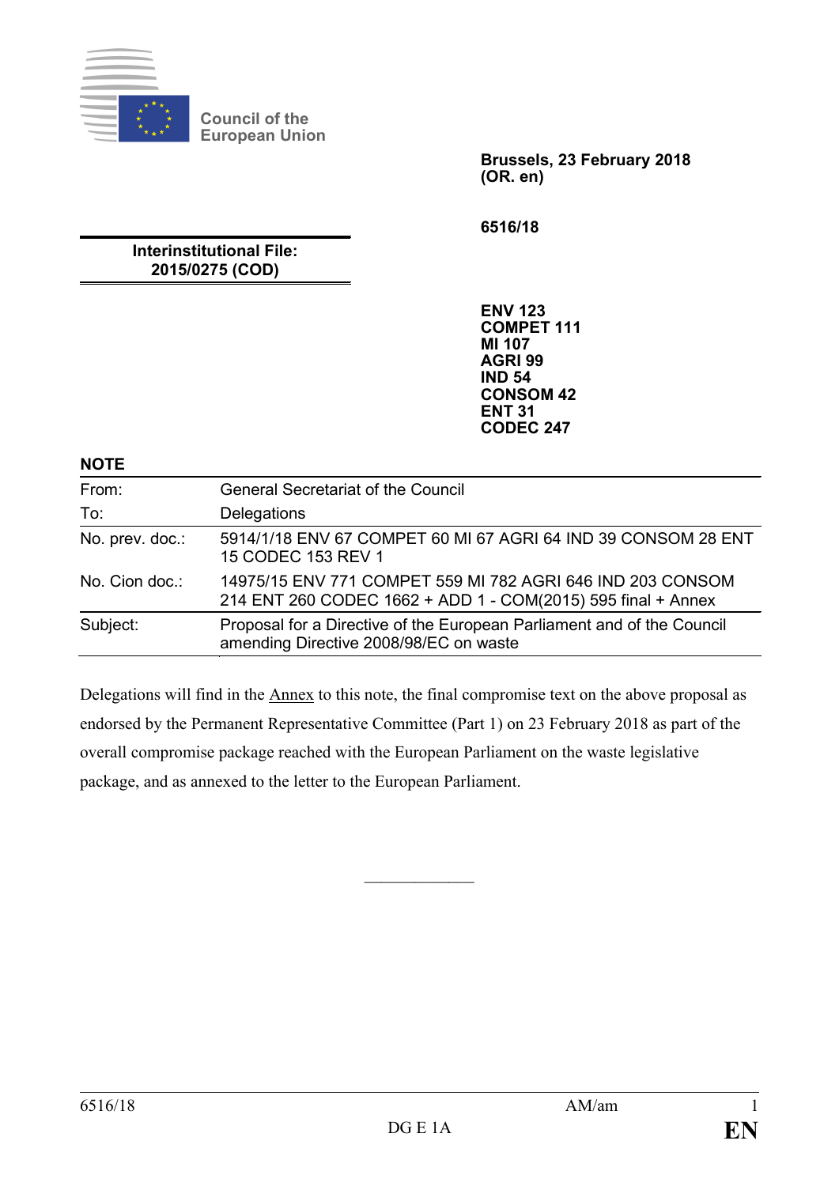Council of the European Union

**Brussels, 23 February 2018**
**(OR. en)**

**6516/18**

**Interinstitutional File:**
**2015/0275 (COD)**

**ENV 123**
**COMPET 111**
**MI 107**
**AGRI 99**
**IND 54**
**CONSOM 42**
**ENT 31**
**CODEC 247**

**NOTE**

| | |
|---|---|
| From: | General Secretariat of the Council |
| To: | Delegations |
| No. prev. doc.: | 5914/1/18 ENV 67 COMPET 60 MI 67 AGRI 64 IND 39 CONSOM 28 ENT 15 CODEC 153 REV 1 |
| No. Cion doc.: | 14975/15 ENV 771 COMPET 559 MI 782 AGRI 646 IND 203 CONSOM 214 ENT 260 CODEC 1662 + ADD 1 - COM(2015) 595 final + Annex |
| Subject: | Proposal for a Directive of the European Parliament and of the Council amending Directive 2008/98/EC on waste |

Delegations will find in the Annex to this note, the final compromise text on the above proposal as endorsed by the Permanent Representative Committee (Part 1) on 23 February 2018 as part of the overall compromise package reached with the European Parliament on the waste legislative package, and as annexed to the letter to the European Parliament.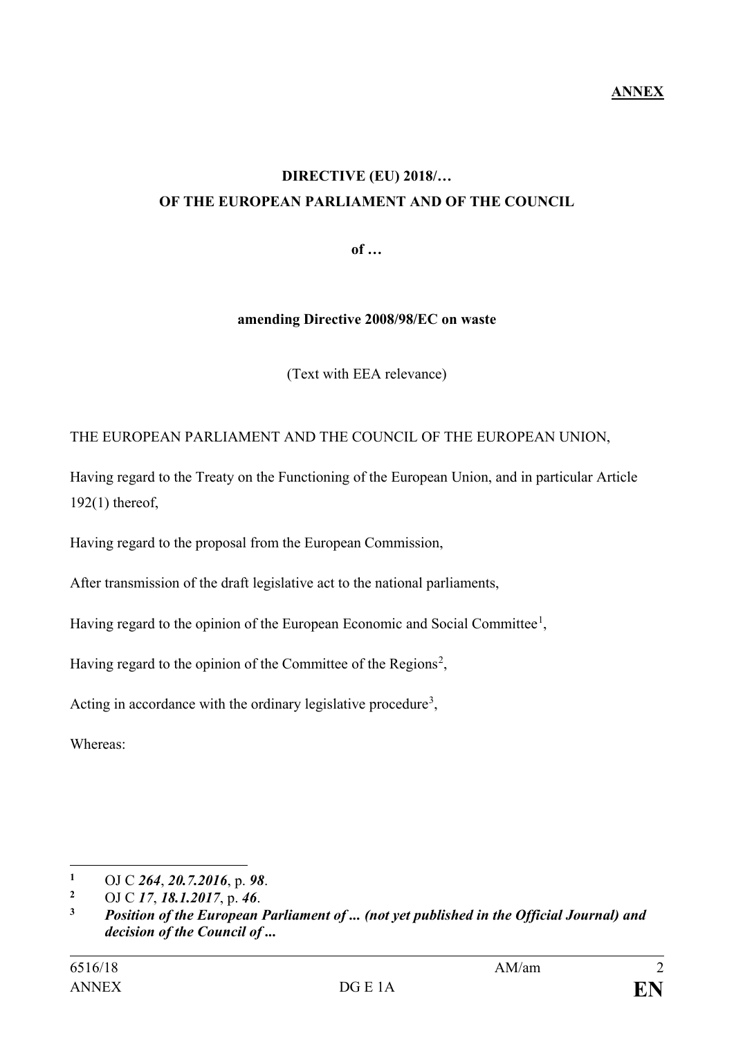**ANNEX**

**DIRECTIVE (EU) 2018/…**
**OF THE EUROPEAN PARLIAMENT AND OF THE COUNCIL**

**of …**

**amending Directive 2008/98/EC on waste**

(Text with EEA relevance)

THE EUROPEAN PARLIAMENT AND THE COUNCIL OF THE EUROPEAN UNION,

Having regard to the Treaty on the Functioning of the European Union, and in particular Article 192(1) thereof,

Having regard to the proposal from the European Commission,

After transmission of the draft legislative act to the national parliaments,

Having regard to the opinion of the European Economic and Social Committee[1],

Having regard to the opinion of the Committee of the Regions[2],

Acting in accordance with the ordinary legislative procedure[3],

Whereas:

---

[1] OJ C ***264***, ***20.7.2016***, p. ***98***.

[2] OJ C ***17***, ***18.1.2017***, p. ***46***.

[3] ***Position of the European Parliament of ... (not yet published in the Official Journal) and decision of the Council of ...***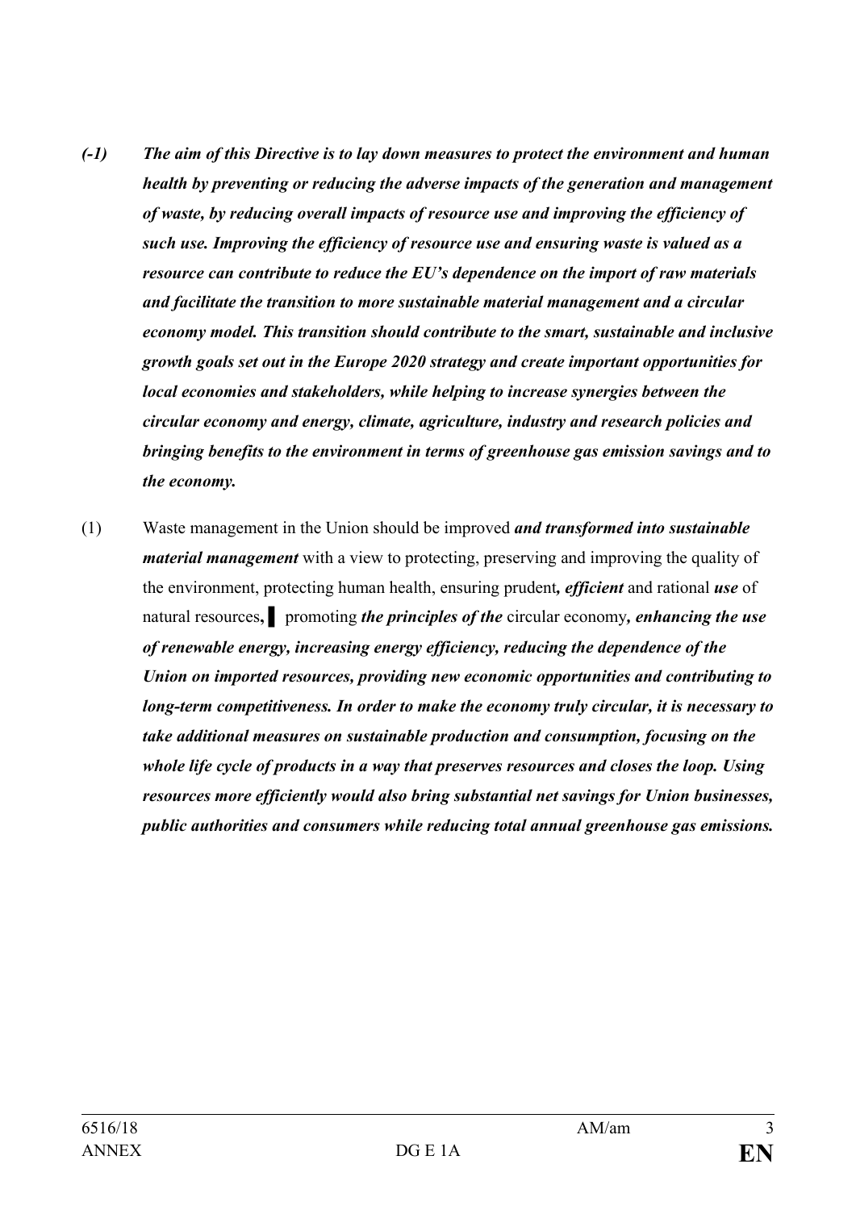*(-1)* ***The aim of this Directive is to lay down measures to protect the environment and human health by preventing or reducing the adverse impacts of the generation and management of waste, by reducing overall impacts of resource use and improving the efficiency of such use. Improving the efficiency of resource use and ensuring waste is valued as a resource can contribute to reduce the EU's dependence on the import of raw materials and facilitate the transition to more sustainable material management and a circular economy model. This transition should contribute to the smart, sustainable and inclusive growth goals set out in the Europe 2020 strategy and create important opportunities for local economies and stakeholders, while helping to increase synergies between the circular economy and energy, climate, agriculture, industry and research policies and bringing benefits to the environment in terms of greenhouse gas emission savings and to the economy.***

(1) Waste management in the Union should be improved ***and transformed into sustainable material management*** with a view to protecting, preserving and improving the quality of the environment, protecting human health, ensuring prudent***, efficient*** and rational ***use*** of natural resources**,** ▌ promoting ***the principles of the*** circular economy***, enhancing the use of renewable energy, increasing energy efficiency, reducing the dependence of the Union on imported resources, providing new economic opportunities and contributing to long-term competitiveness. In order to make the economy truly circular, it is necessary to take additional measures on sustainable production and consumption, focusing on the whole life cycle of products in a way that preserves resources and closes the loop. Using resources more efficiently would also bring substantial net savings for Union businesses, public authorities and consumers while reducing total annual greenhouse gas emissions.***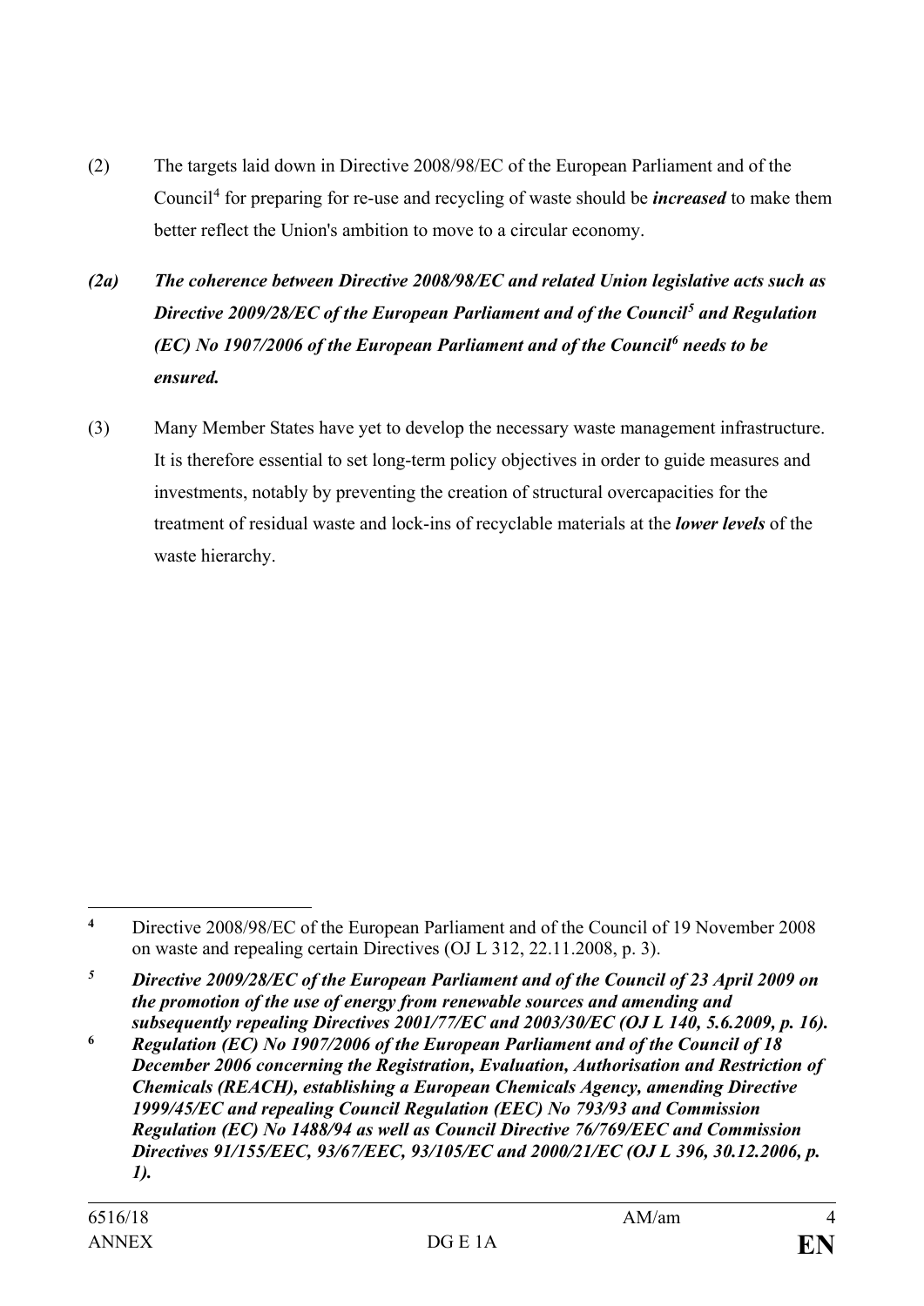(2) The targets laid down in Directive 2008/98/EC of the European Parliament and of the Council[4] for preparing for re-use and recycling of waste should be ***increased*** to make them better reflect the Union's ambition to move to a circular economy.

***(2a) The coherence between Directive 2008/98/EC and related Union legislative acts such as Directive 2009/28/EC of the European Parliament and of the Council[5] and Regulation (EC) No 1907/2006 of the European Parliament and of the Council[6] needs to be ensured.***

(3) Many Member States have yet to develop the necessary waste management infrastructure. It is therefore essential to set long-term policy objectives in order to guide measures and investments, notably by preventing the creation of structural overcapacities for the treatment of residual waste and lock-ins of recyclable materials at the ***lower levels*** of the waste hierarchy.

---

[4] Directive 2008/98/EC of the European Parliament and of the Council of 19 November 2008 on waste and repealing certain Directives (OJ L 312, 22.11.2008, p. 3).

***[5] Directive 2009/28/EC of the European Parliament and of the Council of 23 April 2009 on the promotion of the use of energy from renewable sources and amending and subsequently repealing Directives 2001/77/EC and 2003/30/EC (OJ L 140, 5.6.2009, p. 16).***

***[6] Regulation (EC) No 1907/2006 of the European Parliament and of the Council of 18 December 2006 concerning the Registration, Evaluation, Authorisation and Restriction of Chemicals (REACH), establishing a European Chemicals Agency, amending Directive 1999/45/EC and repealing Council Regulation (EEC) No 793/93 and Commission Regulation (EC) No 1488/94 as well as Council Directive 76/769/EEC and Commission Directives 91/155/EEC, 93/67/EEC, 93/105/EC and 2000/21/EC (OJ L 396, 30.12.2006, p. 1).***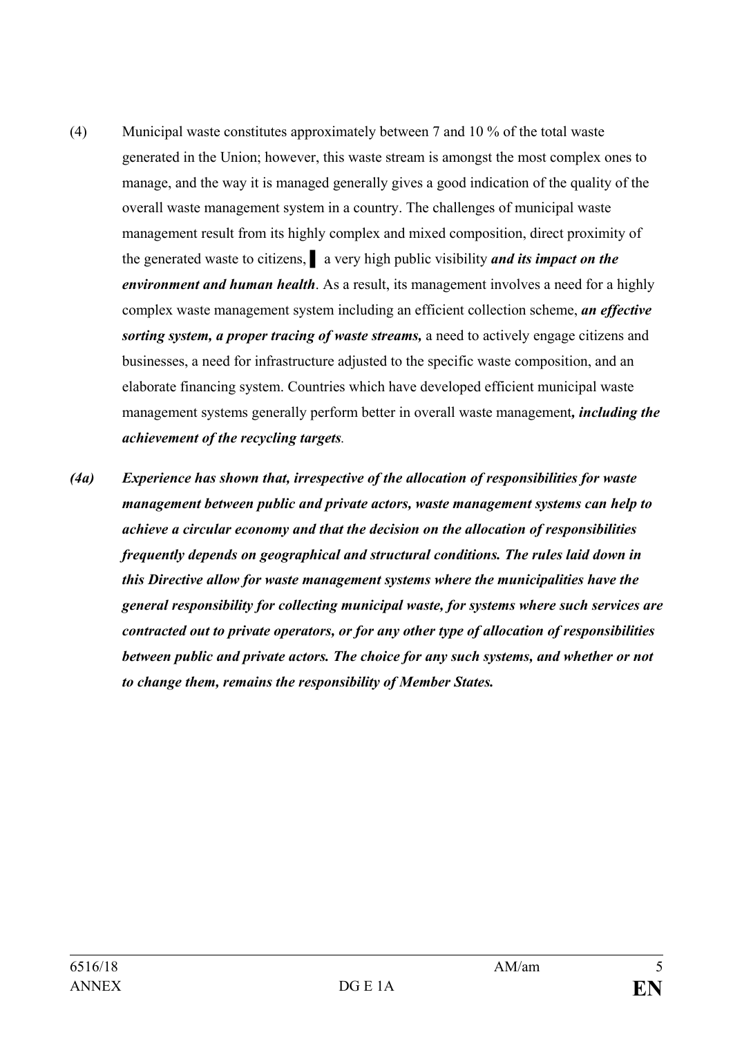(4) Municipal waste constitutes approximately between 7 and 10 % of the total waste generated in the Union; however, this waste stream is amongst the most complex ones to manage, and the way it is managed generally gives a good indication of the quality of the overall waste management system in a country. The challenges of municipal waste management result from its highly complex and mixed composition, direct proximity of the generated waste to citizens, ▌ a very high public visibility ***and its impact on the environment and human health***. As a result, its management involves a need for a highly complex waste management system including an efficient collection scheme, ***an effective sorting system, a proper tracing of waste streams,*** a need to actively engage citizens and businesses, a need for infrastructure adjusted to the specific waste composition, and an elaborate financing system. Countries which have developed efficient municipal waste management systems generally perform better in overall waste management***, including the achievement of the recycling targets***.

***(4a) Experience has shown that, irrespective of the allocation of responsibilities for waste management between public and private actors, waste management systems can help to achieve a circular economy and that the decision on the allocation of responsibilities frequently depends on geographical and structural conditions. The rules laid down in this Directive allow for waste management systems where the municipalities have the general responsibility for collecting municipal waste, for systems where such services are contracted out to private operators, or for any other type of allocation of responsibilities between public and private actors. The choice for any such systems, and whether or not to change them, remains the responsibility of Member States.***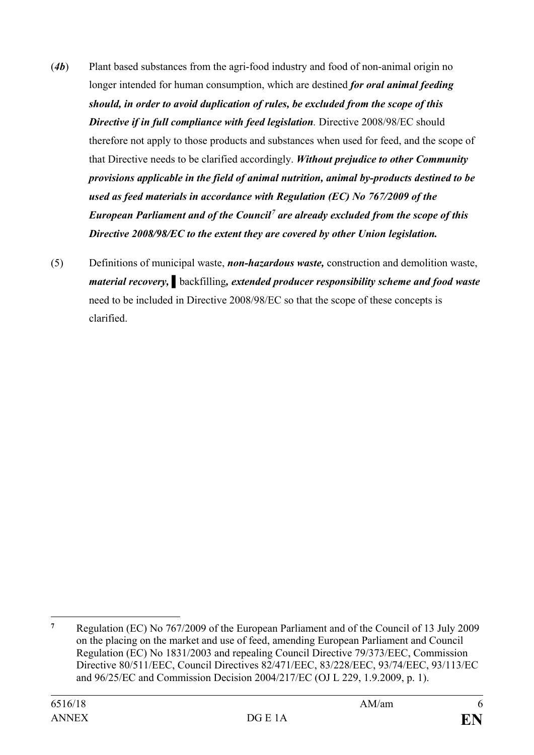(***4b***) Plant based substances from the agri-food industry and food of non-animal origin no longer intended for human consumption, which are destined ***for oral animal feeding should, in order to avoid duplication of rules, be excluded from the scope of this Directive if in full compliance with feed legislation***. Directive 2008/98/EC should therefore not apply to those products and substances when used for feed, and the scope of that Directive needs to be clarified accordingly. ***Without prejudice to other Community provisions applicable in the field of animal nutrition, animal by-products destined to be used as feed materials in accordance with Regulation (EC) No 767/2009 of the European Parliament and of the Council[7] are already excluded from the scope of this Directive 2008/98/EC to the extent they are covered by other Union legislation.***

(5) Definitions of municipal waste, ***non-hazardous waste,*** construction and demolition waste, ***material recovery,*** ▌backfilling***, extended producer responsibility scheme and food waste*** need to be included in Directive 2008/98/EC so that the scope of these concepts is clarified.

---

[7] Regulation (EC) No 767/2009 of the European Parliament and of the Council of 13 July 2009 on the placing on the market and use of feed, amending European Parliament and Council Regulation (EC) No 1831/2003 and repealing Council Directive 79/373/EEC, Commission Directive 80/511/EEC, Council Directives 82/471/EEC, 83/228/EEC, 93/74/EEC, 93/113/EC and 96/25/EC and Commission Decision 2004/217/EC (OJ L 229, 1.9.2009, p. 1).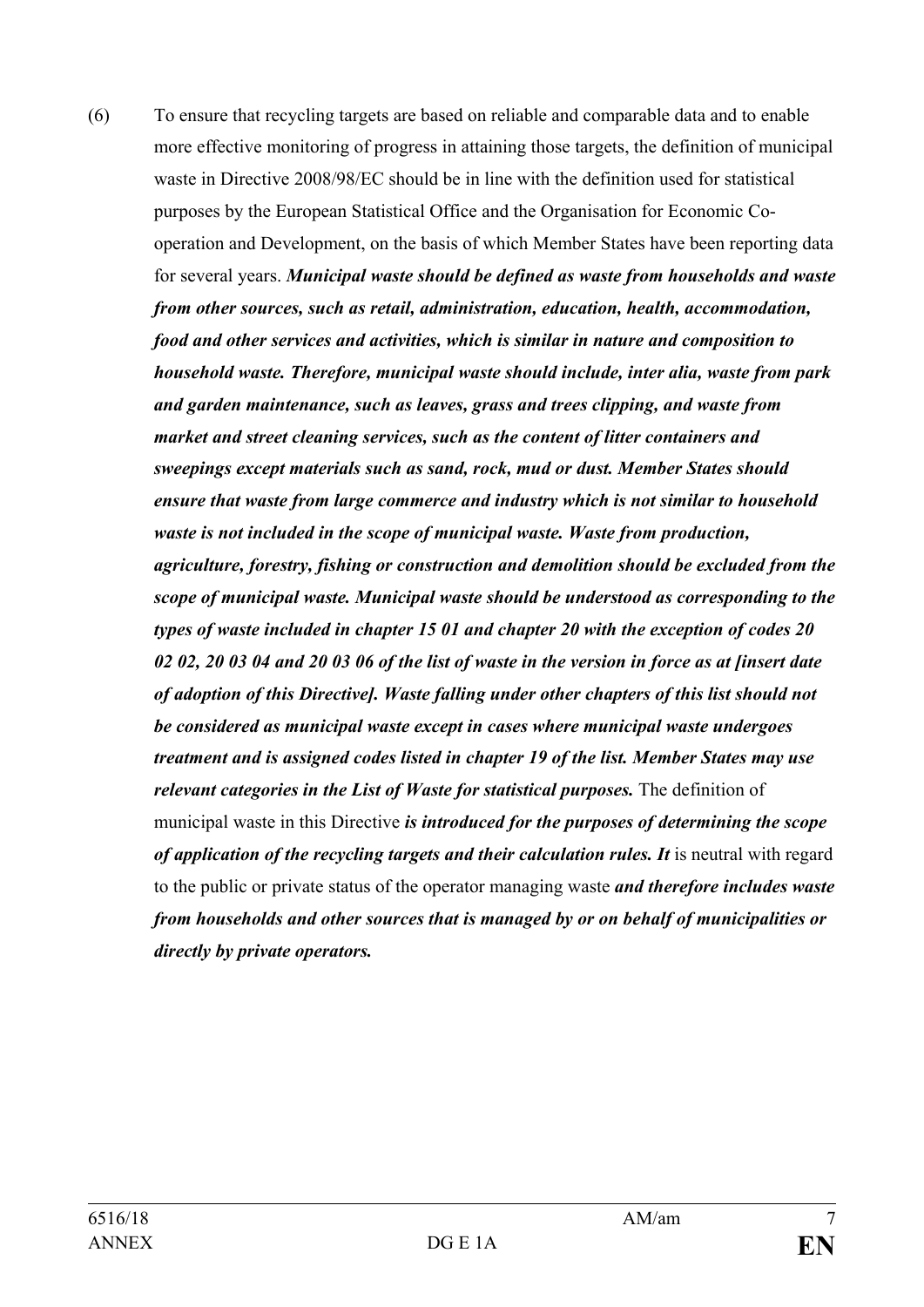(6) To ensure that recycling targets are based on reliable and comparable data and to enable more effective monitoring of progress in attaining those targets, the definition of municipal waste in Directive 2008/98/EC should be in line with the definition used for statistical purposes by the European Statistical Office and the Organisation for Economic Co-operation and Development, on the basis of which Member States have been reporting data for several years. ***Municipal waste should be defined as waste from households and waste from other sources, such as retail, administration, education, health, accommodation, food and other services and activities, which is similar in nature and composition to household waste. Therefore, municipal waste should include, inter alia, waste from park and garden maintenance, such as leaves, grass and trees clipping, and waste from market and street cleaning services, such as the content of litter containers and sweepings except materials such as sand, rock, mud or dust. Member States should ensure that waste from large commerce and industry which is not similar to household waste is not included in the scope of municipal waste. Waste from production, agriculture, forestry, fishing or construction and demolition should be excluded from the scope of municipal waste. Municipal waste should be understood as corresponding to the types of waste included in chapter 15 01 and chapter 20 with the exception of codes 20 02 02, 20 03 04 and 20 03 06 of the list of waste in the version in force as at [insert date of adoption of this Directive]. Waste falling under other chapters of this list should not be considered as municipal waste except in cases where municipal waste undergoes treatment and is assigned codes listed in chapter 19 of the list. Member States may use relevant categories in the List of Waste for statistical purposes.*** The definition of municipal waste in this Directive ***is introduced for the purposes of determining the scope of application of the recycling targets and their calculation rules. It*** is neutral with regard to the public or private status of the operator managing waste ***and therefore includes waste from households and other sources that is managed by or on behalf of municipalities or directly by private operators.***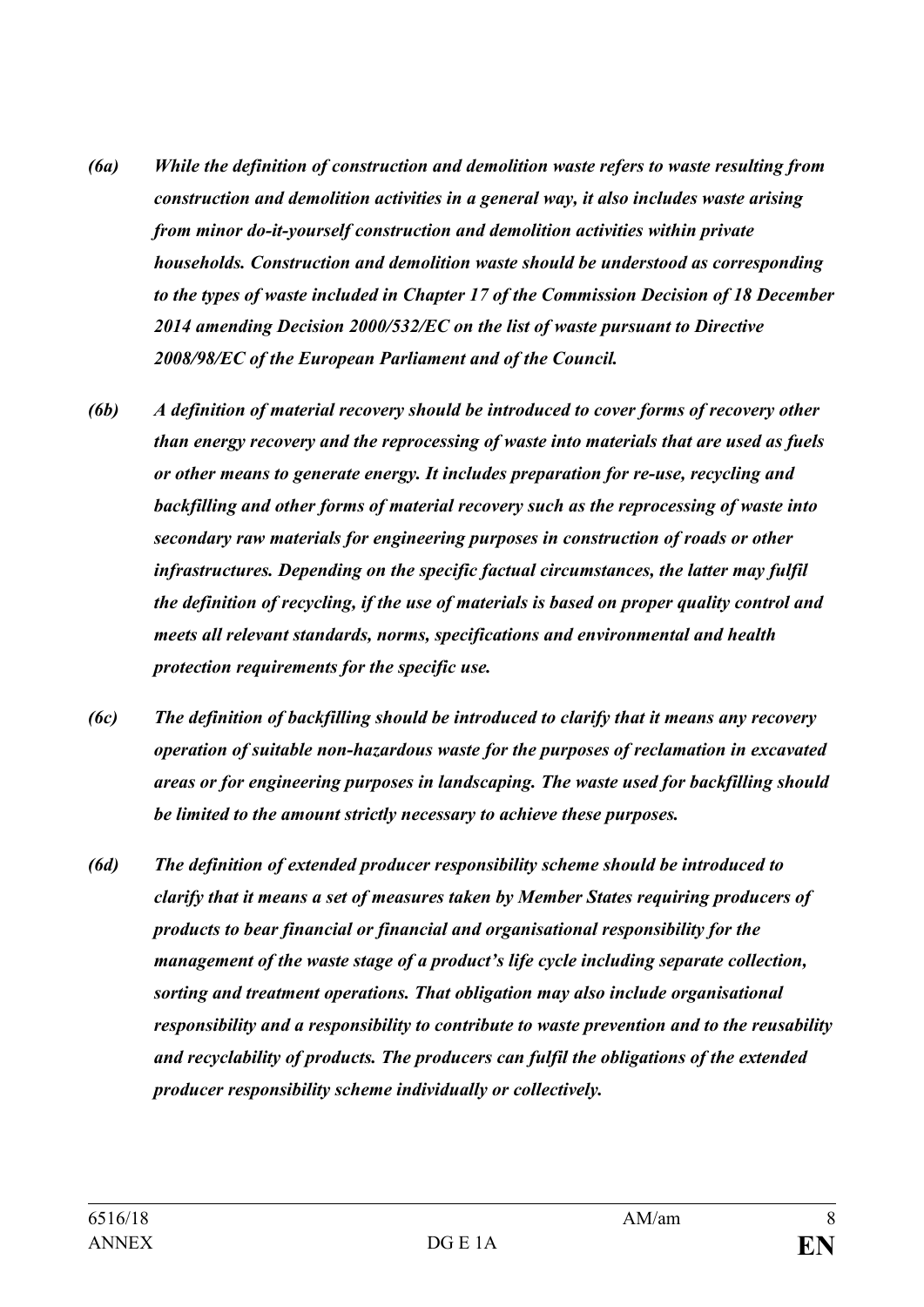***(6a) While the definition of construction and demolition waste refers to waste resulting from construction and demolition activities in a general way, it also includes waste arising from minor do-it-yourself construction and demolition activities within private households. Construction and demolition waste should be understood as corresponding to the types of waste included in Chapter 17 of the Commission Decision of 18 December 2014 amending Decision 2000/532/EC on the list of waste pursuant to Directive 2008/98/EC of the European Parliament and of the Council.***

***(6b) A definition of material recovery should be introduced to cover forms of recovery other than energy recovery and the reprocessing of waste into materials that are used as fuels or other means to generate energy. It includes preparation for re-use, recycling and backfilling and other forms of material recovery such as the reprocessing of waste into secondary raw materials for engineering purposes in construction of roads or other infrastructures. Depending on the specific factual circumstances, the latter may fulfil the definition of recycling, if the use of materials is based on proper quality control and meets all relevant standards, norms, specifications and environmental and health protection requirements for the specific use.***

***(6c) The definition of backfilling should be introduced to clarify that it means any recovery operation of suitable non-hazardous waste for the purposes of reclamation in excavated areas or for engineering purposes in landscaping. The waste used for backfilling should be limited to the amount strictly necessary to achieve these purposes.***

***(6d) The definition of extended producer responsibility scheme should be introduced to clarify that it means a set of measures taken by Member States requiring producers of products to bear financial or financial and organisational responsibility for the management of the waste stage of a product's life cycle including separate collection, sorting and treatment operations. That obligation may also include organisational responsibility and a responsibility to contribute to waste prevention and to the reusability and recyclability of products. The producers can fulfil the obligations of the extended producer responsibility scheme individually or collectively.***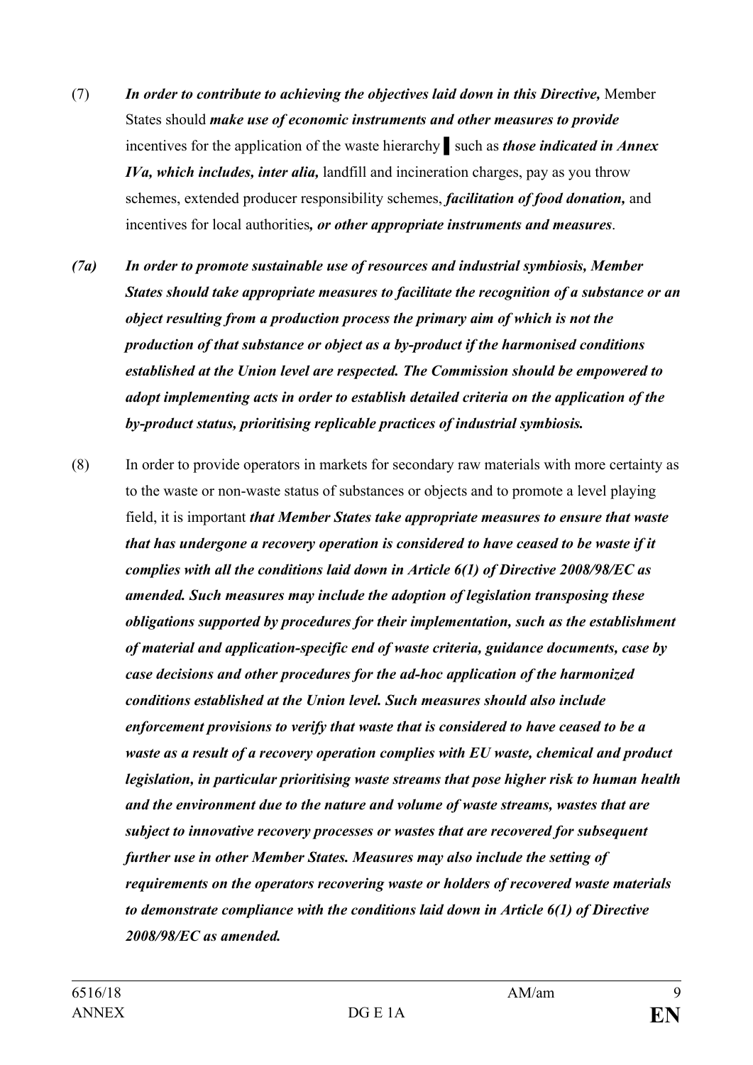(7) *In order to contribute to achieving the objectives laid down in this Directive,* Member States should *make use of economic instruments and other measures to provide* incentives for the application of the waste hierarchy ▌ such as *those indicated in Annex IVa, which includes, inter alia,* landfill and incineration charges, pay as you throw schemes, extended producer responsibility schemes, *facilitation of food donation,* and incentives for local authorities*, or other appropriate instruments and measures*.

***(7a) In order to promote sustainable use of resources and industrial symbiosis, Member States should take appropriate measures to facilitate the recognition of a substance or an object resulting from a production process the primary aim of which is not the production of that substance or object as a by-product if the harmonised conditions established at the Union level are respected. The Commission should be empowered to adopt implementing acts in order to establish detailed criteria on the application of the by-product status, prioritising replicable practices of industrial symbiosis.***

(8) In order to provide operators in markets for secondary raw materials with more certainty as to the waste or non-waste status of substances or objects and to promote a level playing field, it is important ***that Member States take appropriate measures to ensure that waste that has undergone a recovery operation is considered to have ceased to be waste if it complies with all the conditions laid down in Article 6(1) of Directive 2008/98/EC as amended. Such measures may include the adoption of legislation transposing these obligations supported by procedures for their implementation, such as the establishment of material and application-specific end of waste criteria, guidance documents, case by case decisions and other procedures for the ad-hoc application of the harmonized conditions established at the Union level. Such measures should also include enforcement provisions to verify that waste that is considered to have ceased to be a waste as a result of a recovery operation complies with EU waste, chemical and product legislation, in particular prioritising waste streams that pose higher risk to human health and the environment due to the nature and volume of waste streams, wastes that are subject to innovative recovery processes or wastes that are recovered for subsequent further use in other Member States. Measures may also include the setting of requirements on the operators recovering waste or holders of recovered waste materials to demonstrate compliance with the conditions laid down in Article 6(1) of Directive 2008/98/EC as amended.***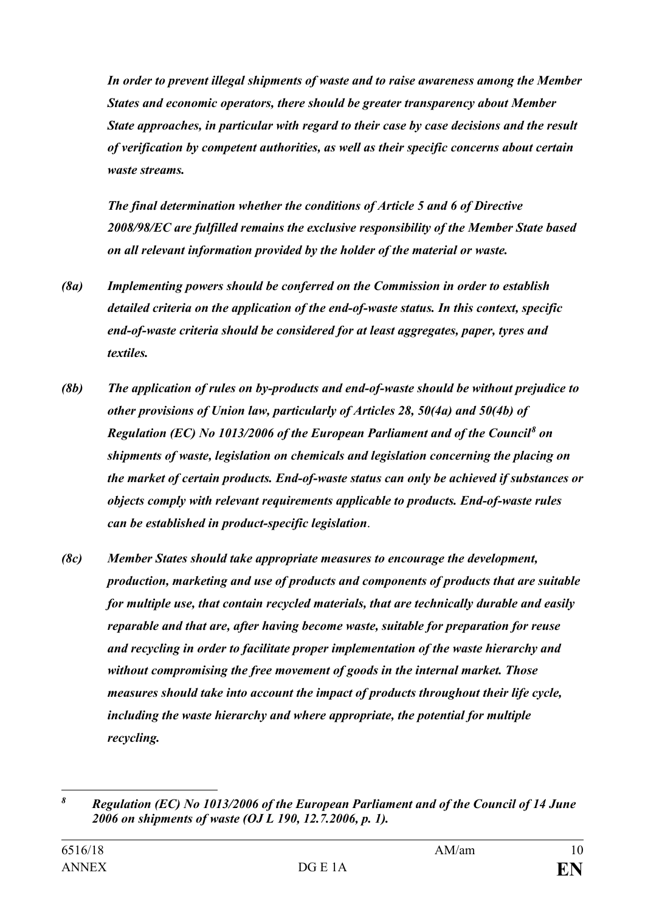***In order to prevent illegal shipments of waste and to raise awareness among the Member States and economic operators, there should be greater transparency about Member State approaches, in particular with regard to their case by case decisions and the result of verification by competent authorities, as well as their specific concerns about certain waste streams.***

***The final determination whether the conditions of Article 5 and 6 of Directive 2008/98/EC are fulfilled remains the exclusive responsibility of the Member State based on all relevant information provided by the holder of the material or waste.***

***(8a) Implementing powers should be conferred on the Commission in order to establish detailed criteria on the application of the end-of-waste status. In this context, specific end-of-waste criteria should be considered for at least aggregates, paper, tyres and textiles.***

***(8b) The application of rules on by-products and end-of-waste should be without prejudice to other provisions of Union law, particularly of Articles 28, 50(4a) and 50(4b) of Regulation (EC) No 1013/2006 of the European Parliament and of the Council[8] on shipments of waste, legislation on chemicals and legislation concerning the placing on the market of certain products. End-of-waste status can only be achieved if substances or objects comply with relevant requirements applicable to products. End-of-waste rules can be established in product-specific legislation***.

***(8c) Member States should take appropriate measures to encourage the development, production, marketing and use of products and components of products that are suitable for multiple use, that contain recycled materials, that are technically durable and easily reparable and that are, after having become waste, suitable for preparation for reuse and recycling in order to facilitate proper implementation of the waste hierarchy and without compromising the free movement of goods in the internal market. Those measures should take into account the impact of products throughout their life cycle, including the waste hierarchy and where appropriate, the potential for multiple recycling.***

---

[8] ***Regulation (EC) No 1013/2006 of the European Parliament and of the Council of 14 June 2006 on shipments of waste (OJ L 190, 12.7.2006, p. 1).***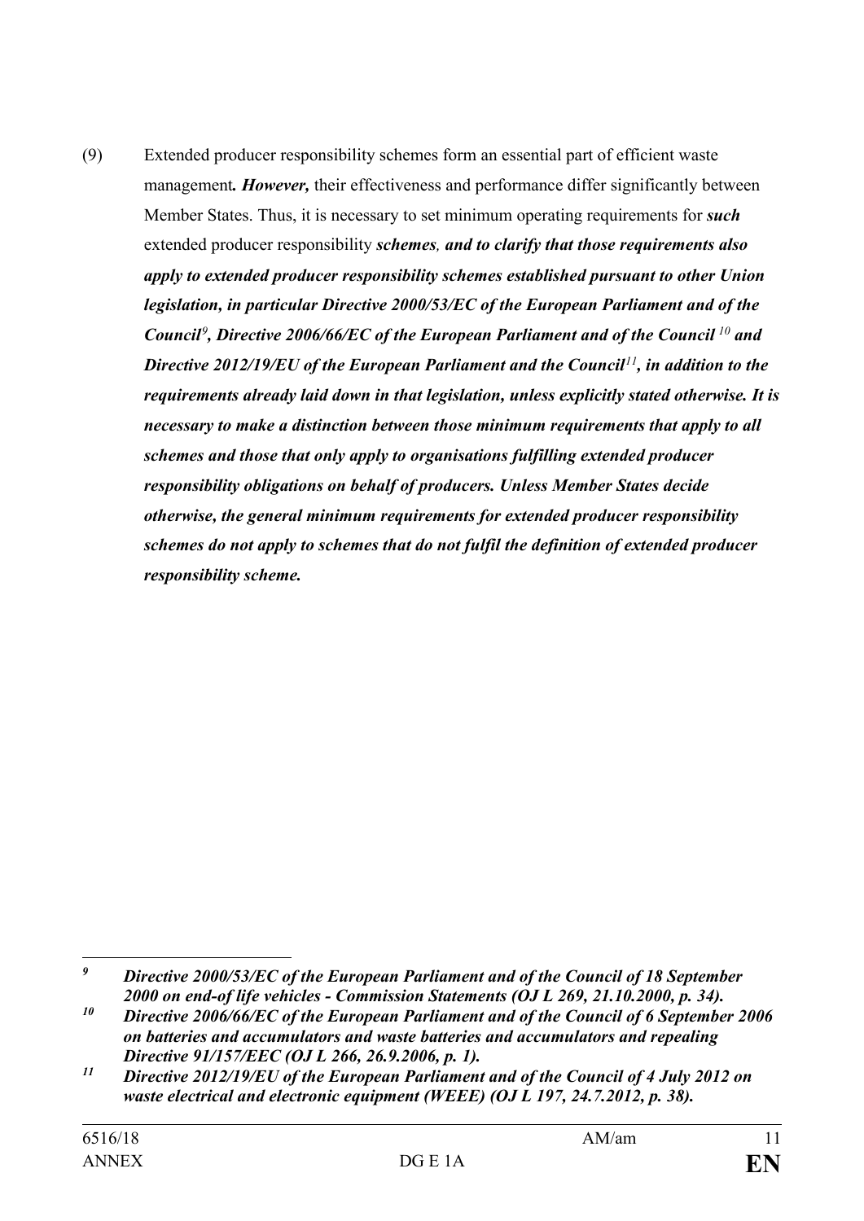(9) Extended producer responsibility schemes form an essential part of efficient waste management***. However,*** their effectiveness and performance differ significantly between Member States. Thus, it is necessary to set minimum operating requirements for ***such*** extended producer responsibility ***schemes*, *and to clarify that those requirements also apply to extended producer responsibility schemes established pursuant to other Union legislation, in particular Directive 2000/53/EC of the European Parliament and of the Council*[9]*, Directive 2006/66/EC of the European Parliament and of the Council*[10] *and Directive 2012/19/EU of the European Parliament and the Council*[11]*, in addition to the requirements already laid down in that legislation, unless explicitly stated otherwise. It is necessary to make a distinction between those minimum requirements that apply to all schemes and those that only apply to organisations fulfilling extended producer responsibility obligations on behalf of producers. Unless Member States decide otherwise, the general minimum requirements for extended producer responsibility schemes do not apply to schemes that do not fulfil the definition of extended producer responsibility scheme.***

---

[9] ***Directive 2000/53/EC of the European Parliament and of the Council of 18 September 2000 on end-of life vehicles - Commission Statements (OJ L 269, 21.10.2000, p. 34).***

[10] ***Directive 2006/66/EC of the European Parliament and of the Council of 6 September 2006 on batteries and accumulators and waste batteries and accumulators and repealing Directive 91/157/EEC (OJ L 266, 26.9.2006, p. 1).***

[11] ***Directive 2012/19/EU of the European Parliament and of the Council of 4 July 2012 on waste electrical and electronic equipment (WEEE) (OJ L 197, 24.7.2012, p. 38).***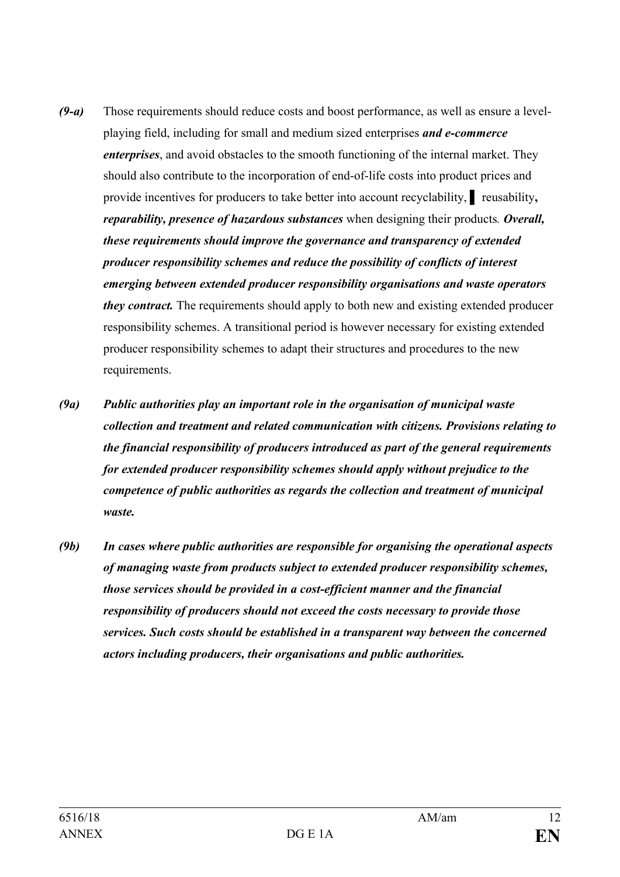*(9-a)* Those requirements should reduce costs and boost performance, as well as ensure a level-playing field, including for small and medium sized enterprises ***and e-commerce enterprises***, and avoid obstacles to the smooth functioning of the internal market. They should also contribute to the incorporation of end-of-life costs into product prices and provide incentives for producers to take better into account recyclability, ▌ reusability**,** ***reparability, presence of hazardous substances*** when designing their products*.* ***Overall, these requirements should improve the governance and transparency of extended producer responsibility schemes and reduce the possibility of conflicts of interest emerging between extended producer responsibility organisations and waste operators they contract.*** The requirements should apply to both new and existing extended producer responsibility schemes. A transitional period is however necessary for existing extended producer responsibility schemes to adapt their structures and procedures to the new requirements.

***(9a)*** ***Public authorities play an important role in the organisation of municipal waste collection and treatment and related communication with citizens. Provisions relating to the financial responsibility of producers introduced as part of the general requirements for extended producer responsibility schemes should apply without prejudice to the competence of public authorities as regards the collection and treatment of municipal waste.***

***(9b)*** ***In cases where public authorities are responsible for organising the operational aspects of managing waste from products subject to extended producer responsibility schemes, those services should be provided in a cost-efficient manner and the financial responsibility of producers should not exceed the costs necessary to provide those services. Such costs should be established in a transparent way between the concerned actors including producers, their organisations and public authorities.***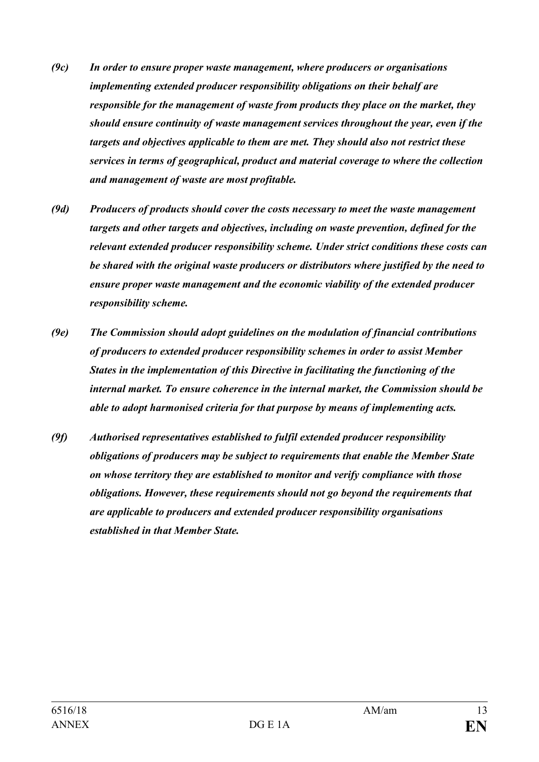***(9c) In order to ensure proper waste management, where producers or organisations implementing extended producer responsibility obligations on their behalf are responsible for the management of waste from products they place on the market, they should ensure continuity of waste management services throughout the year, even if the targets and objectives applicable to them are met. They should also not restrict these services in terms of geographical, product and material coverage to where the collection and management of waste are most profitable.***

***(9d) Producers of products should cover the costs necessary to meet the waste management targets and other targets and objectives, including on waste prevention, defined for the relevant extended producer responsibility scheme. Under strict conditions these costs can be shared with the original waste producers or distributors where justified by the need to ensure proper waste management and the economic viability of the extended producer responsibility scheme.***

***(9e) The Commission should adopt guidelines on the modulation of financial contributions of producers to extended producer responsibility schemes in order to assist Member States in the implementation of this Directive in facilitating the functioning of the internal market. To ensure coherence in the internal market, the Commission should be able to adopt harmonised criteria for that purpose by means of implementing acts.***

***(9f) Authorised representatives established to fulfil extended producer responsibility obligations of producers may be subject to requirements that enable the Member State on whose territory they are established to monitor and verify compliance with those obligations. However, these requirements should not go beyond the requirements that are applicable to producers and extended producer responsibility organisations established in that Member State.***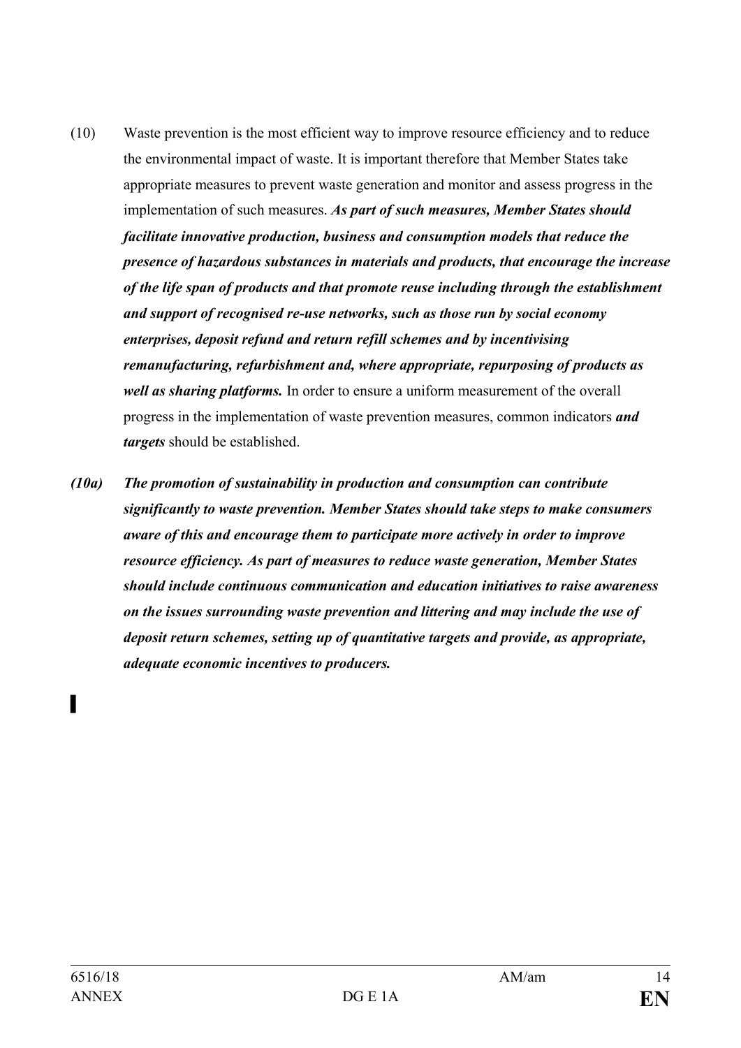(10) Waste prevention is the most efficient way to improve resource efficiency and to reduce the environmental impact of waste. It is important therefore that Member States take appropriate measures to prevent waste generation and monitor and assess progress in the implementation of such measures. ***As part of such measures, Member States should facilitate innovative production, business and consumption models that reduce the presence of hazardous substances in materials and products, that encourage the increase of the life span of products and that promote reuse including through the establishment and support of recognised re-use networks, such as those run by social economy enterprises, deposit refund and return refill schemes and by incentivising remanufacturing, refurbishment and, where appropriate, repurposing of products as well as sharing platforms.*** In order to ensure a uniform measurement of the overall progress in the implementation of waste prevention measures, common indicators ***and targets*** should be established.

***(10a) The promotion of sustainability in production and consumption can contribute significantly to waste prevention. Member States should take steps to make consumers aware of this and encourage them to participate more actively in order to improve resource efficiency. As part of measures to reduce waste generation, Member States should include continuous communication and education initiatives to raise awareness on the issues surrounding waste prevention and littering and may include the use of deposit return schemes, setting up of quantitative targets and provide, as appropriate, adequate economic incentives to producers.***

▌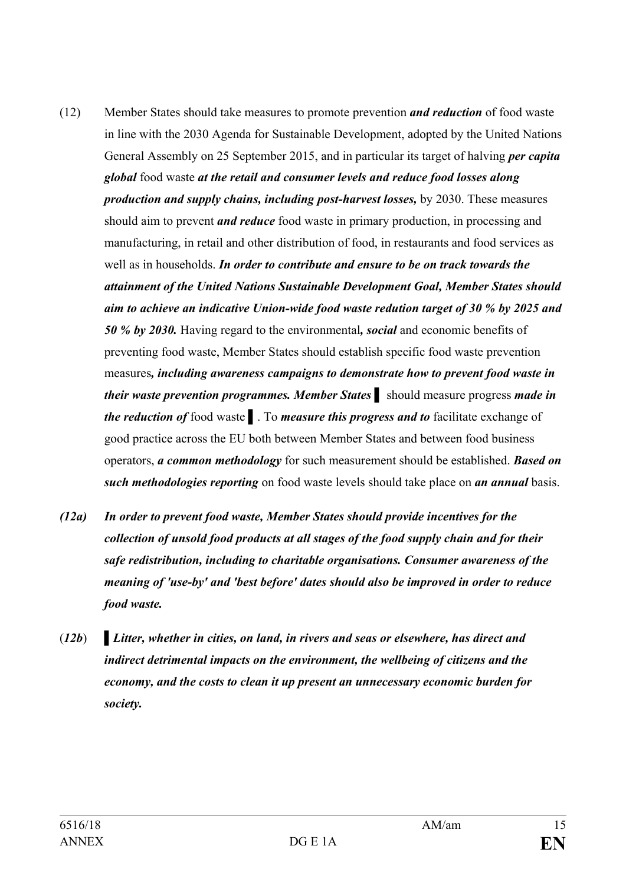(12) Member States should take measures to promote prevention ***and reduction*** of food waste in line with the 2030 Agenda for Sustainable Development, adopted by the United Nations General Assembly on 25 September 2015, and in particular its target of halving ***per capita global*** food waste ***at the retail and consumer levels and reduce food losses along production and supply chains, including post-harvest losses,*** by 2030. These measures should aim to prevent ***and reduce*** food waste in primary production, in processing and manufacturing, in retail and other distribution of food, in restaurants and food services as well as in households. ***In order to contribute and ensure to be on track towards the attainment of the United Nations Sustainable Development Goal, Member States should aim to achieve an indicative Union-wide food waste redution target of 30 % by 2025 and 50 % by 2030.*** Having regard to the environmental***, social*** and economic benefits of preventing food waste, Member States should establish specific food waste prevention measures***, including awareness campaigns to demonstrate how to prevent food waste in their waste prevention programmes. Member States*** ▌ should measure progress ***made in the reduction of*** food waste ▌. To ***measure this progress and to*** facilitate exchange of good practice across the EU both between Member States and between food business operators, ***a common methodology*** for such measurement should be established. ***Based on such methodologies reporting*** on food waste levels should take place on ***an annual*** basis.

***(12a) In order to prevent food waste, Member States should provide incentives for the collection of unsold food products at all stages of the food supply chain and for their safe redistribution, including to charitable organisations. Consumer awareness of the meaning of 'use-by' and 'best before' dates should also be improved in order to reduce food waste.***

(***12b***) ▌***Litter, whether in cities, on land, in rivers and seas or elsewhere, has direct and indirect detrimental impacts on the environment, the wellbeing of citizens and the economy, and the costs to clean it up present an unnecessary economic burden for society.***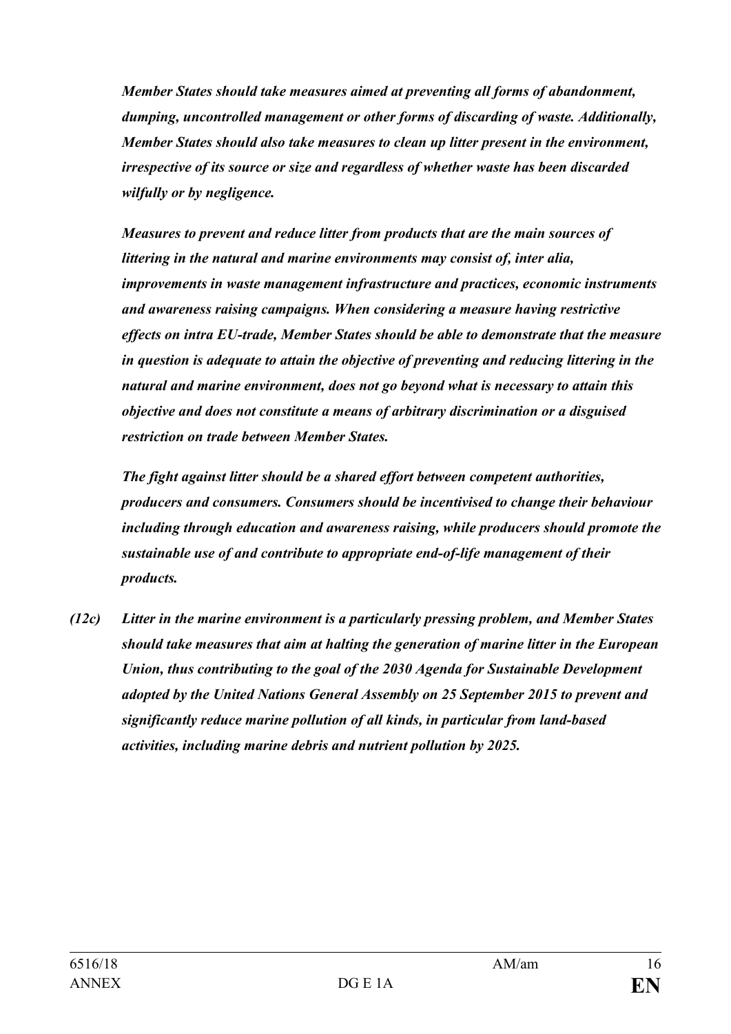***Member States should take measures aimed at preventing all forms of abandonment, dumping, uncontrolled management or other forms of discarding of waste. Additionally, Member States should also take measures to clean up litter present in the environment, irrespective of its source or size and regardless of whether waste has been discarded wilfully or by negligence.***

***Measures to prevent and reduce litter from products that are the main sources of littering in the natural and marine environments may consist of, inter alia, improvements in waste management infrastructure and practices, economic instruments and awareness raising campaigns. When considering a measure having restrictive effects on intra EU-trade, Member States should be able to demonstrate that the measure in question is adequate to attain the objective of preventing and reducing littering in the natural and marine environment, does not go beyond what is necessary to attain this objective and does not constitute a means of arbitrary discrimination or a disguised restriction on trade between Member States.***

***The fight against litter should be a shared effort between competent authorities, producers and consumers. Consumers should be incentivised to change their behaviour including through education and awareness raising, while producers should promote the sustainable use of and contribute to appropriate end-of-life management of their products.***

***(12c) Litter in the marine environment is a particularly pressing problem, and Member States should take measures that aim at halting the generation of marine litter in the European Union, thus contributing to the goal of the 2030 Agenda for Sustainable Development adopted by the United Nations General Assembly on 25 September 2015 to prevent and significantly reduce marine pollution of all kinds, in particular from land-based activities, including marine debris and nutrient pollution by 2025.***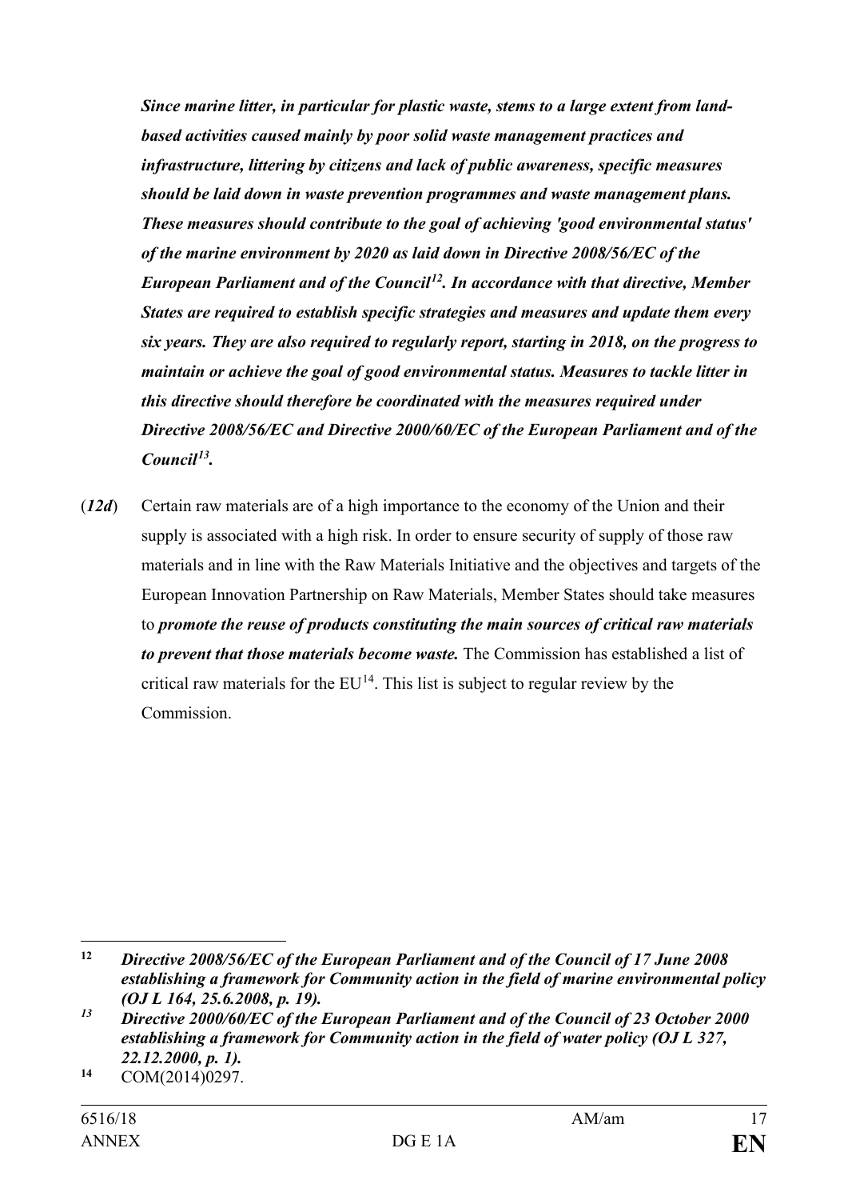***Since marine litter, in particular for plastic waste, stems to a large extent from land-based activities caused mainly by poor solid waste management practices and infrastructure, littering by citizens and lack of public awareness, specific measures should be laid down in waste prevention programmes and waste management plans. These measures should contribute to the goal of achieving 'good environmental status' of the marine environment by 2020 as laid down in Directive 2008/56/EC of the European Parliament and of the Council[12]. In accordance with that directive, Member States are required to establish specific strategies and measures and update them every six years. They are also required to regularly report, starting in 2018, on the progress to maintain or achieve the goal of good environmental status. Measures to tackle litter in this directive should therefore be coordinated with the measures required under Directive 2008/56/EC and Directive 2000/60/EC of the European Parliament and of the Council[13].***

(***12d***) Certain raw materials are of a high importance to the economy of the Union and their supply is associated with a high risk. In order to ensure security of supply of those raw materials and in line with the Raw Materials Initiative and the objectives and targets of the European Innovation Partnership on Raw Materials, Member States should take measures to ***promote the reuse of products constituting the main sources of critical raw materials to prevent that those materials become waste.*** The Commission has established a list of critical raw materials for the EU[14]. This list is subject to regular review by the Commission.

---

[12] ***Directive 2008/56/EC of the European Parliament and of the Council of 17 June 2008 establishing a framework for Community action in the field of marine environmental policy (OJ L 164, 25.6.2008, p. 19).***

[13] ***Directive 2000/60/EC of the European Parliament and of the Council of 23 October 2000 establishing a framework for Community action in the field of water policy (OJ L 327, 22.12.2000, p. 1).***

[14] COM(2014)0297.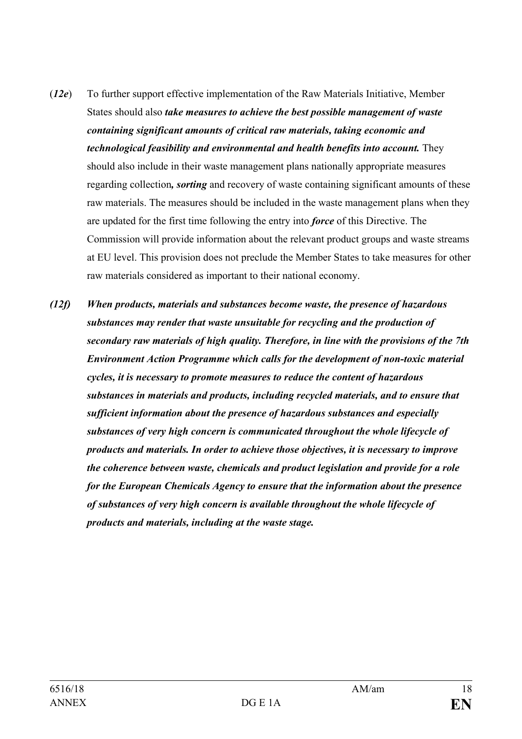(*12e*) To further support effective implementation of the Raw Materials Initiative, Member States should also ***take measures to achieve the best possible management of waste containing significant amounts of critical raw materials, taking economic and technological feasibility and environmental and health benefits into account.*** They should also include in their waste management plans nationally appropriate measures regarding collection***, sorting*** and recovery of waste containing significant amounts of these raw materials. The measures should be included in the waste management plans when they are updated for the first time following the entry into ***force*** of this Directive. The Commission will provide information about the relevant product groups and waste streams at EU level. This provision does not preclude the Member States to take measures for other raw materials considered as important to their national economy.

***(12f) When products, materials and substances become waste, the presence of hazardous substances may render that waste unsuitable for recycling and the production of secondary raw materials of high quality. Therefore, in line with the provisions of the 7th Environment Action Programme which calls for the development of non-toxic material cycles, it is necessary to promote measures to reduce the content of hazardous substances in materials and products, including recycled materials, and to ensure that sufficient information about the presence of hazardous substances and especially substances of very high concern is communicated throughout the whole lifecycle of products and materials. In order to achieve those objectives, it is necessary to improve the coherence between waste, chemicals and product legislation and provide for a role for the European Chemicals Agency to ensure that the information about the presence of substances of very high concern is available throughout the whole lifecycle of products and materials, including at the waste stage.***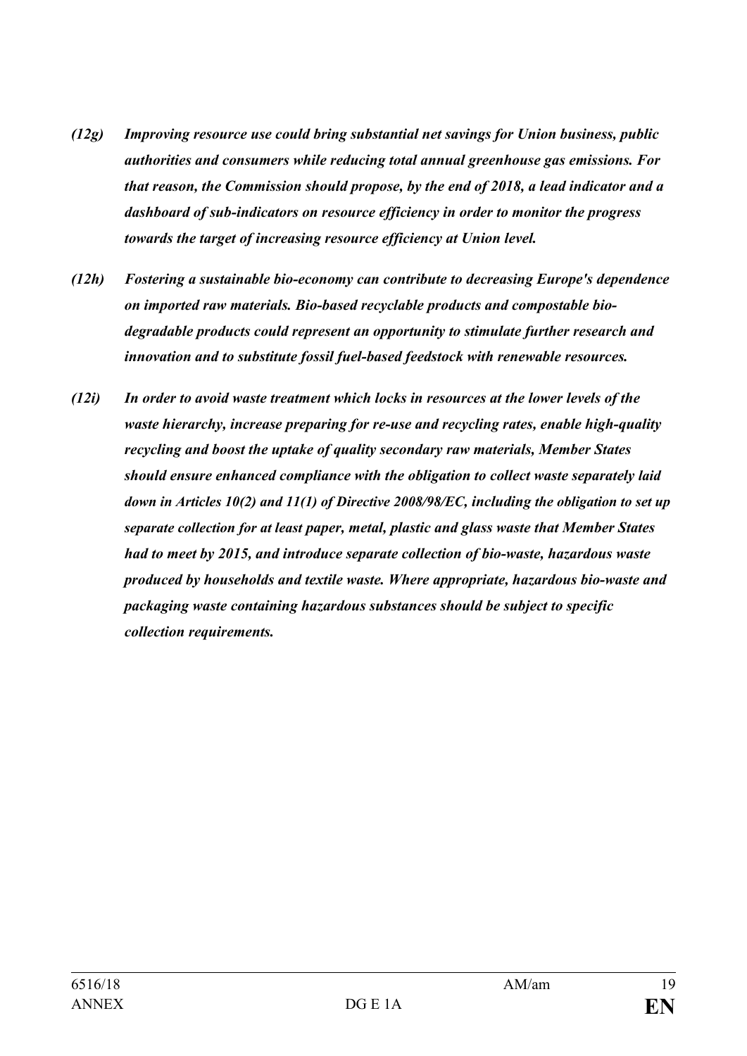*(12g) Improving resource use could bring substantial net savings for Union business, public authorities and consumers while reducing total annual greenhouse gas emissions. For that reason, the Commission should propose, by the end of 2018, a lead indicator and a dashboard of sub-indicators on resource efficiency in order to monitor the progress towards the target of increasing resource efficiency at Union level.*

*(12h) Fostering a sustainable bio-economy can contribute to decreasing Europe's dependence on imported raw materials. Bio-based recyclable products and compostable bio-degradable products could represent an opportunity to stimulate further research and innovation and to substitute fossil fuel-based feedstock with renewable resources.*

*(12i) In order to avoid waste treatment which locks in resources at the lower levels of the waste hierarchy, increase preparing for re-use and recycling rates, enable high-quality recycling and boost the uptake of quality secondary raw materials, Member States should ensure enhanced compliance with the obligation to collect waste separately laid down in Articles 10(2) and 11(1) of Directive 2008/98/EC, including the obligation to set up separate collection for at least paper, metal, plastic and glass waste that Member States had to meet by 2015, and introduce separate collection of bio-waste, hazardous waste produced by households and textile waste. Where appropriate, hazardous bio-waste and packaging waste containing hazardous substances should be subject to specific collection requirements.*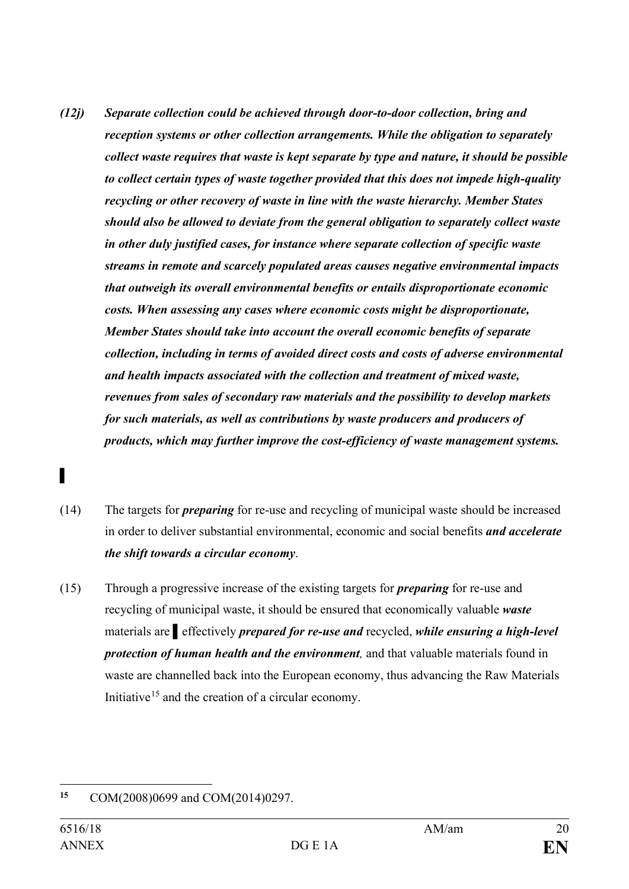***(12j) Separate collection could be achieved through door-to-door collection, bring and reception systems or other collection arrangements. While the obligation to separately collect waste requires that waste is kept separate by type and nature, it should be possible to collect certain types of waste together provided that this does not impede high-quality recycling or other recovery of waste in line with the waste hierarchy. Member States should also be allowed to deviate from the general obligation to separately collect waste in other duly justified cases, for instance where separate collection of specific waste streams in remote and scarcely populated areas causes negative environmental impacts that outweigh its overall environmental benefits or entails disproportionate economic costs. When assessing any cases where economic costs might be disproportionate, Member States should take into account the overall economic benefits of separate collection, including in terms of avoided direct costs and costs of adverse environmental and health impacts associated with the collection and treatment of mixed waste, revenues from sales of secondary raw materials and the possibility to develop markets for such materials, as well as contributions by waste producers and producers of products, which may further improve the cost-efficiency of waste management systems.***

▌

(14) The targets for ***preparing*** for re-use and recycling of municipal waste should be increased in order to deliver substantial environmental, economic and social benefits ***and accelerate the shift towards a circular economy***.

(15) Through a progressive increase of the existing targets for ***preparing*** for re-use and recycling of municipal waste, it should be ensured that economically valuable ***waste*** materials are ▌ effectively ***prepared for re-use and*** recycled, ***while ensuring a high-level protection of human health and the environment,*** and that valuable materials found in waste are channelled back into the European economy, thus advancing the Raw Materials Initiative[15] and the creation of a circular economy.

---

[15] COM(2008)0699 and COM(2014)0297.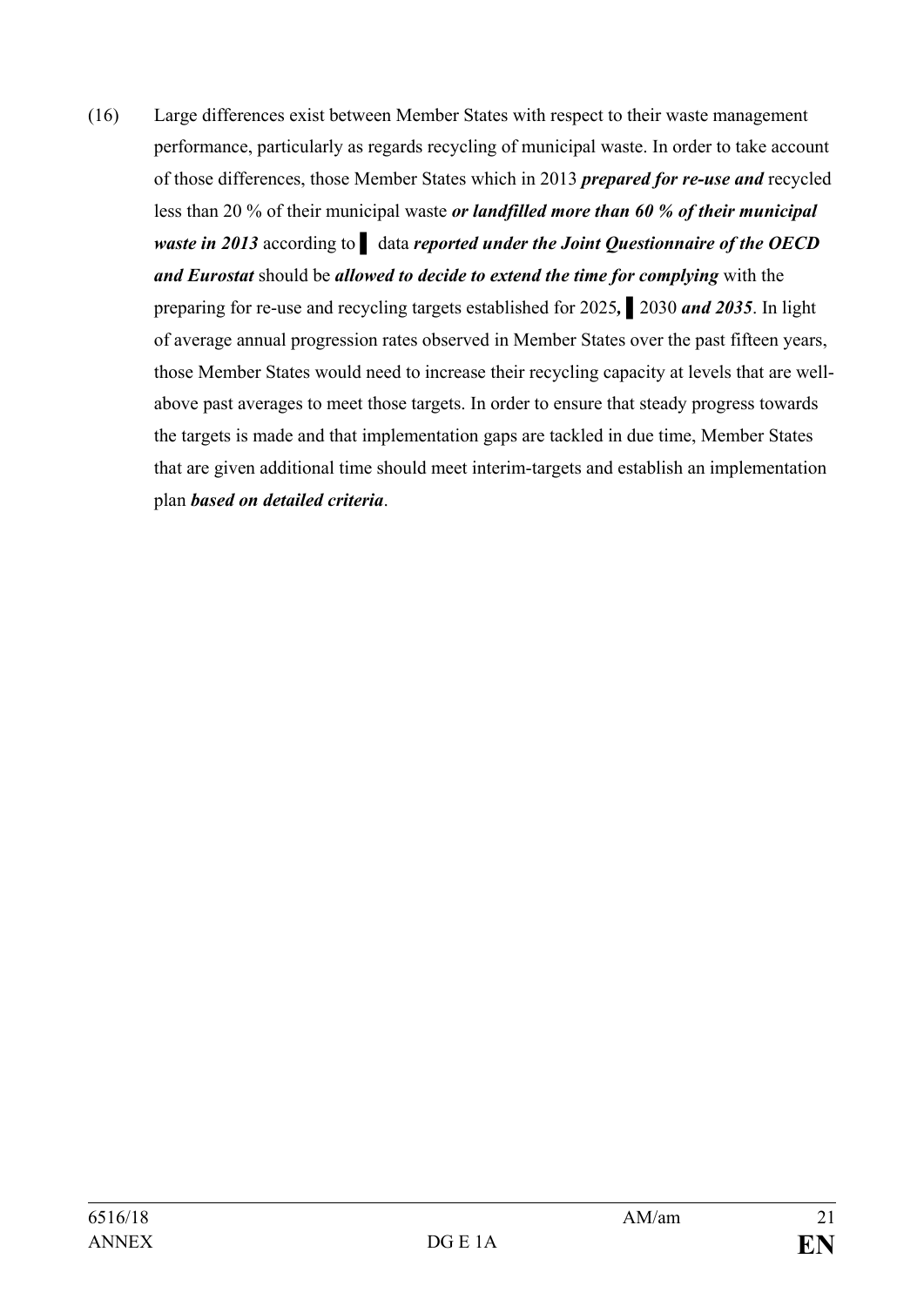(16) Large differences exist between Member States with respect to their waste management performance, particularly as regards recycling of municipal waste. In order to take account of those differences, those Member States which in 2013 ***prepared for re-use and*** recycled less than 20 % of their municipal waste ***or landfilled more than 60 % of their municipal waste in 2013*** according to ▌ data ***reported under the Joint Questionnaire of the OECD and Eurostat*** should be ***allowed to decide to extend the time for complying*** with the preparing for re-use and recycling targets established for 2025***,*** ▌ 2030 ***and 2035***. In light of average annual progression rates observed in Member States over the past fifteen years, those Member States would need to increase their recycling capacity at levels that are well-above past averages to meet those targets. In order to ensure that steady progress towards the targets is made and that implementation gaps are tackled in due time, Member States that are given additional time should meet interim-targets and establish an implementation plan ***based on detailed criteria***.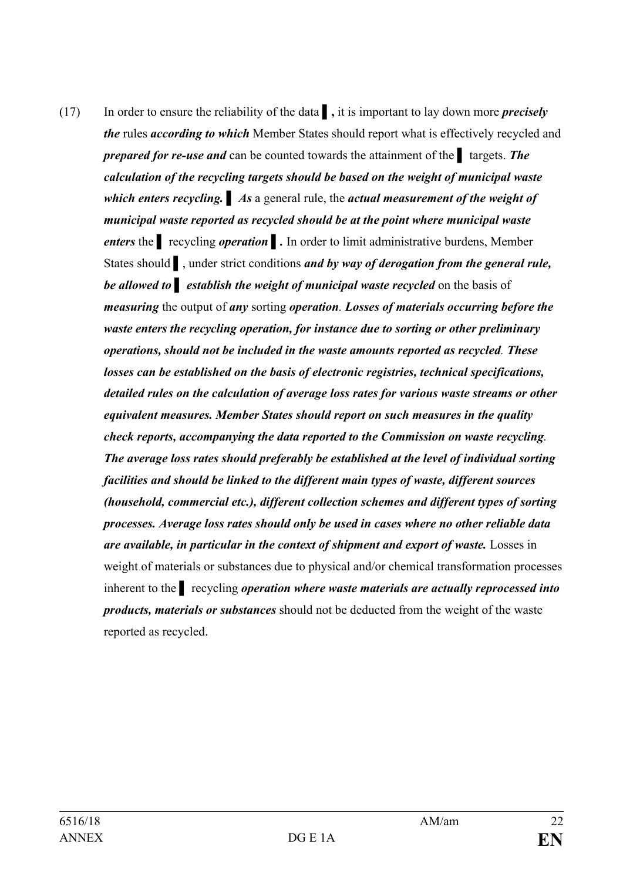(17) In order to ensure the reliability of the data ▌**,** it is important to lay down more ***precisely the*** rules ***according to which*** Member States should report what is effectively recycled and ***prepared for re-use and*** can be counted towards the attainment of the ▌ targets. ***The calculation of the recycling targets should be based on the weight of municipal waste which enters recycling.*** ▌ ***As*** a general rule, the ***actual measurement of the weight of municipal waste reported as recycled should be at the point where municipal waste enters*** the ▌ recycling ***operation*** ▌**.** In order to limit administrative burdens, Member States should ▌, under strict conditions ***and by way of derogation from the general rule, be allowed to*** ▌ ***establish the weight of municipal waste recycled*** on the basis of ***measuring*** the output of ***any*** sorting ***operation***. ***Losses of materials occurring before the waste enters the recycling operation, for instance due to sorting or other preliminary operations, should not be included in the waste amounts reported as recycled***. ***These losses can be established on the basis of electronic registries, technical specifications, detailed rules on the calculation of average loss rates for various waste streams or other equivalent measures. Member States should report on such measures in the quality check reports, accompanying the data reported to the Commission on waste recycling***. ***The average loss rates should preferably be established at the level of individual sorting facilities and should be linked to the different main types of waste, different sources (household, commercial etc.), different collection schemes and different types of sorting processes. Average loss rates should only be used in cases where no other reliable data are available, in particular in the context of shipment and export of waste.*** Losses in weight of materials or substances due to physical and/or chemical transformation processes inherent to the ▌ recycling ***operation where waste materials are actually reprocessed into products, materials or substances*** should not be deducted from the weight of the waste reported as recycled.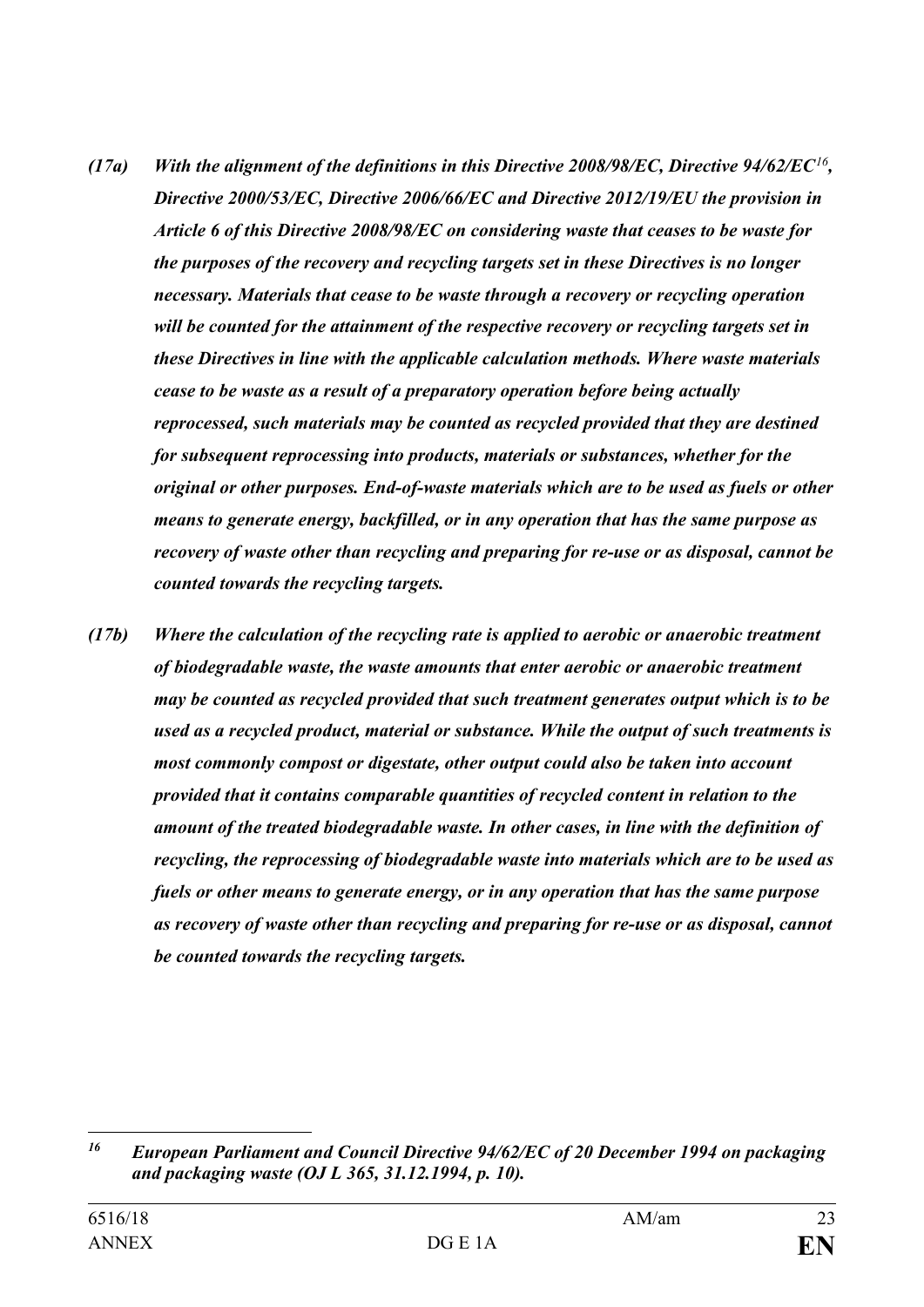*(17a) **With the alignment of the definitions in this Directive 2008/98/EC, Directive 94/62/EC[16], Directive 2000/53/EC, Directive 2006/66/EC and Directive 2012/19/EU the provision in Article 6 of this Directive 2008/98/EC on considering waste that ceases to be waste for the purposes of the recovery and recycling targets set in these Directives is no longer necessary. Materials that cease to be waste through a recovery or recycling operation will be counted for the attainment of the respective recovery or recycling targets set in these Directives in line with the applicable calculation methods. Where waste materials cease to be waste as a result of a preparatory operation before being actually reprocessed, such materials may be counted as recycled provided that they are destined for subsequent reprocessing into products, materials or substances, whether for the original or other purposes. End-of-waste materials which are to be used as fuels or other means to generate energy, backfilled, or in any operation that has the same purpose as recovery of waste other than recycling and preparing for re-use or as disposal, cannot be counted towards the recycling targets.***

*(17b) **Where the calculation of the recycling rate is applied to aerobic or anaerobic treatment of biodegradable waste, the waste amounts that enter aerobic or anaerobic treatment may be counted as recycled provided that such treatment generates output which is to be used as a recycled product, material or substance. While the output of such treatments is most commonly compost or digestate, other output could also be taken into account provided that it contains comparable quantities of recycled content in relation to the amount of the treated biodegradable waste. In other cases, in line with the definition of recycling, the reprocessing of biodegradable waste into materials which are to be used as fuels or other means to generate energy, or in any operation that has the same purpose as recovery of waste other than recycling and preparing for re-use or as disposal, cannot be counted towards the recycling targets.***

---

[16] ***European Parliament and Council Directive 94/62/EC of 20 December 1994 on packaging and packaging waste (OJ L 365, 31.12.1994, p. 10).***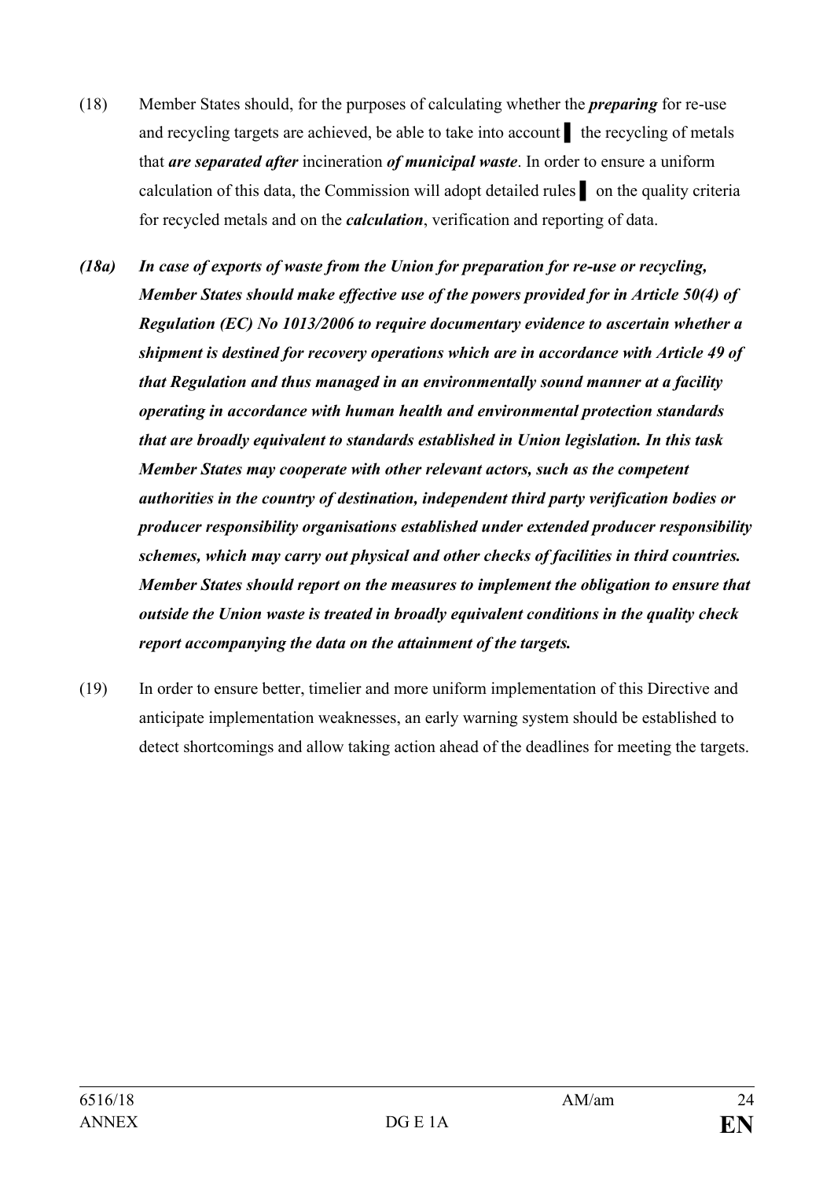(18) Member States should, for the purposes of calculating whether the ***preparing*** for re-use and recycling targets are achieved, be able to take into account ▌ the recycling of metals that ***are separated after*** incineration ***of municipal waste***. In order to ensure a uniform calculation of this data, the Commission will adopt detailed rules ▌ on the quality criteria for recycled metals and on the ***calculation***, verification and reporting of data.

***(18a) In case of exports of waste from the Union for preparation for re-use or recycling, Member States should make effective use of the powers provided for in Article 50(4) of Regulation (EC) No 1013/2006 to require documentary evidence to ascertain whether a shipment is destined for recovery operations which are in accordance with Article 49 of that Regulation and thus managed in an environmentally sound manner at a facility operating in accordance with human health and environmental protection standards that are broadly equivalent to standards established in Union legislation. In this task Member States may cooperate with other relevant actors, such as the competent authorities in the country of destination, independent third party verification bodies or producer responsibility organisations established under extended producer responsibility schemes, which may carry out physical and other checks of facilities in third countries. Member States should report on the measures to implement the obligation to ensure that outside the Union waste is treated in broadly equivalent conditions in the quality check report accompanying the data on the attainment of the targets.***

(19) In order to ensure better, timelier and more uniform implementation of this Directive and anticipate implementation weaknesses, an early warning system should be established to detect shortcomings and allow taking action ahead of the deadlines for meeting the targets.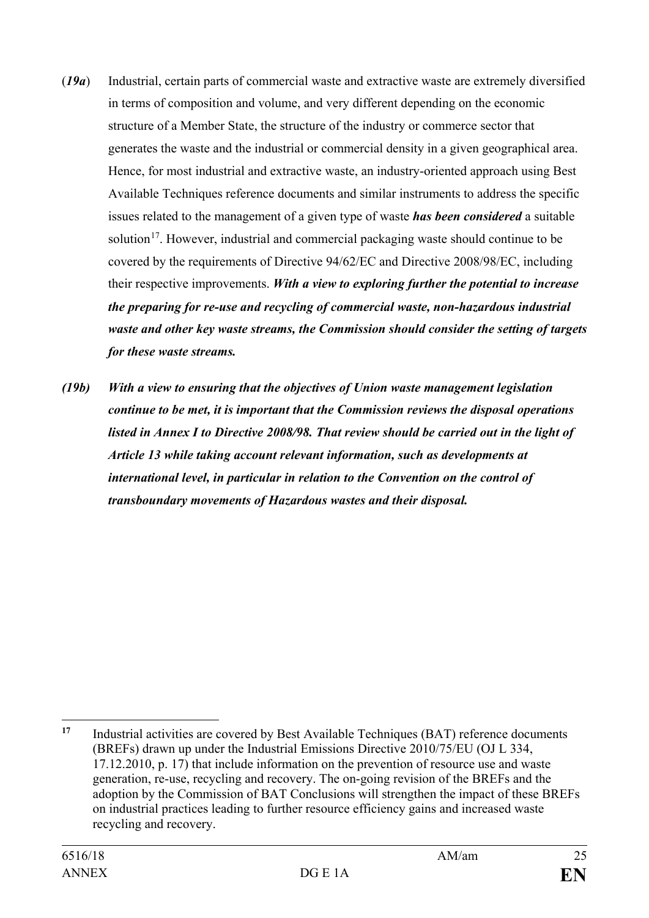(*19a*) Industrial, certain parts of commercial waste and extractive waste are extremely diversified in terms of composition and volume, and very different depending on the economic structure of a Member State, the structure of the industry or commerce sector that generates the waste and the industrial or commercial density in a given geographical area. Hence, for most industrial and extractive waste, an industry-oriented approach using Best Available Techniques reference documents and similar instruments to address the specific issues related to the management of a given type of waste ***has been considered*** a suitable solution[17]. However, industrial and commercial packaging waste should continue to be covered by the requirements of Directive 94/62/EC and Directive 2008/98/EC, including their respective improvements. ***With a view to exploring further the potential to increase the preparing for re-use and recycling of commercial waste, non-hazardous industrial waste and other key waste streams, the Commission should consider the setting of targets for these waste streams.***

***(19b) With a view to ensuring that the objectives of Union waste management legislation continue to be met, it is important that the Commission reviews the disposal operations listed in Annex I to Directive 2008/98. That review should be carried out in the light of Article 13 while taking account relevant information, such as developments at international level, in particular in relation to the Convention on the control of transboundary movements of Hazardous wastes and their disposal.***

---

[17] Industrial activities are covered by Best Available Techniques (BAT) reference documents (BREFs) drawn up under the Industrial Emissions Directive 2010/75/EU (OJ L 334, 17.12.2010, p. 17) that include information on the prevention of resource use and waste generation, re-use, recycling and recovery. The on-going revision of the BREFs and the adoption by the Commission of BAT Conclusions will strengthen the impact of these BREFs on industrial practices leading to further resource efficiency gains and increased waste recycling and recovery.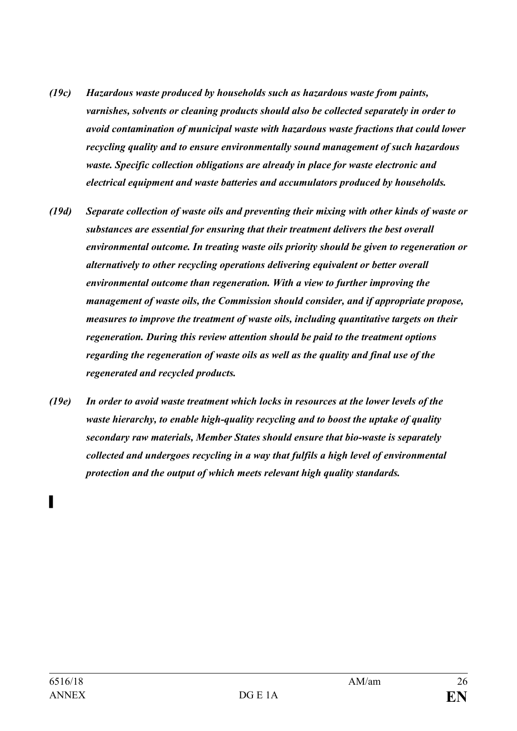***(19c) Hazardous waste produced by households such as hazardous waste from paints, varnishes, solvents or cleaning products should also be collected separately in order to avoid contamination of municipal waste with hazardous waste fractions that could lower recycling quality and to ensure environmentally sound management of such hazardous waste. Specific collection obligations are already in place for waste electronic and electrical equipment and waste batteries and accumulators produced by households.***

***(19d) Separate collection of waste oils and preventing their mixing with other kinds of waste or substances are essential for ensuring that their treatment delivers the best overall environmental outcome. In treating waste oils priority should be given to regeneration or alternatively to other recycling operations delivering equivalent or better overall environmental outcome than regeneration. With a view to further improving the management of waste oils, the Commission should consider, and if appropriate propose, measures to improve the treatment of waste oils, including quantitative targets on their regeneration. During this review attention should be paid to the treatment options regarding the regeneration of waste oils as well as the quality and final use of the regenerated and recycled products.***

***(19e) In order to avoid waste treatment which locks in resources at the lower levels of the waste hierarchy, to enable high-quality recycling and to boost the uptake of quality secondary raw materials, Member States should ensure that bio-waste is separately collected and undergoes recycling in a way that fulfils a high level of environmental protection and the output of which meets relevant high quality standards.***

▌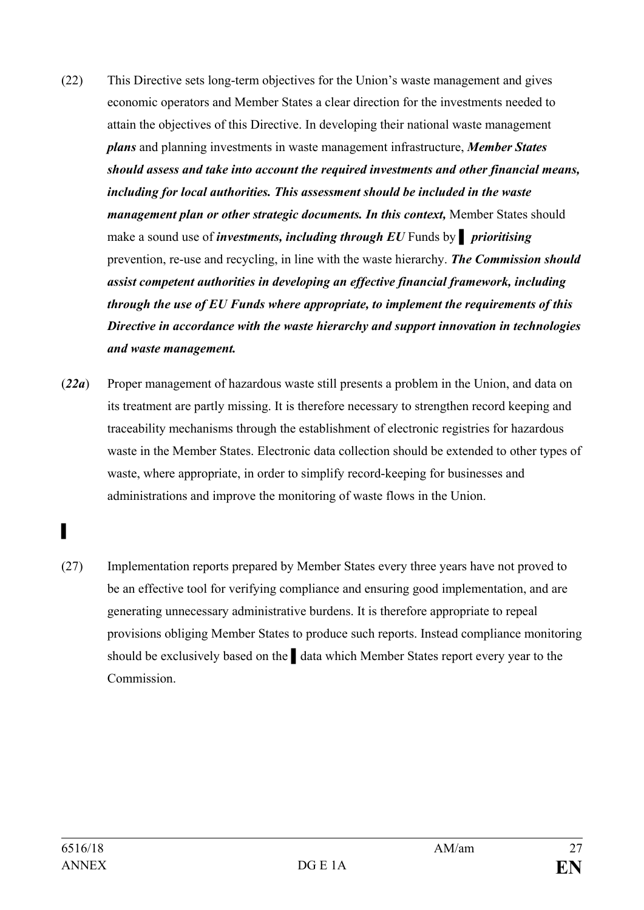(22) This Directive sets long-term objectives for the Union's waste management and gives economic operators and Member States a clear direction for the investments needed to attain the objectives of this Directive. In developing their national waste management ***plans*** and planning investments in waste management infrastructure, ***Member States should assess and take into account the required investments and other financial means, including for local authorities. This assessment should be included in the waste management plan or other strategic documents. In this context,*** Member States should make a sound use of ***investments, including through EU*** Funds by ▌ ***prioritising*** prevention, re-use and recycling, in line with the waste hierarchy. ***The Commission should assist competent authorities in developing an effective financial framework, including through the use of EU Funds where appropriate, to implement the requirements of this Directive in accordance with the waste hierarchy and support innovation in technologies and waste management.***

(***22a***) Proper management of hazardous waste still presents a problem in the Union, and data on its treatment are partly missing. It is therefore necessary to strengthen record keeping and traceability mechanisms through the establishment of electronic registries for hazardous waste in the Member States. Electronic data collection should be extended to other types of waste, where appropriate, in order to simplify record-keeping for businesses and administrations and improve the monitoring of waste flows in the Union.

▌

(27) Implementation reports prepared by Member States every three years have not proved to be an effective tool for verifying compliance and ensuring good implementation, and are generating unnecessary administrative burdens. It is therefore appropriate to repeal provisions obliging Member States to produce such reports. Instead compliance monitoring should be exclusively based on the ▌ data which Member States report every year to the Commission.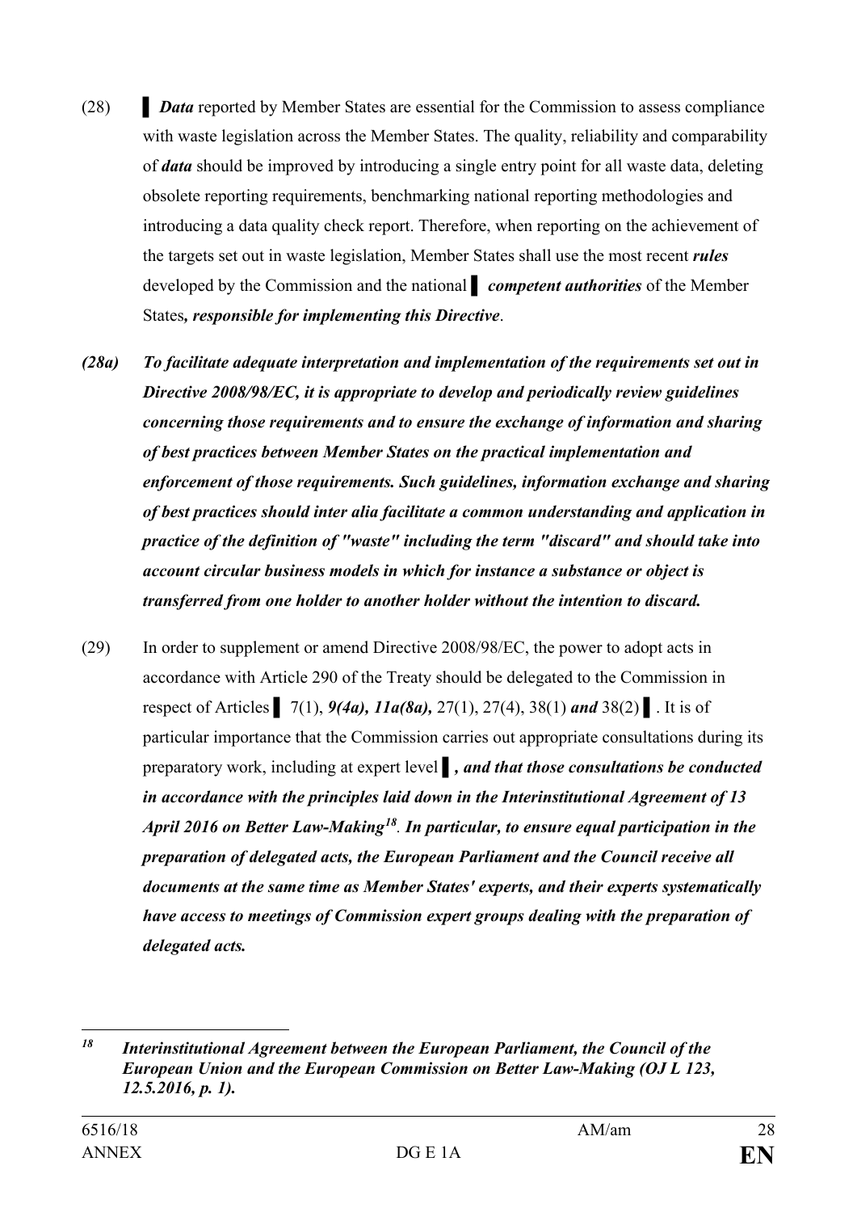(28) ▌ ***Data*** reported by Member States are essential for the Commission to assess compliance with waste legislation across the Member States. The quality, reliability and comparability of ***data*** should be improved by introducing a single entry point for all waste data, deleting obsolete reporting requirements, benchmarking national reporting methodologies and introducing a data quality check report. Therefore, when reporting on the achievement of the targets set out in waste legislation, Member States shall use the most recent ***rules*** developed by the Commission and the national ▌ ***competent authorities*** of the Member States***, responsible for implementing this Directive***.

***(28a) To facilitate adequate interpretation and implementation of the requirements set out in Directive 2008/98/EC, it is appropriate to develop and periodically review guidelines concerning those requirements and to ensure the exchange of information and sharing of best practices between Member States on the practical implementation and enforcement of those requirements. Such guidelines, information exchange and sharing of best practices should inter alia facilitate a common understanding and application in practice of the definition of "waste" including the term "discard" and should take into account circular business models in which for instance a substance or object is transferred from one holder to another holder without the intention to discard.***

(29) In order to supplement or amend Directive 2008/98/EC, the power to adopt acts in accordance with Article 290 of the Treaty should be delegated to the Commission in respect of Articles ▌ 7(1), ***9(4a), 11a(8a),*** 27(1), 27(4), 38(1) ***and*** 38(2) ▌. It is of particular importance that the Commission carries out appropriate consultations during its preparatory work, including at expert level ▌***, and that those consultations be conducted in accordance with the principles laid down in the Interinstitutional Agreement of 13 April 2016 on Better Law-Making[18]***. ***In particular, to ensure equal participation in the preparation of delegated acts, the European Parliament and the Council receive all documents at the same time as Member States' experts, and their experts systematically have access to meetings of Commission expert groups dealing with the preparation of delegated acts.***

---

***[18] Interinstitutional Agreement between the European Parliament, the Council of the European Union and the European Commission on Better Law-Making (OJ L 123, 12.5.2016, p. 1).***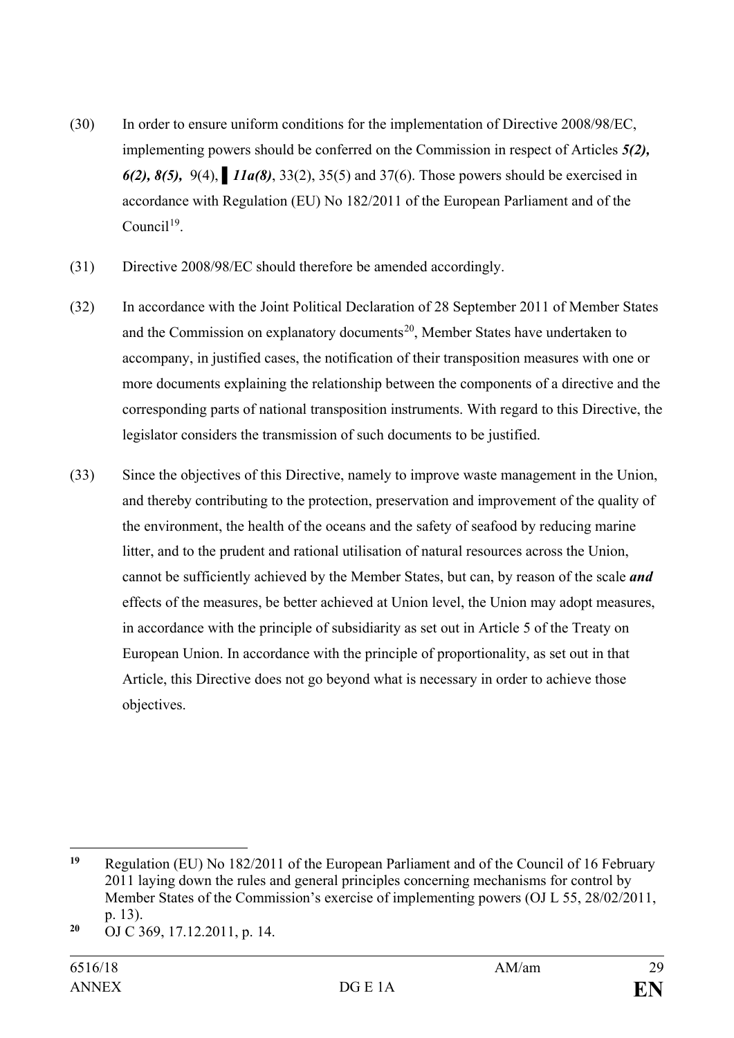(30) In order to ensure uniform conditions for the implementation of Directive 2008/98/EC, implementing powers should be conferred on the Commission in respect of Articles ***5(2), 6(2), 8(5),*** 9(4), ▌***11a(8)***, 33(2), 35(5) and 37(6). Those powers should be exercised in accordance with Regulation (EU) No 182/2011 of the European Parliament and of the Council[19].

(31) Directive 2008/98/EC should therefore be amended accordingly.

(32) In accordance with the Joint Political Declaration of 28 September 2011 of Member States and the Commission on explanatory documents[20], Member States have undertaken to accompany, in justified cases, the notification of their transposition measures with one or more documents explaining the relationship between the components of a directive and the corresponding parts of national transposition instruments. With regard to this Directive, the legislator considers the transmission of such documents to be justified.

(33) Since the objectives of this Directive, namely to improve waste management in the Union, and thereby contributing to the protection, preservation and improvement of the quality of the environment, the health of the oceans and the safety of seafood by reducing marine litter, and to the prudent and rational utilisation of natural resources across the Union, cannot be sufficiently achieved by the Member States, but can, by reason of the scale ***and*** effects of the measures, be better achieved at Union level, the Union may adopt measures, in accordance with the principle of subsidiarity as set out in Article 5 of the Treaty on European Union. In accordance with the principle of proportionality, as set out in that Article, this Directive does not go beyond what is necessary in order to achieve those objectives.

---

[19] Regulation (EU) No 182/2011 of the European Parliament and of the Council of 16 February 2011 laying down the rules and general principles concerning mechanisms for control by Member States of the Commission's exercise of implementing powers (OJ L 55, 28/02/2011, p. 13).

[20] OJ C 369, 17.12.2011, p. 14.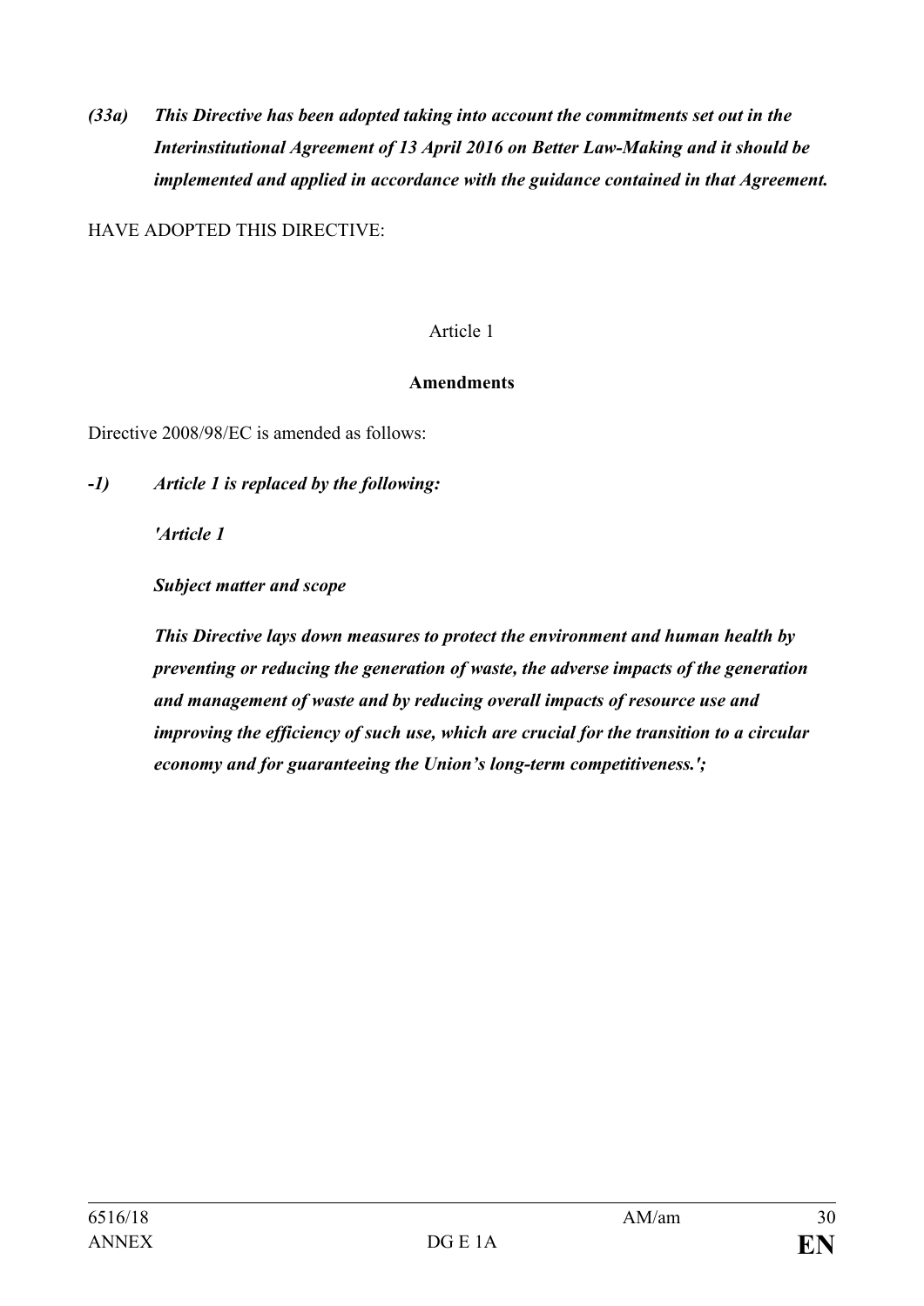***(33a) This Directive has been adopted taking into account the commitments set out in the Interinstitutional Agreement of 13 April 2016 on Better Law-Making and it should be implemented and applied in accordance with the guidance contained in that Agreement.***

HAVE ADOPTED THIS DIRECTIVE:

Article 1

**Amendments**

Directive 2008/98/EC is amended as follows:

***-1) Article 1 is replaced by the following:***

***'Article 1***

***Subject matter and scope***

***This Directive lays down measures to protect the environment and human health by preventing or reducing the generation of waste, the adverse impacts of the generation and management of waste and by reducing overall impacts of resource use and improving the efficiency of such use, which are crucial for the transition to a circular economy and for guaranteeing the Union's long-term competitiveness.';***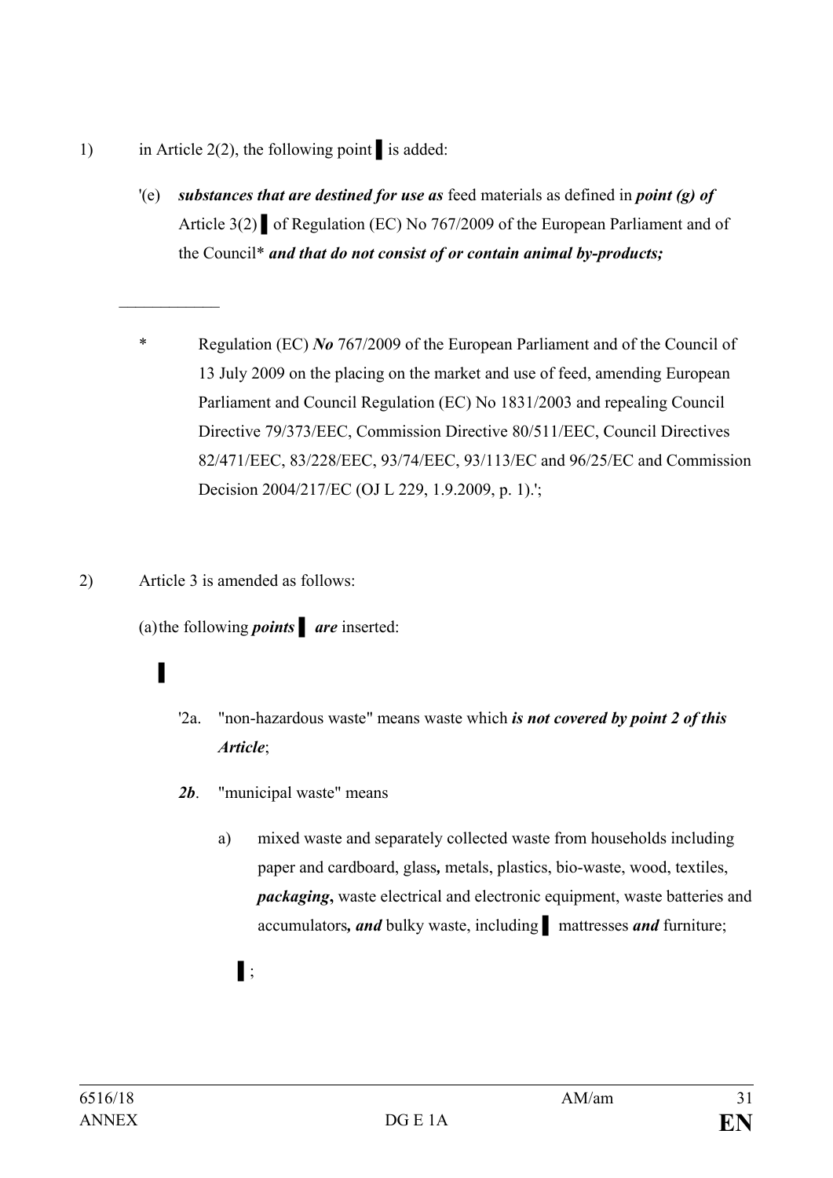1) in Article 2(2), the following point ▌ is added:

'(e) ***substances that are destined for use as*** feed materials as defined in ***point (g) of*** Article 3(2) ▌ of Regulation (EC) No 767/2009 of the European Parliament and of the Council* ***and that do not consist of or contain animal by-products;***

\_\_\_\_\_\_\_\_\_\_\_\_

\* Regulation (EC) ***No*** 767/2009 of the European Parliament and of the Council of 13 July 2009 on the placing on the market and use of feed, amending European Parliament and Council Regulation (EC) No 1831/2003 and repealing Council Directive 79/373/EEC, Commission Directive 80/511/EEC, Council Directives 82/471/EEC, 83/228/EEC, 93/74/EEC, 93/113/EC and 96/25/EC and Commission Decision 2004/217/EC (OJ L 229, 1.9.2009, p. 1).';

2) Article 3 is amended as follows:

(a) the following ***points*** ▌ ***are*** inserted:

▌

'2a. "non-hazardous waste" means waste which ***is not covered by point 2 of this Article***;

***2b***. "municipal waste" means

a) mixed waste and separately collected waste from households including paper and cardboard, glass***,*** metals, plastics, bio-waste, wood, textiles, ***packaging*****,** waste electrical and electronic equipment, waste batteries and accumulators***, and*** bulky waste, including ▌ mattresses ***and*** furniture;

▌;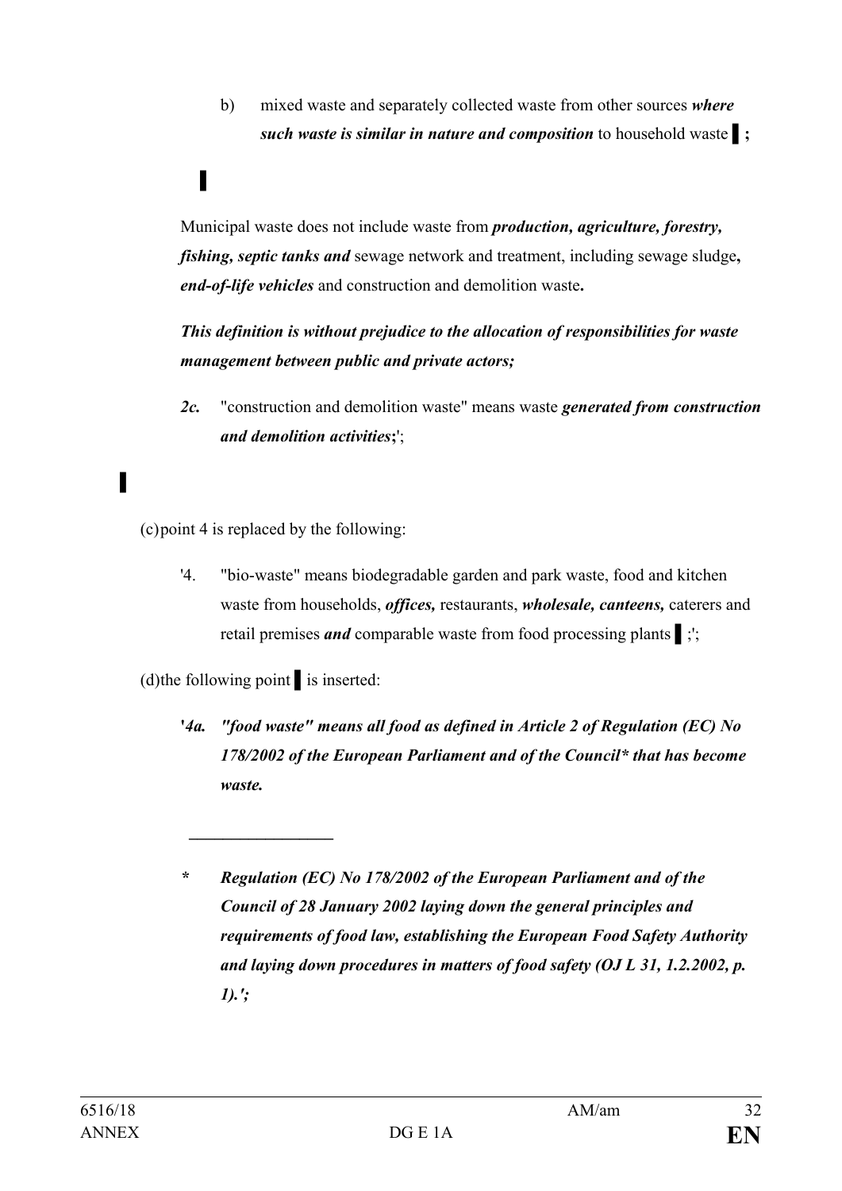b) mixed waste and separately collected waste from other sources ***where such waste is similar in nature and composition*** to household waste ▌**;**

▌

Municipal waste does not include waste from ***production, agriculture, forestry, fishing, septic tanks and*** sewage network and treatment, including sewage sludge**,** ***end-of-life vehicles*** and construction and demolition waste**.**

***This definition is without prejudice to the allocation of responsibilities for waste management between public and private actors;***

***2c.*** "construction and demolition waste" means waste ***generated from construction and demolition activities*****;**';

▌

(c) point 4 is replaced by the following:

'4. "bio-waste" means biodegradable garden and park waste, food and kitchen waste from households, ***offices,*** restaurants, ***wholesale, canteens,*** caterers and retail premises ***and*** comparable waste from food processing plants ▌;';

(d) the following point ▌ is inserted:

**'*4a. "food waste" means all food as defined in Article 2 of Regulation (EC) No 178/2002 of the European Parliament and of the Council* that has become waste.***

---

***\* Regulation (EC) No 178/2002 of the European Parliament and of the Council of 28 January 2002 laying down the general principles and requirements of food law, establishing the European Food Safety Authority and laying down procedures in matters of food safety (OJ L 31, 1.2.2002, p. 1).';***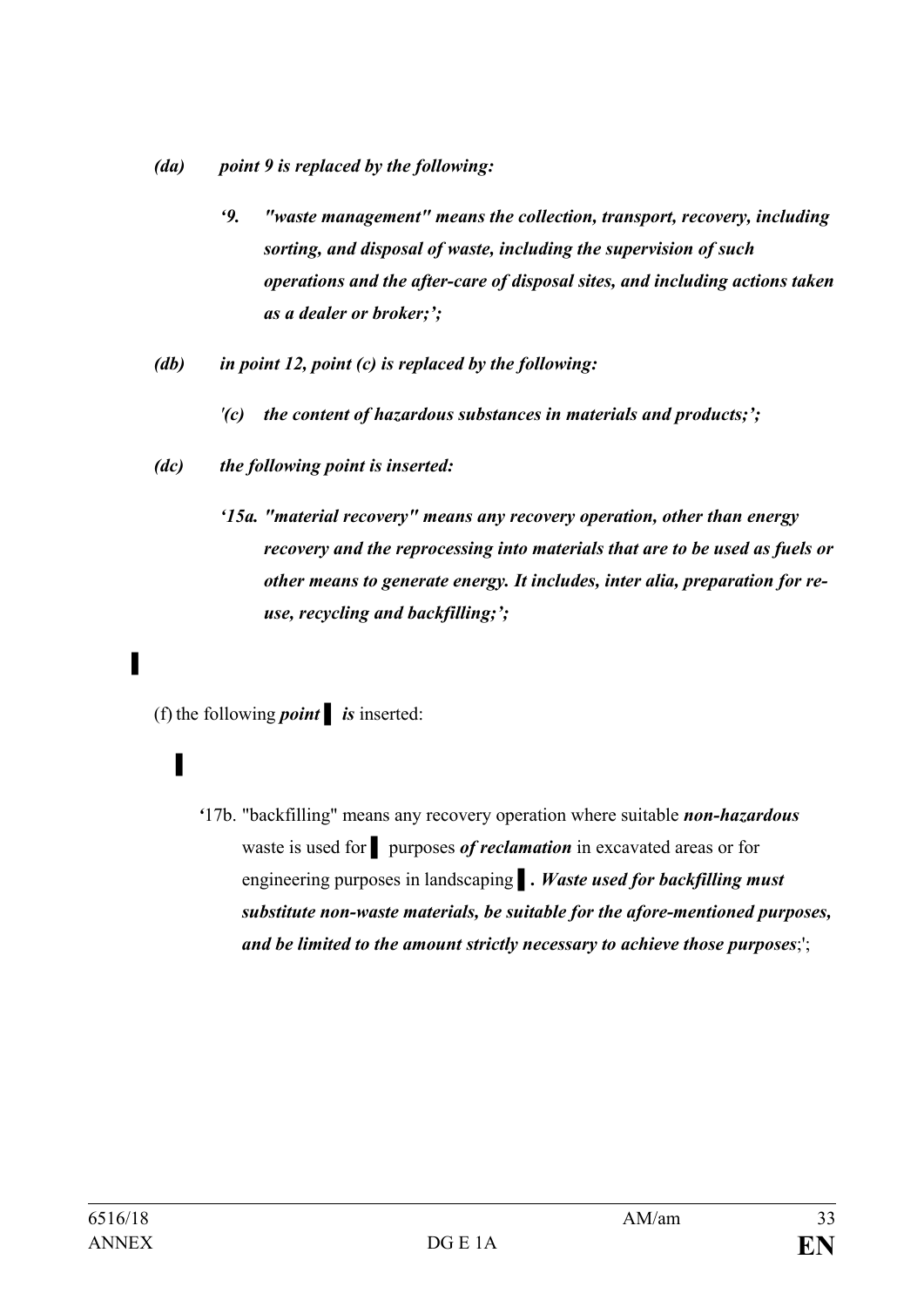*(da) point 9 is replaced by the following:*

*‘9. "waste management" means the collection, transport, recovery, including sorting, and disposal of waste, including the supervision of such operations and the after-care of disposal sites, and including actions taken as a dealer or broker;’;*

*(db) in point 12, point (c) is replaced by the following:*

*'(c) the content of hazardous substances in materials and products;’;*

*(dc) the following point is inserted:*

*‘15a. "material recovery" means any recovery operation, other than energy recovery and the reprocessing into materials that are to be used as fuels or other means to generate energy. It includes, inter alia, preparation for re-use, recycling and backfilling;’;*

▌

(f) the following ***point*** ▌ ***is*** inserted:

▌

‘17b. "backfilling" means any recovery operation where suitable ***non-hazardous*** waste is used for ▌ purposes ***of reclamation*** in excavated areas or for engineering purposes in landscaping ▌***. Waste used for backfilling must substitute non-waste materials, be suitable for the afore-mentioned purposes, and be limited to the amount strictly necessary to achieve those purposes***;';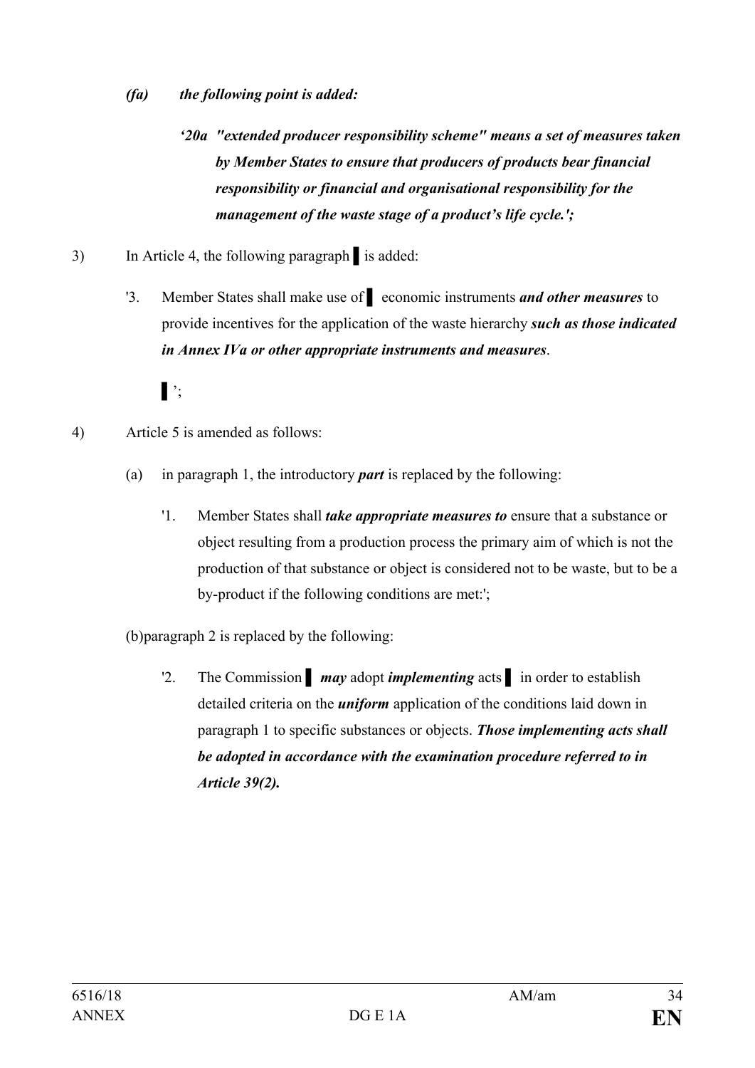*(fa)* ***the following point is added:***

***'20a "extended producer responsibility scheme" means a set of measures taken by Member States to ensure that producers of products bear financial responsibility or financial and organisational responsibility for the management of the waste stage of a product's life cycle.';***

3) In Article 4, the following paragraph ▌is added:

'3. Member States shall make use of ▌ economic instruments ***and other measures*** to provide incentives for the application of the waste hierarchy ***such as those indicated in Annex IVa or other appropriate instruments and measures***.

▌';

4) Article 5 is amended as follows:

(a) in paragraph 1, the introductory ***part*** is replaced by the following:

'1. Member States shall ***take appropriate measures to*** ensure that a substance or object resulting from a production process the primary aim of which is not the production of that substance or object is considered not to be waste, but to be a by-product if the following conditions are met:';

(b)paragraph 2 is replaced by the following:

'2. The Commission ▌ ***may*** adopt ***implementing*** acts ▌ in order to establish detailed criteria on the ***uniform*** application of the conditions laid down in paragraph 1 to specific substances or objects. ***Those implementing acts shall be adopted in accordance with the examination procedure referred to in Article 39(2).***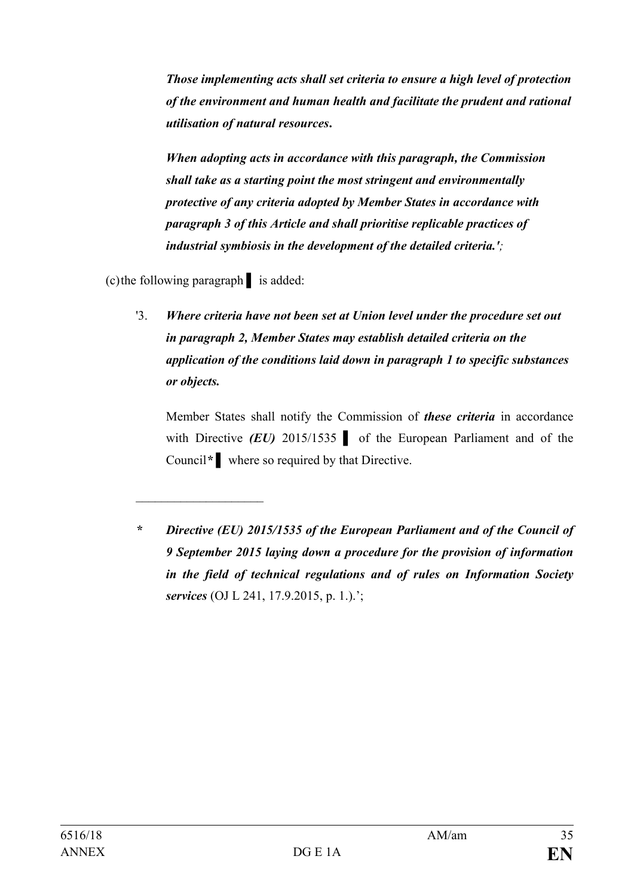***Those implementing acts shall set criteria to ensure a high level of protection of the environment and human health and facilitate the prudent and rational utilisation of natural resources.***

***When adopting acts in accordance with this paragraph, the Commission shall take as a starting point the most stringent and environmentally protective of any criteria adopted by Member States in accordance with paragraph 3 of this Article and shall prioritise replicable practices of industrial symbiosis in the development of the detailed criteria.'****;*

(c) the following paragraph ▌ is added:

'3. ***Where criteria have not been set at Union level under the procedure set out in paragraph 2, Member States may establish detailed criteria on the application of the conditions laid down in paragraph 1 to specific substances or objects.***

Member States shall notify the Commission of ***these criteria*** in accordance with Directive ***(EU)*** 2015/1535 ▌ of the European Parliament and of the Council***\**** ▌ where so required by that Directive.

---

***\* Directive (EU) 2015/1535 of the European Parliament and of the Council of 9 September 2015 laying down a procedure for the provision of information in the field of technical regulations and of rules on Information Society services*** (OJ L 241, 17.9.2015, p. 1.).';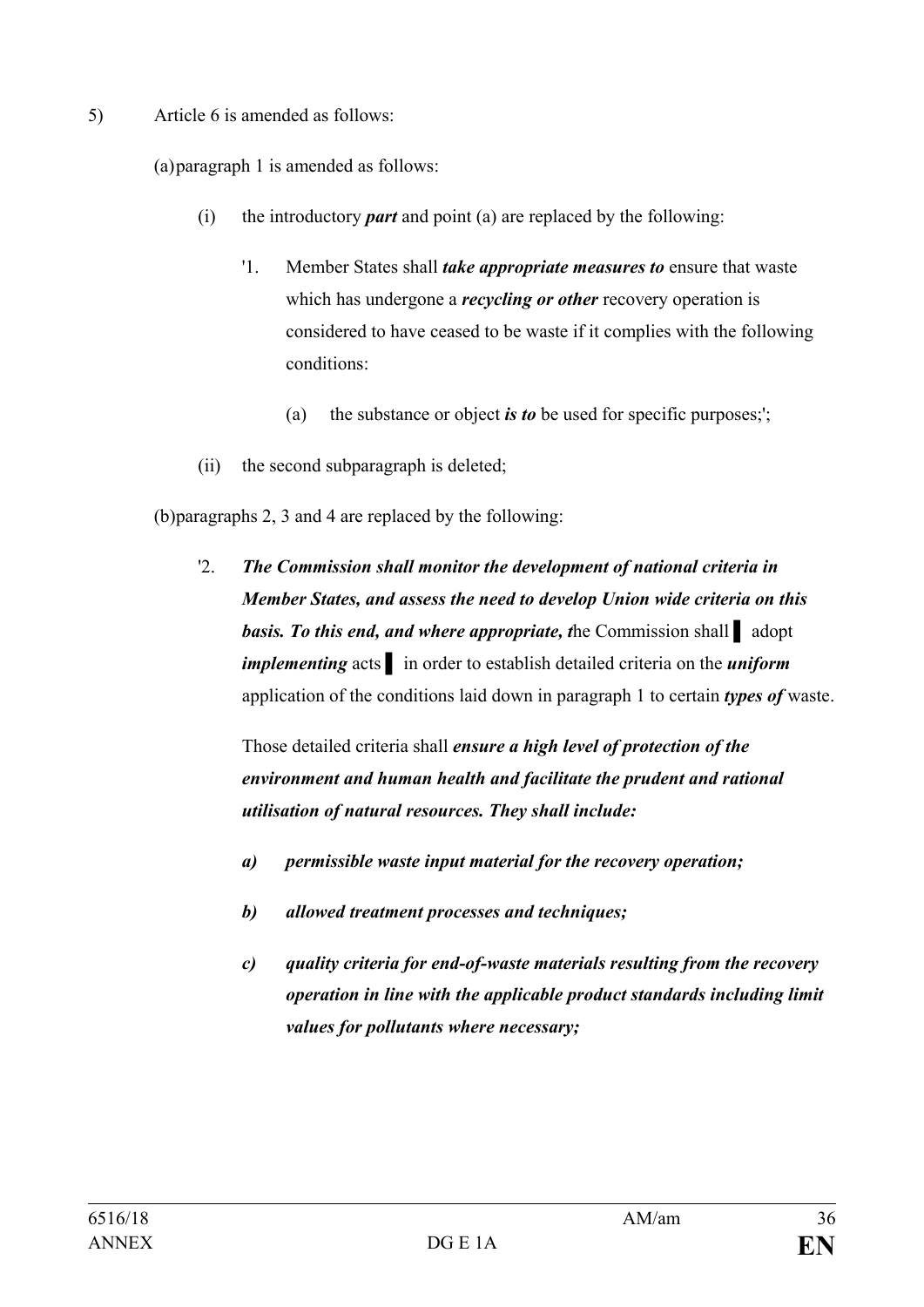5) Article 6 is amended as follows:

(a) paragraph 1 is amended as follows:

(i) the introductory ***part*** and point (a) are replaced by the following:

'1. Member States shall ***take appropriate measures to*** ensure that waste which has undergone a ***recycling or other*** recovery operation is considered to have ceased to be waste if it complies with the following conditions:

(a) the substance or object ***is to*** be used for specific purposes;';

(ii) the second subparagraph is deleted;

(b) paragraphs 2, 3 and 4 are replaced by the following:

'2. ***The Commission shall monitor the development of national criteria in Member States, and assess the need to develop Union wide criteria on this basis. To this end, and where appropriate, t***he Commission shall ▌ adopt ***implementing*** acts ▌ in order to establish detailed criteria on the ***uniform*** application of the conditions laid down in paragraph 1 to certain ***types of*** waste.

Those detailed criteria shall ***ensure a high level of protection of the environment and human health and facilitate the prudent and rational utilisation of natural resources. They shall include:***

***a) permissible waste input material for the recovery operation;***

***b) allowed treatment processes and techniques;***

***c) quality criteria for end-of-waste materials resulting from the recovery operation in line with the applicable product standards including limit values for pollutants where necessary;***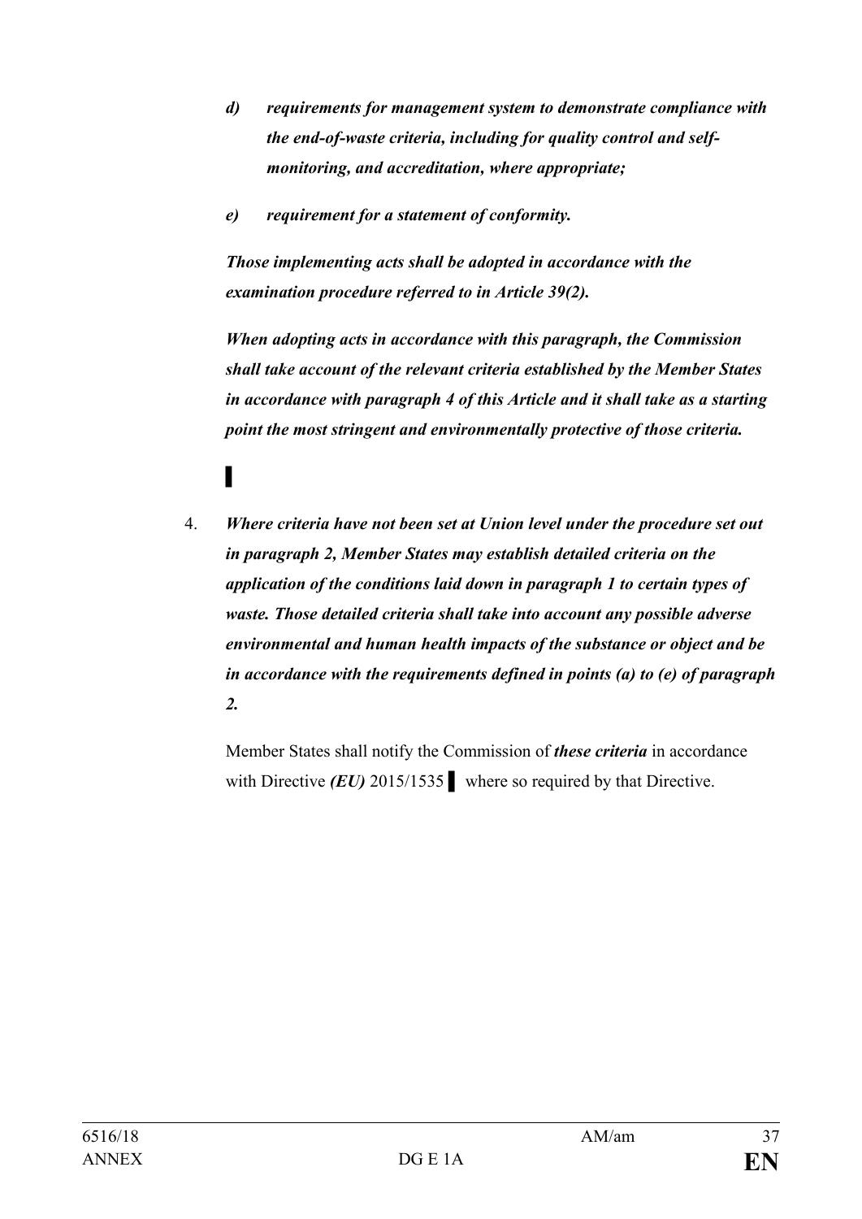*d) requirements for management system to demonstrate compliance with the end-of-waste criteria, including for quality control and self-monitoring, and accreditation, where appropriate;*

*e) requirement for a statement of conformity.*

***Those implementing acts shall be adopted in accordance with the examination procedure referred to in Article 39(2).***

***When adopting acts in accordance with this paragraph, the Commission shall take account of the relevant criteria established by the Member States in accordance with paragraph 4 of this Article and it shall take as a starting point the most stringent and environmentally protective of those criteria.***

▌

4. ***Where criteria have not been set at Union level under the procedure set out in paragraph 2, Member States may establish detailed criteria on the application of the conditions laid down in paragraph 1 to certain types of waste. Those detailed criteria shall take into account any possible adverse environmental and human health impacts of the substance or object and be in accordance with the requirements defined in points (a) to (e) of paragraph 2.***

Member States shall notify the Commission of ***these criteria*** in accordance with Directive ***(EU)*** 2015/1535 ▌ where so required by that Directive.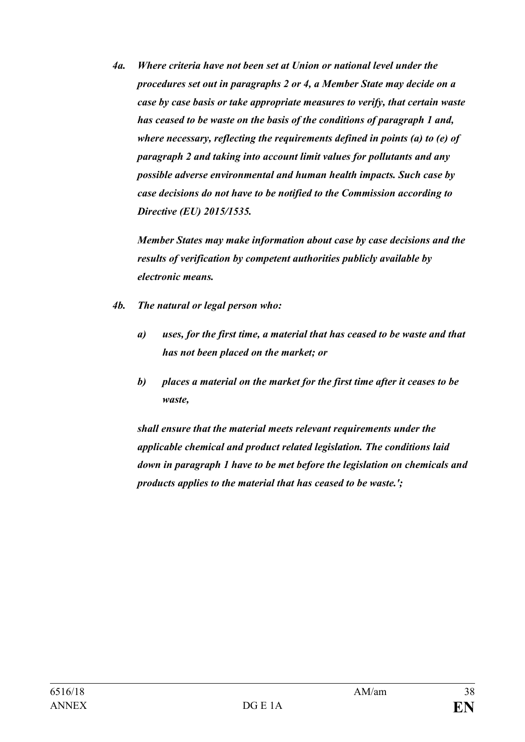***4a. Where criteria have not been set at Union or national level under the procedures set out in paragraphs 2 or 4, a Member State may decide on a case by case basis or take appropriate measures to verify, that certain waste has ceased to be waste on the basis of the conditions of paragraph 1 and, where necessary, reflecting the requirements defined in points (a) to (e) of paragraph 2 and taking into account limit values for pollutants and any possible adverse environmental and human health impacts. Such case by case decisions do not have to be notified to the Commission according to Directive (EU) 2015/1535.***

***Member States may make information about case by case decisions and the results of verification by competent authorities publicly available by electronic means.***

***4b. The natural or legal person who:***

***a) uses, for the first time, a material that has ceased to be waste and that has not been placed on the market; or***

***b) places a material on the market for the first time after it ceases to be waste,***

***shall ensure that the material meets relevant requirements under the applicable chemical and product related legislation. The conditions laid down in paragraph 1 have to be met before the legislation on chemicals and products applies to the material that has ceased to be waste.';***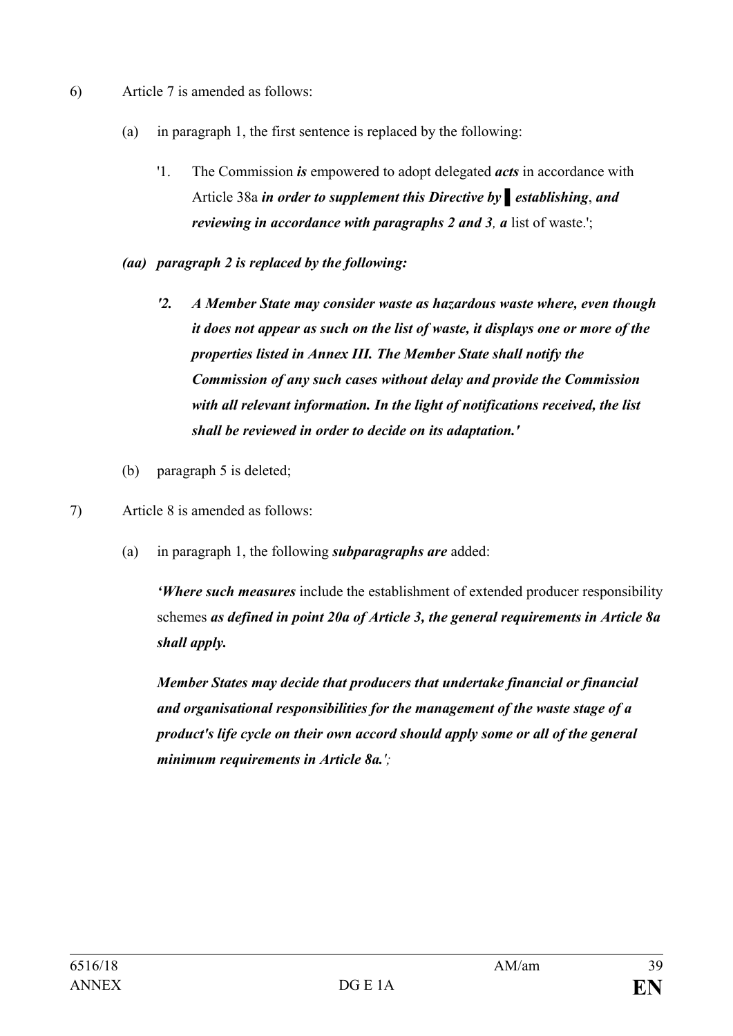6) Article 7 is amended as follows:

(a) in paragraph 1, the first sentence is replaced by the following:

'1. The Commission ***is*** empowered to adopt delegated ***acts*** in accordance with Article 38a ***in order to supplement this Directive by ▌ establishing***, ***and reviewing in accordance with paragraphs 2 and 3, a*** list of waste.';

***(aa) paragraph 2 is replaced by the following:***

***'2. A Member State may consider waste as hazardous waste where, even though it does not appear as such on the list of waste, it displays one or more of the properties listed in Annex III. The Member State shall notify the Commission of any such cases without delay and provide the Commission with all relevant information. In the light of notifications received, the list shall be reviewed in order to decide on its adaptation.'***

(b) paragraph 5 is deleted;

7) Article 8 is amended as follows:

(a) in paragraph 1, the following ***subparagraphs are*** added:

***'Where such measures*** include the establishment of extended producer responsibility schemes ***as defined in point 20a of Article 3, the general requirements in Article 8a shall apply.***

***Member States may decide that producers that undertake financial or financial and organisational responsibilities for the management of the waste stage of a product's life cycle on their own accord should apply some or all of the general minimum requirements in Article 8a.';***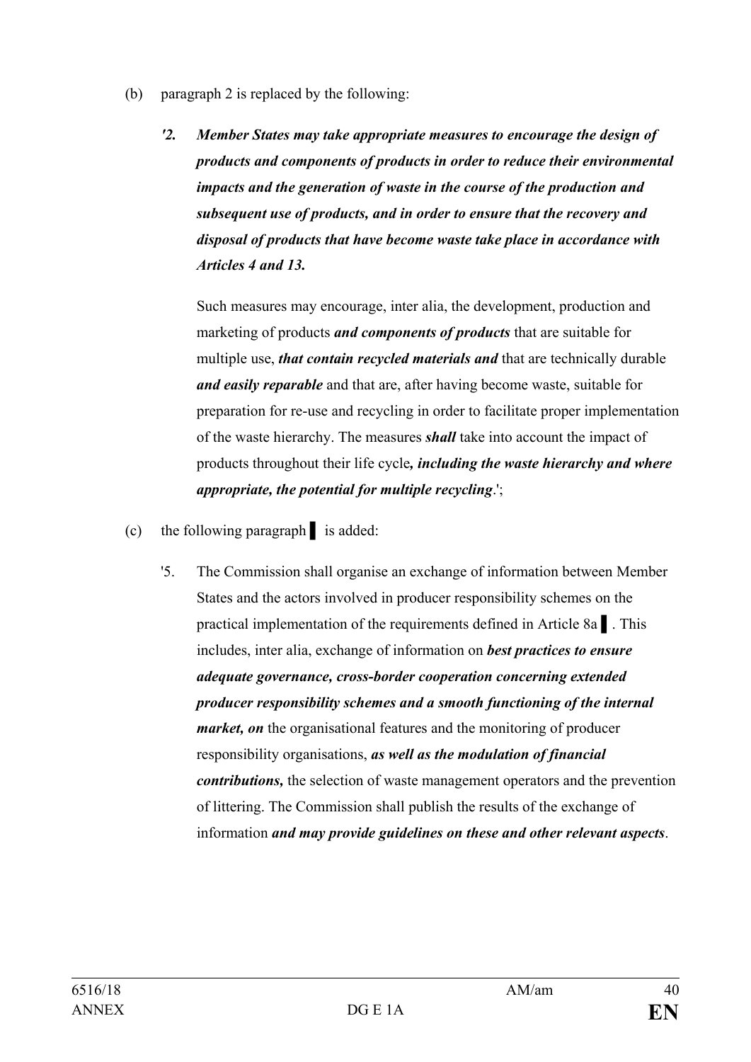(b) paragraph 2 is replaced by the following:

***'2. Member States may take appropriate measures to encourage the design of products and components of products in order to reduce their environmental impacts and the generation of waste in the course of the production and subsequent use of products, and in order to ensure that the recovery and disposal of products that have become waste take place in accordance with Articles 4 and 13.***

Such measures may encourage, inter alia, the development, production and marketing of products ***and components of products*** that are suitable for multiple use, ***that contain recycled materials and*** that are technically durable ***and easily reparable*** and that are, after having become waste, suitable for preparation for re-use and recycling in order to facilitate proper implementation of the waste hierarchy. The measures ***shall*** take into account the impact of products throughout their life cycle***, including the waste hierarchy and where appropriate, the potential for multiple recycling***.';

(c) the following paragraph ▌ is added:

'5. The Commission shall organise an exchange of information between Member States and the actors involved in producer responsibility schemes on the practical implementation of the requirements defined in Article 8a ▌. This includes, inter alia, exchange of information on ***best practices to ensure adequate governance, cross-border cooperation concerning extended producer responsibility schemes and a smooth functioning of the internal market, on*** the organisational features and the monitoring of producer responsibility organisations, ***as well as the modulation of financial contributions,*** the selection of waste management operators and the prevention of littering. The Commission shall publish the results of the exchange of information ***and may provide guidelines on these and other relevant aspects***.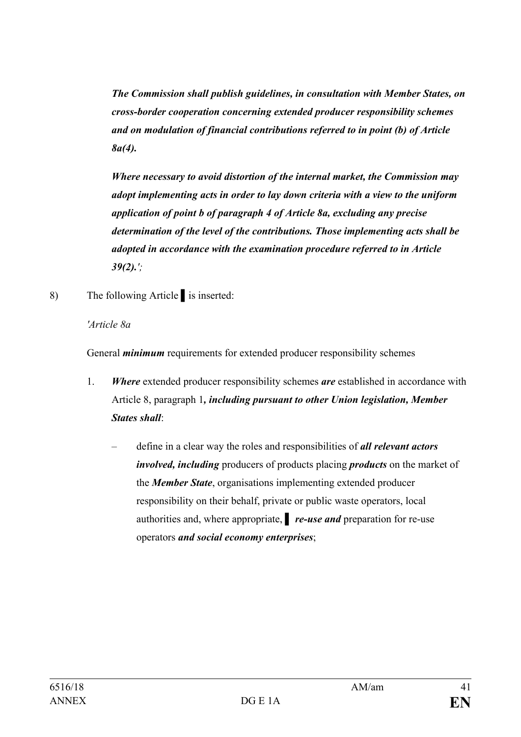***The Commission shall publish guidelines, in consultation with Member States, on cross-border cooperation concerning extended producer responsibility schemes and on modulation of financial contributions referred to in point (b) of Article 8a(4).***

***Where necessary to avoid distortion of the internal market, the Commission may adopt implementing acts in order to lay down criteria with a view to the uniform application of point b of paragraph 4 of Article 8a, excluding any precise determination of the level of the contributions. Those implementing acts shall be adopted in accordance with the examination procedure referred to in Article 39(2).';***

8) The following Article ▌ is inserted:

*'Article 8a*

General ***minimum*** requirements for extended producer responsibility schemes

1. ***Where*** extended producer responsibility schemes ***are*** established in accordance with Article 8, paragraph 1***, including pursuant to other Union legislation, Member States shall***:

   – define in a clear way the roles and responsibilities of ***all relevant actors involved, including*** producers of products placing ***products*** on the market of the ***Member State***, organisations implementing extended producer responsibility on their behalf, private or public waste operators, local authorities and, where appropriate, ▌ ***re-use and*** preparation for re-use operators ***and social economy enterprises***;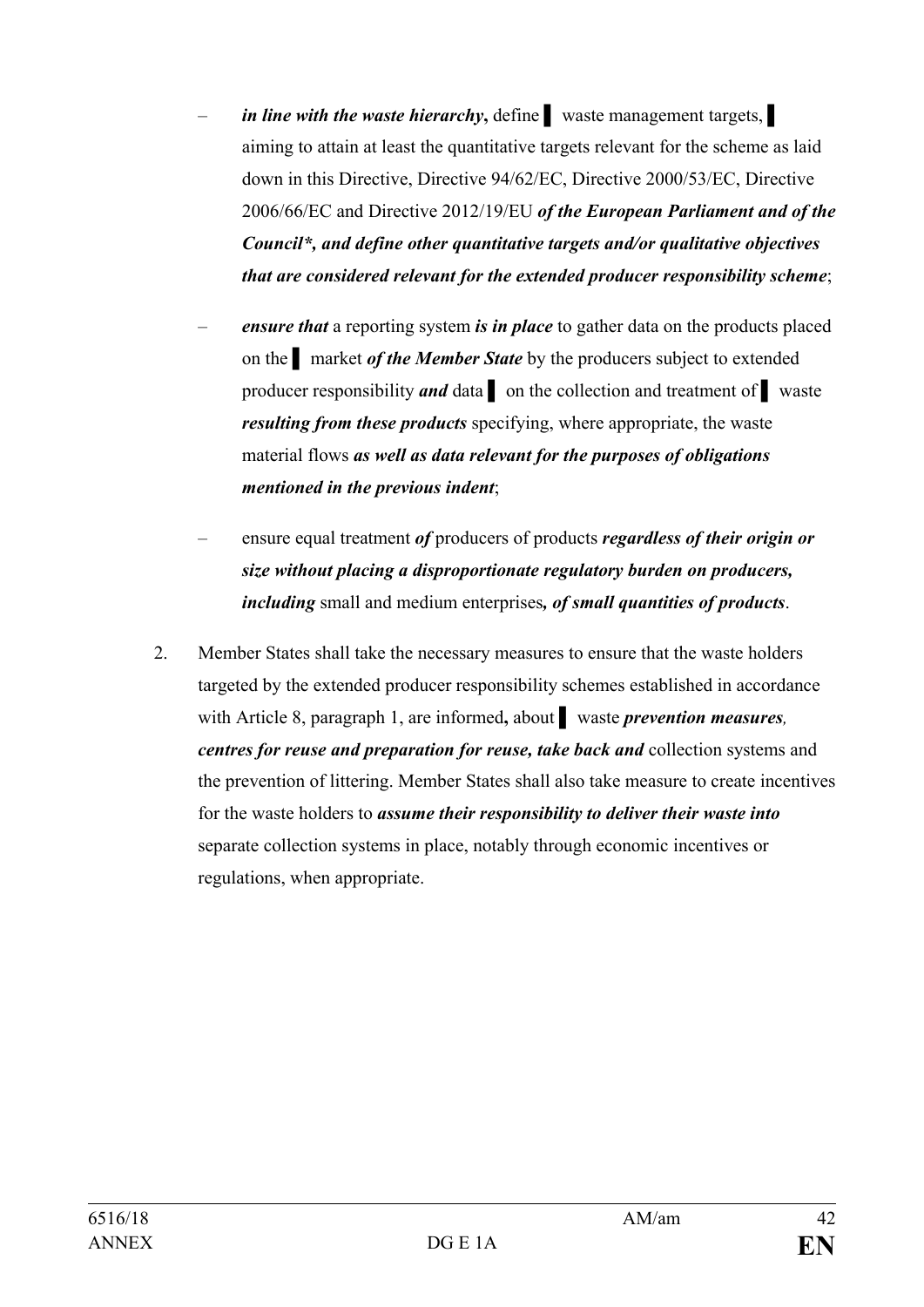– ***in line with the waste hierarchy*****,** define ▌ waste management targets, ▌ aiming to attain at least the quantitative targets relevant for the scheme as laid down in this Directive, Directive 94/62/EC, Directive 2000/53/EC, Directive 2006/66/EC and Directive 2012/19/EU ***of the European Parliament and of the Council\*, and define other quantitative targets and/or qualitative objectives that are considered relevant for the extended producer responsibility scheme***;

– ***ensure that*** a reporting system ***is in place*** to gather data on the products placed on the ▌ market ***of the Member State*** by the producers subject to extended producer responsibility ***and*** data ▌ on the collection and treatment of ▌ waste ***resulting from these products*** specifying, where appropriate, the waste material flows ***as well as data relevant for the purposes of obligations mentioned in the previous indent***;

– ensure equal treatment ***of*** producers of products ***regardless of their origin or size without placing a disproportionate regulatory burden on producers, including*** small and medium enterprises***, of small quantities of products***.

2. Member States shall take the necessary measures to ensure that the waste holders targeted by the extended producer responsibility schemes established in accordance with Article 8, paragraph 1, are informed**,** about ▌ waste ***prevention measures, centres for reuse and preparation for reuse, take back and*** collection systems and the prevention of littering. Member States shall also take measure to create incentives for the waste holders to ***assume their responsibility to deliver their waste into*** separate collection systems in place, notably through economic incentives or regulations, when appropriate.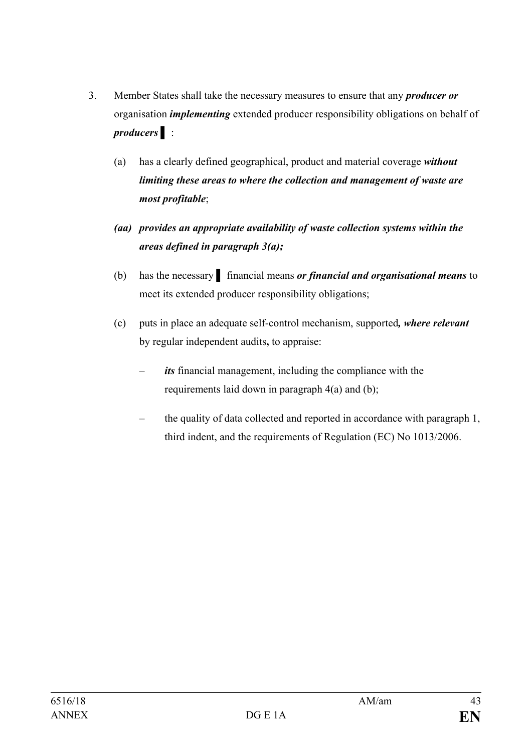3. Member States shall take the necessary measures to ensure that any ***producer or*** organisation ***implementing*** extended producer responsibility obligations on behalf of ***producers*** ▌:

   (a) has a clearly defined geographical, product and material coverage ***without limiting these areas to where the collection and management of waste are most profitable***;

   ***(aa) provides an appropriate availability of waste collection systems within the areas defined in paragraph 3(a);***

   (b) has the necessary ▌ financial means ***or financial and organisational means*** to meet its extended producer responsibility obligations;

   (c) puts in place an adequate self-control mechanism, supported***, where relevant*** by regular independent audits**,** to appraise:

   – ***its*** financial management, including the compliance with the requirements laid down in paragraph 4(a) and (b);

   – the quality of data collected and reported in accordance with paragraph 1, third indent, and the requirements of Regulation (EC) No 1013/2006.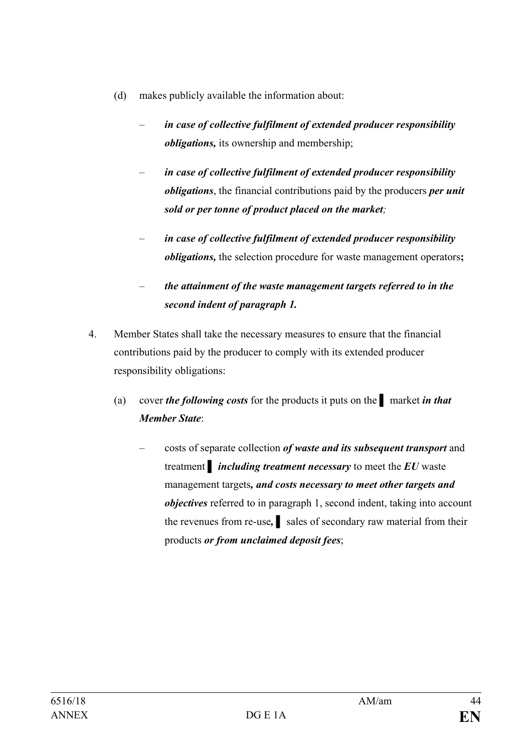(d) makes publicly available the information about:

- ***in case of collective fulfilment of extended producer responsibility obligations,*** its ownership and membership;
- ***in case of collective fulfilment of extended producer responsibility obligations***, the financial contributions paid by the producers ***per unit sold or per tonne of product placed on the market;***
- ***in case of collective fulfilment of extended producer responsibility obligations,*** the selection procedure for waste management operators**;**
- ***the attainment of the waste management targets referred to in the second indent of paragraph 1.***

4. Member States shall take the necessary measures to ensure that the financial contributions paid by the producer to comply with its extended producer responsibility obligations:

(a) cover ***the following costs*** for the products it puts on the ▌ market ***in that Member State***:

- costs of separate collection ***of waste and its subsequent transport*** and treatment ▌ ***including treatment necessary*** to meet the ***EU*** waste management targets***, and costs necessary to meet other targets and objectives*** referred to in paragraph 1, second indent, taking into account the revenues from re-use***,*** ▌ sales of secondary raw material from their products ***or from unclaimed deposit fees***;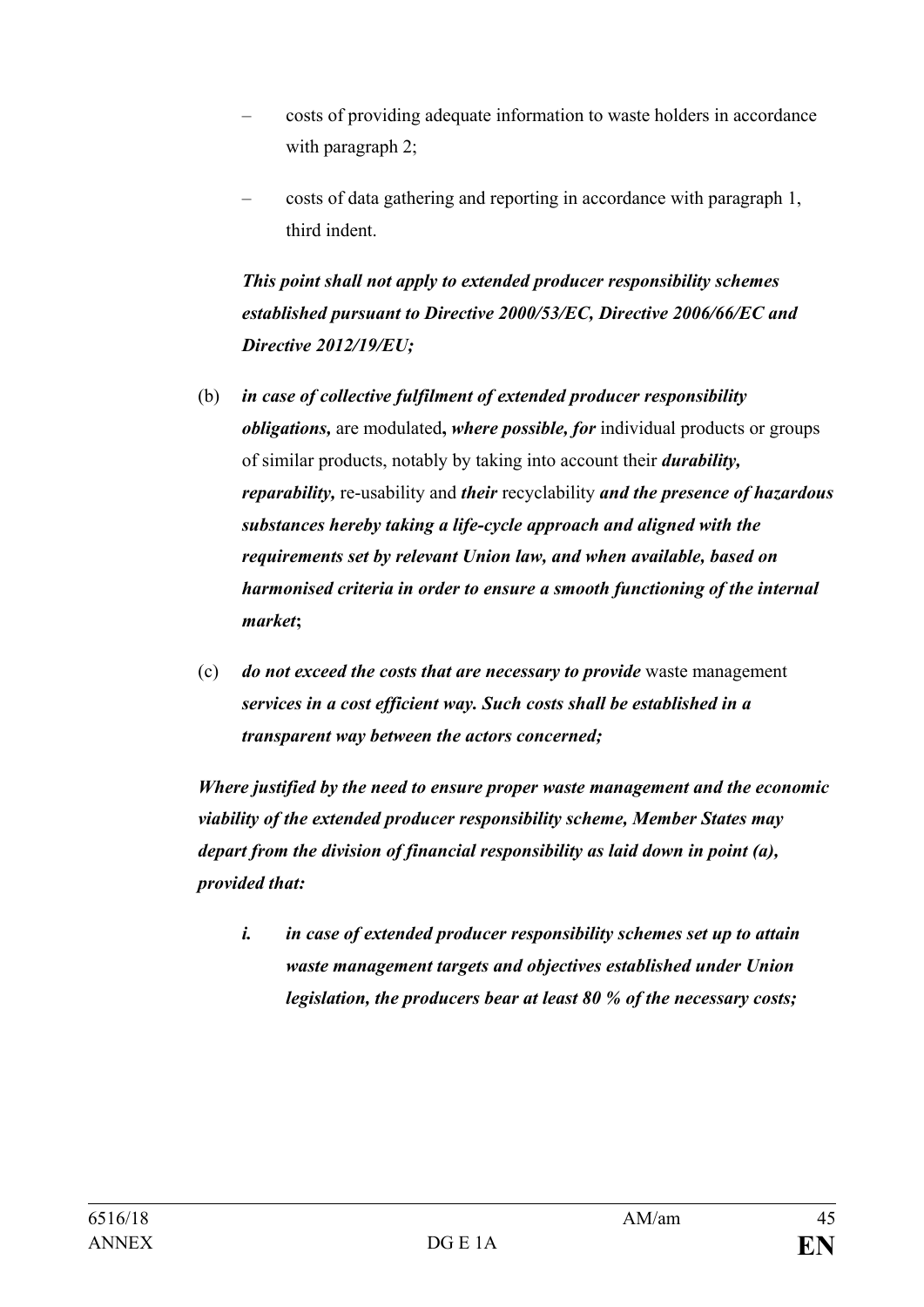– costs of providing adequate information to waste holders in accordance with paragraph 2;

– costs of data gathering and reporting in accordance with paragraph 1, third indent.

***This point shall not apply to extended producer responsibility schemes established pursuant to Directive 2000/53/EC, Directive 2006/66/EC and Directive 2012/19/EU;***

(b) ***in case of collective fulfilment of extended producer responsibility obligations,*** are modulated***, where possible, for*** individual products or groups of similar products, notably by taking into account their ***durability, reparability,*** re-usability and ***their*** recyclability ***and the presence of hazardous substances hereby taking a life-cycle approach and aligned with the requirements set by relevant Union law, and when available, based on harmonised criteria in order to ensure a smooth functioning of the internal market*****;**

(c) ***do not exceed the costs that are necessary to provide*** waste management ***services in a cost efficient way. Such costs shall be established in a transparent way between the actors concerned;***

***Where justified by the need to ensure proper waste management and the economic viability of the extended producer responsibility scheme, Member States may depart from the division of financial responsibility as laid down in point (a), provided that:***

***i. in case of extended producer responsibility schemes set up to attain waste management targets and objectives established under Union legislation, the producers bear at least 80 % of the necessary costs;***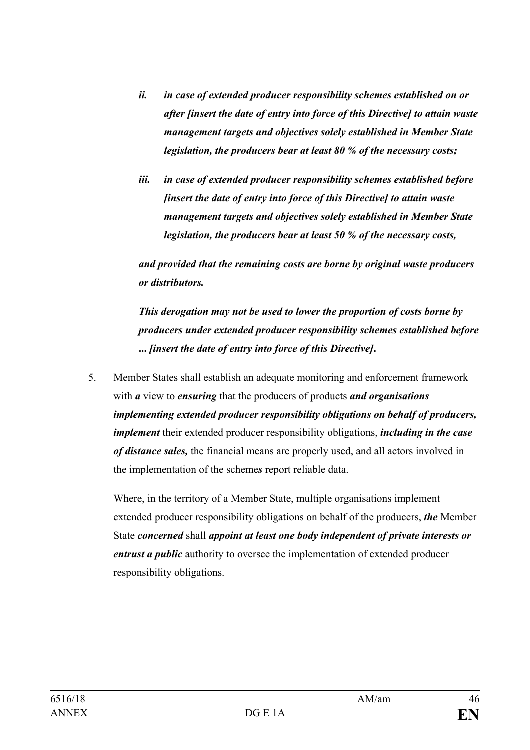*ii. in case of extended producer responsibility schemes established on or after [insert the date of entry into force of this Directive] to attain waste management targets and objectives solely established in Member State legislation, the producers bear at least 80 % of the necessary costs;*

*iii. in case of extended producer responsibility schemes established before [insert the date of entry into force of this Directive] to attain waste management targets and objectives solely established in Member State legislation, the producers bear at least 50 % of the necessary costs,*

***and provided that the remaining costs are borne by original waste producers or distributors.***

***This derogation may not be used to lower the proportion of costs borne by producers under extended producer responsibility schemes established before ... [insert the date of entry into force of this Directive].***

5. Member States shall establish an adequate monitoring and enforcement framework with ***a*** view to ***ensuring*** that the producers of products ***and organisations implementing extended producer responsibility obligations on behalf of producers, implement*** their extended producer responsibility obligations, ***including in the case of distance sales,*** the financial means are properly used, and all actors involved in the implementation of the scheme***s*** report reliable data.

   Where, in the territory of a Member State, multiple organisations implement extended producer responsibility obligations on behalf of the producers, ***the*** Member State ***concerned*** shall ***appoint at least one body independent of private interests or entrust a public*** authority to oversee the implementation of extended producer responsibility obligations.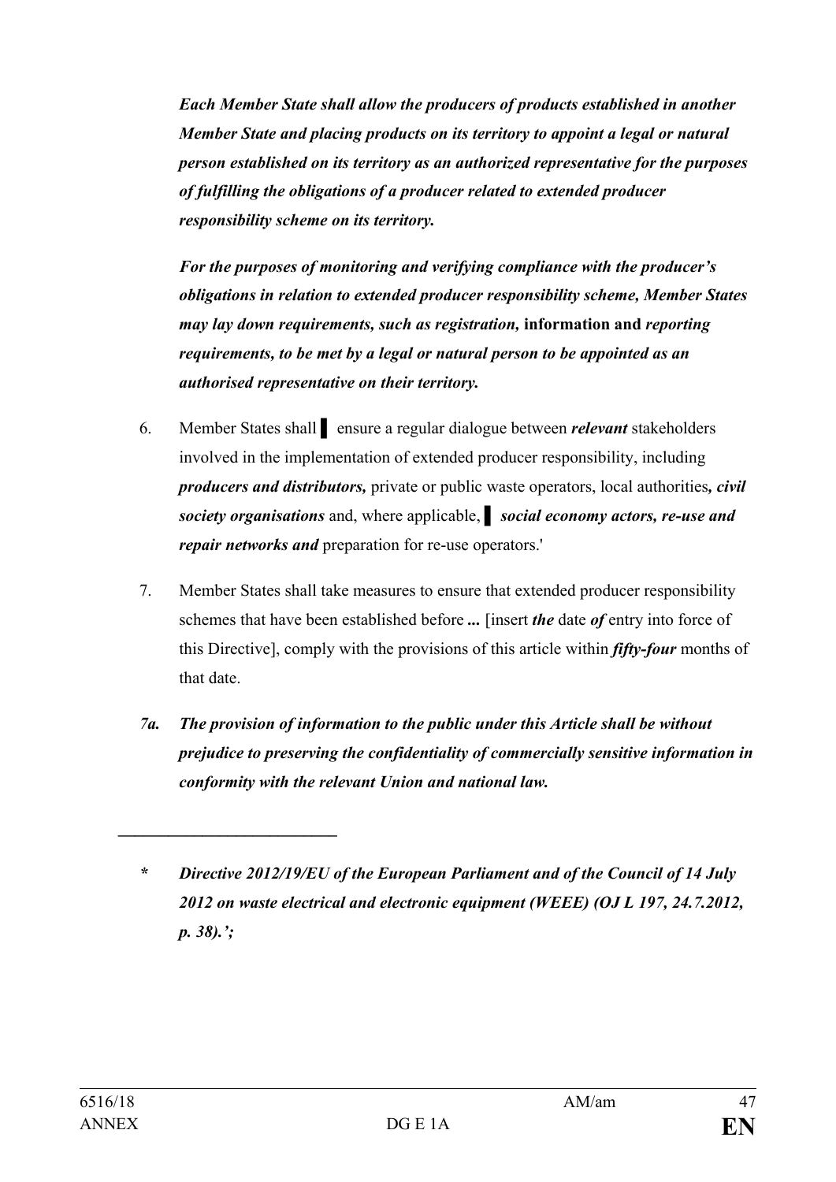***Each Member State shall allow the producers of products established in another Member State and placing products on its territory to appoint a legal or natural person established on its territory as an authorized representative for the purposes of fulfilling the obligations of a producer related to extended producer responsibility scheme on its territory.***

***For the purposes of monitoring and verifying compliance with the producer's obligations in relation to extended producer responsibility scheme, Member States may lay down requirements, such as registration,* information and *reporting requirements, to be met by a legal or natural person to be appointed as an authorised representative on their territory.***

6. Member States shall ▌ ensure a regular dialogue between ***relevant*** stakeholders involved in the implementation of extended producer responsibility, including ***producers and distributors,*** private or public waste operators, local authorities***, civil society organisations*** and, where applicable, ▌ ***social economy actors, re-use and repair networks and*** preparation for re-use operators.'

7. Member States shall take measures to ensure that extended producer responsibility schemes that have been established before ***...*** [insert ***the*** date ***of*** entry into force of this Directive], comply with the provisions of this article within ***fifty-four*** months of that date.

***7a. The provision of information to the public under this Article shall be without prejudice to preserving the confidentiality of commercially sensitive information in conformity with the relevant Union and national law.***

---

***\* Directive 2012/19/EU of the European Parliament and of the Council of 14 July 2012 on waste electrical and electronic equipment (WEEE) (OJ L 197, 24.7.2012, p. 38).';***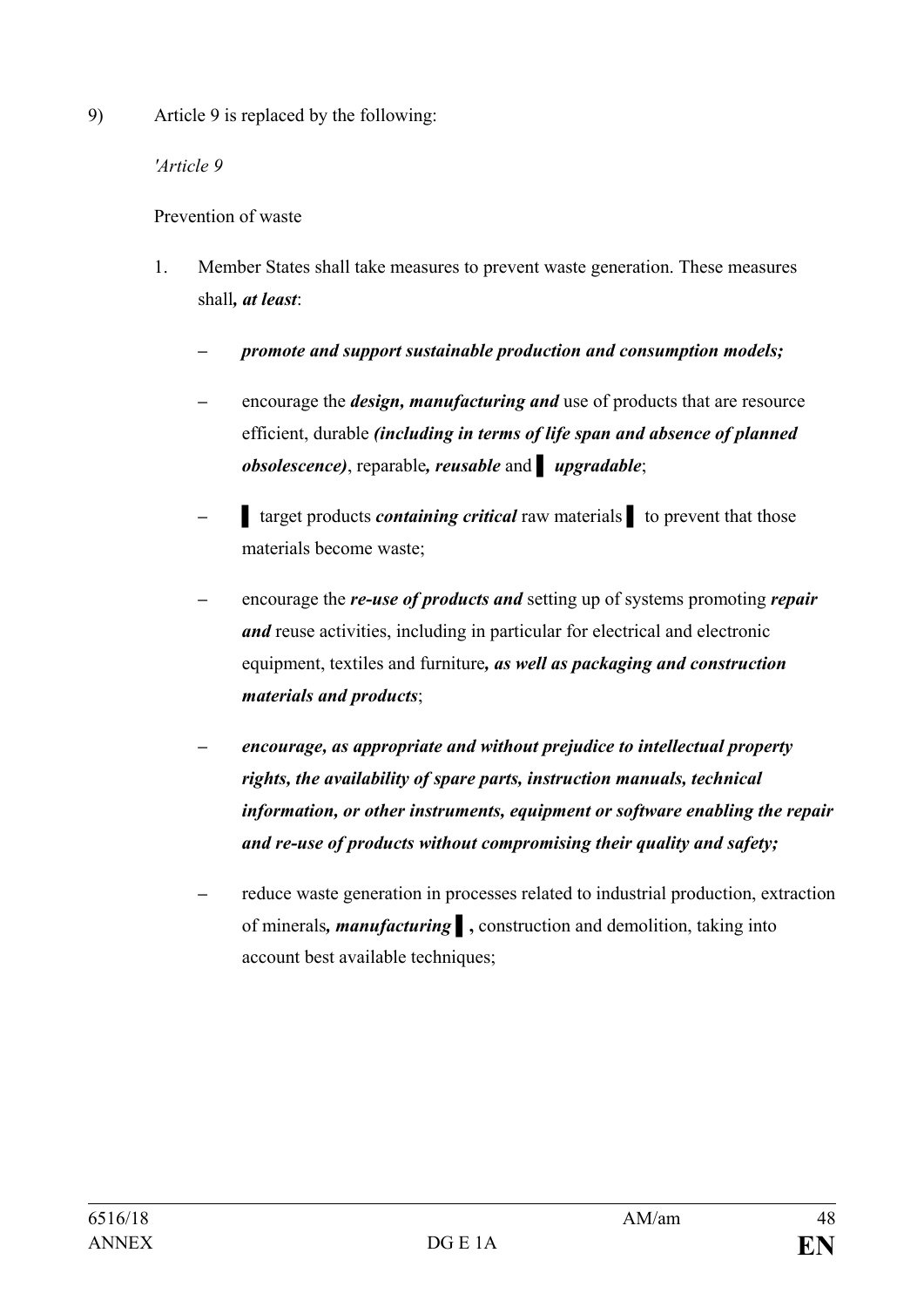9) Article 9 is replaced by the following:

*'Article 9*

Prevention of waste

1. Member States shall take measures to prevent waste generation. These measures shall***, at least***:

   – ***promote and support sustainable production and consumption models;***

   – encourage the ***design, manufacturing and*** use of products that are resource efficient, durable ***(including in terms of life span and absence of planned obsolescence)***, reparable***, reusable*** and ▌ ***upgradable***;

   – ▌ target products ***containing critical*** raw materials ▌ to prevent that those materials become waste;

   – encourage the ***re-use of products and*** setting up of systems promoting ***repair and*** reuse activities, including in particular for electrical and electronic equipment, textiles and furniture***, as well as packaging and construction materials and products***;

   – ***encourage, as appropriate and without prejudice to intellectual property rights, the availability of spare parts, instruction manuals, technical information, or other instruments, equipment or software enabling the repair and re-use of products without compromising their quality and safety;***

   – reduce waste generation in processes related to industrial production, extraction of minerals***, manufacturing*** ▌**,** construction and demolition, taking into account best available techniques;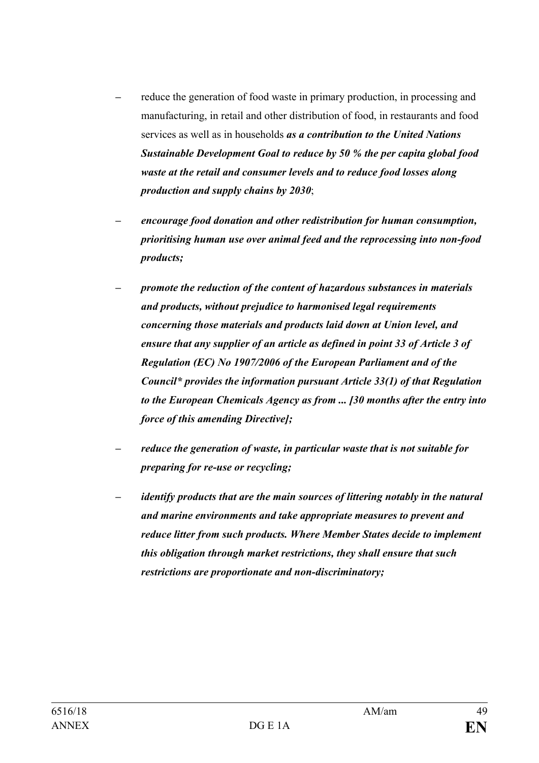– reduce the generation of food waste in primary production, in processing and manufacturing, in retail and other distribution of food, in restaurants and food services as well as in households ***as a contribution to the United Nations Sustainable Development Goal to reduce by 50 % the per capita global food waste at the retail and consumer levels and to reduce food losses along production and supply chains by 2030***;

– ***encourage food donation and other redistribution for human consumption, prioritising human use over animal feed and the reprocessing into non-food products;***

– ***promote the reduction of the content of hazardous substances in materials and products, without prejudice to harmonised legal requirements concerning those materials and products laid down at Union level, and ensure that any supplier of an article as defined in point 33 of Article 3 of Regulation (EC) No 1907/2006 of the European Parliament and of the Council* provides the information pursuant Article 33(1) of that Regulation to the European Chemicals Agency as from ... [30 months after the entry into force of this amending Directive];***

– ***reduce the generation of waste, in particular waste that is not suitable for preparing for re-use or recycling;***

– ***identify products that are the main sources of littering notably in the natural and marine environments and take appropriate measures to prevent and reduce litter from such products. Where Member States decide to implement this obligation through market restrictions, they shall ensure that such restrictions are proportionate and non-discriminatory;***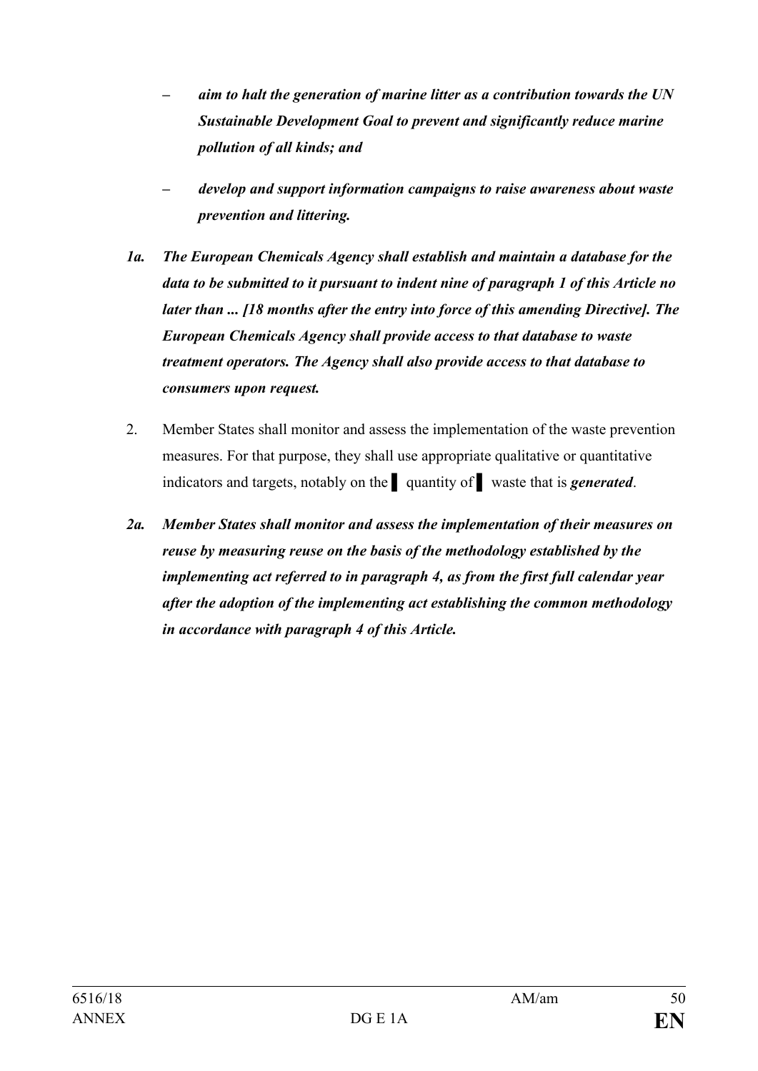– ***aim to halt the generation of marine litter as a contribution towards the UN Sustainable Development Goal to prevent and significantly reduce marine pollution of all kinds; and***

– ***develop and support information campaigns to raise awareness about waste prevention and littering.***

***1a. The European Chemicals Agency shall establish and maintain a database for the data to be submitted to it pursuant to indent nine of paragraph 1 of this Article no later than ... [18 months after the entry into force of this amending Directive]. The European Chemicals Agency shall provide access to that database to waste treatment operators. The Agency shall also provide access to that database to consumers upon request.***

2. Member States shall monitor and assess the implementation of the waste prevention measures. For that purpose, they shall use appropriate qualitative or quantitative indicators and targets, notably on the ▌ quantity of ▌ waste that is ***generated***.

***2a. Member States shall monitor and assess the implementation of their measures on reuse by measuring reuse on the basis of the methodology established by the implementing act referred to in paragraph 4, as from the first full calendar year after the adoption of the implementing act establishing the common methodology in accordance with paragraph 4 of this Article.***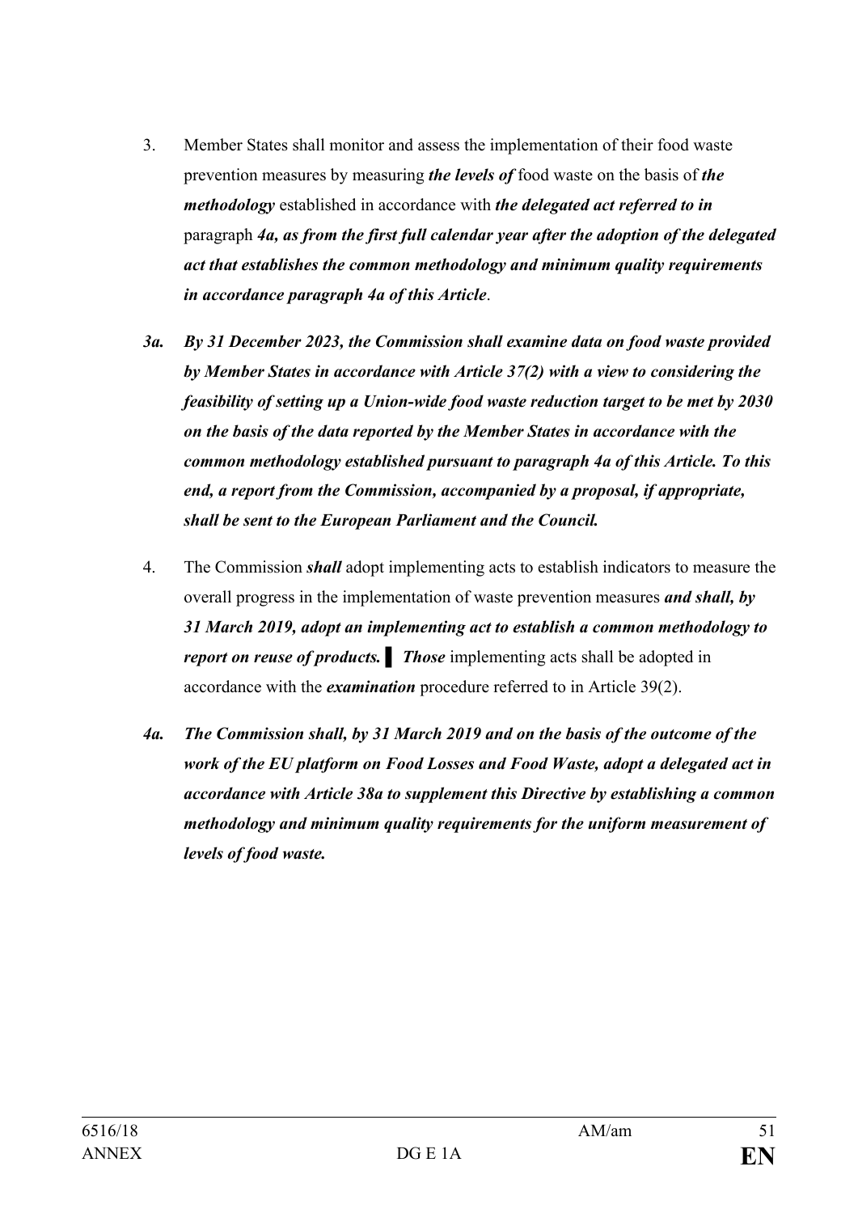3. Member States shall monitor and assess the implementation of their food waste prevention measures by measuring ***the levels of*** food waste on the basis of ***the methodology*** established in accordance with ***the delegated act referred to in*** paragraph ***4a, as from the first full calendar year after the adoption of the delegated act that establishes the common methodology and minimum quality requirements in accordance paragraph 4a of this Article***.

***3a. By 31 December 2023, the Commission shall examine data on food waste provided by Member States in accordance with Article 37(2) with a view to considering the feasibility of setting up a Union-wide food waste reduction target to be met by 2030 on the basis of the data reported by the Member States in accordance with the common methodology established pursuant to paragraph 4a of this Article. To this end, a report from the Commission, accompanied by a proposal, if appropriate, shall be sent to the European Parliament and the Council.***

4. The Commission ***shall*** adopt implementing acts to establish indicators to measure the overall progress in the implementation of waste prevention measures ***and shall, by 31 March 2019, adopt an implementing act to establish a common methodology to report on reuse of products.*** ▌ ***Those*** implementing acts shall be adopted in accordance with the ***examination*** procedure referred to in Article 39(2).

***4a. The Commission shall, by 31 March 2019 and on the basis of the outcome of the work of the EU platform on Food Losses and Food Waste, adopt a delegated act in accordance with Article 38a to supplement this Directive by establishing a common methodology and minimum quality requirements for the uniform measurement of levels of food waste.***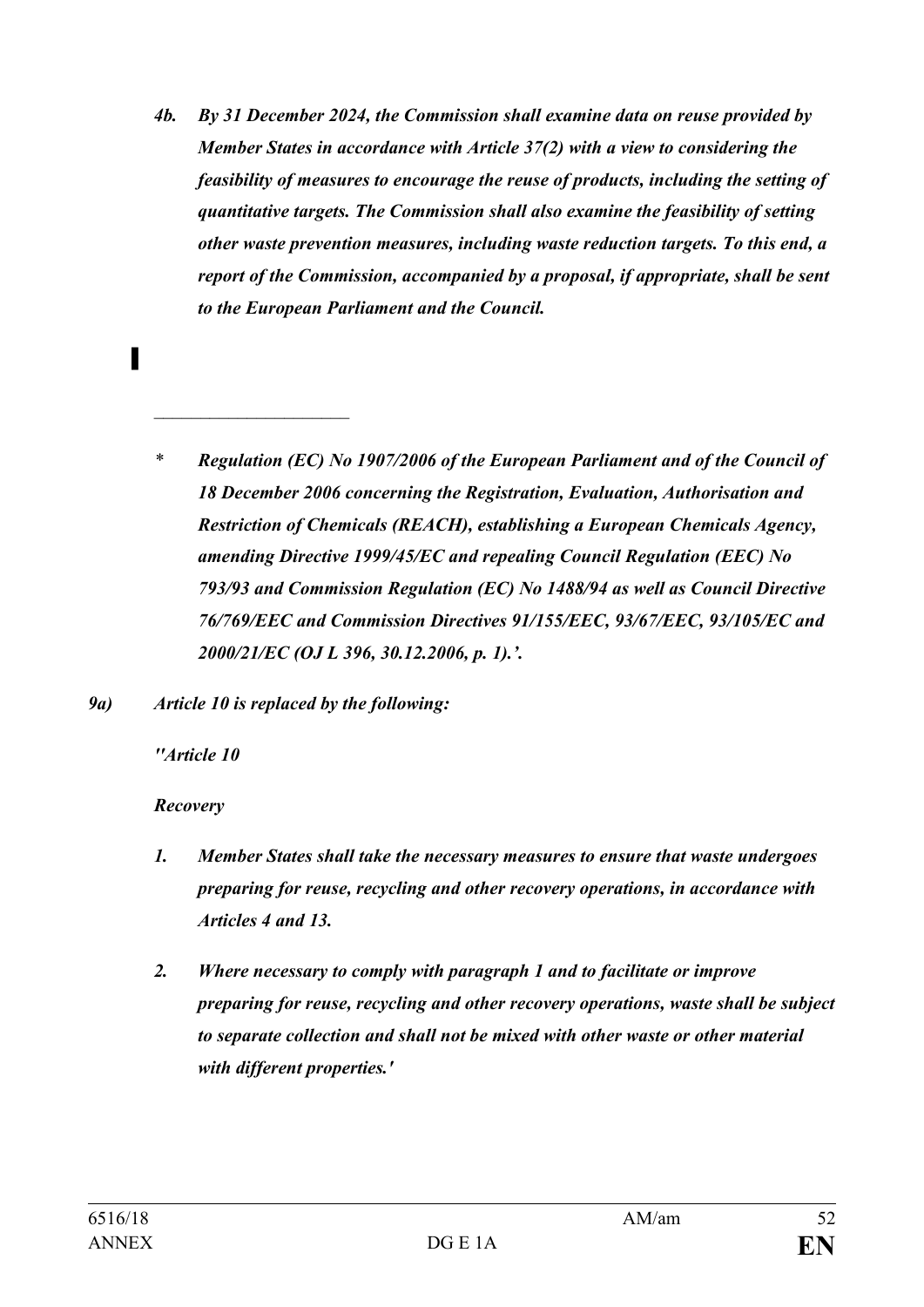*4b. By 31 December 2024, the Commission shall examine data on reuse provided by Member States in accordance with Article 37(2) with a view to considering the feasibility of measures to encourage the reuse of products, including the setting of quantitative targets. The Commission shall also examine the feasibility of setting other waste prevention measures, including waste reduction targets. To this end, a report of the Commission, accompanied by a proposal, if appropriate, shall be sent to the European Parliament and the Council.*

▌

\_\_\_\_\_\_\_\_\_\_\_\_\_\_\_\_\_\_\_\_

\* *Regulation (EC) No 1907/2006 of the European Parliament and of the Council of 18 December 2006 concerning the Registration, Evaluation, Authorisation and Restriction of Chemicals (REACH), establishing a European Chemicals Agency, amending Directive 1999/45/EC and repealing Council Regulation (EEC) No 793/93 and Commission Regulation (EC) No 1488/94 as well as Council Directive 76/769/EEC and Commission Directives 91/155/EEC, 93/67/EEC, 93/105/EC and 2000/21/EC (OJ L 396, 30.12.2006, p. 1).'.*

***9a) Article 10 is replaced by the following:***

***''Article 10***

***Recovery***

*1. Member States shall take the necessary measures to ensure that waste undergoes preparing for reuse, recycling and other recovery operations, in accordance with Articles 4 and 13.*

*2. Where necessary to comply with paragraph 1 and to facilitate or improve preparing for reuse, recycling and other recovery operations, waste shall be subject to separate collection and shall not be mixed with other waste or other material with different properties.'*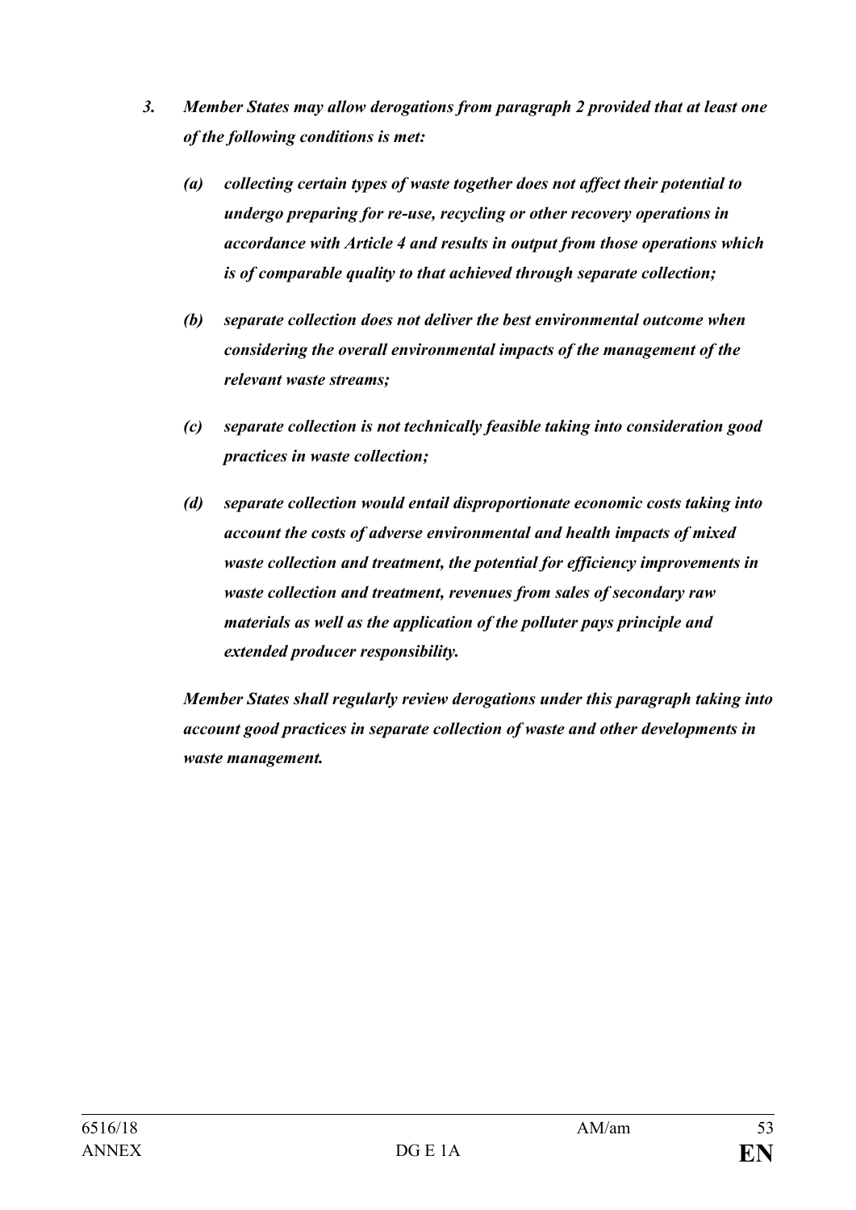*3. Member States may allow derogations from paragraph 2 provided that at least one of the following conditions is met:*

*(a) collecting certain types of waste together does not affect their potential to undergo preparing for re-use, recycling or other recovery operations in accordance with Article 4 and results in output from those operations which is of comparable quality to that achieved through separate collection;*

*(b) separate collection does not deliver the best environmental outcome when considering the overall environmental impacts of the management of the relevant waste streams;*

*(c) separate collection is not technically feasible taking into consideration good practices in waste collection;*

*(d) separate collection would entail disproportionate economic costs taking into account the costs of adverse environmental and health impacts of mixed waste collection and treatment, the potential for efficiency improvements in waste collection and treatment, revenues from sales of secondary raw materials as well as the application of the polluter pays principle and extended producer responsibility.*

*Member States shall regularly review derogations under this paragraph taking into account good practices in separate collection of waste and other developments in waste management.*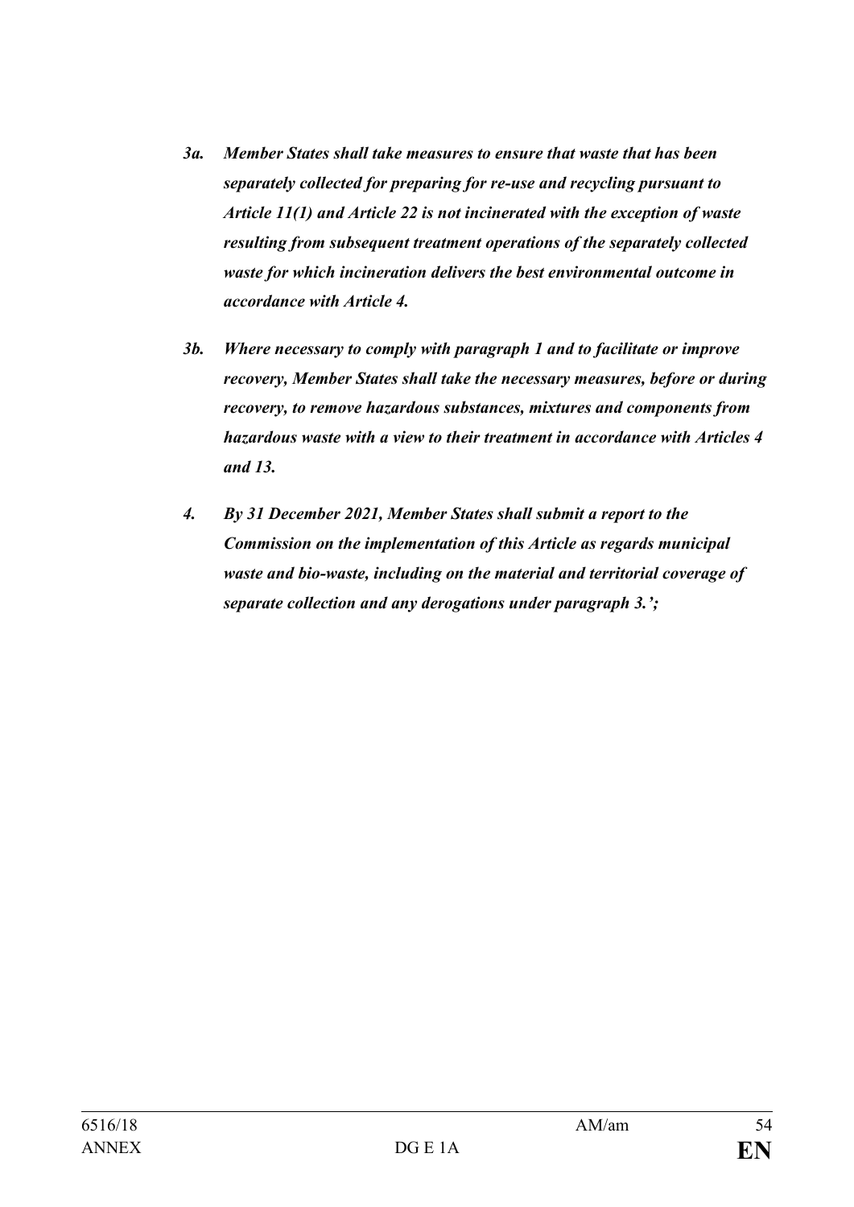*3a.* ***Member States shall take measures to ensure that waste that has been separately collected for preparing for re-use and recycling pursuant to Article 11(1) and Article 22 is not incinerated with the exception of waste resulting from subsequent treatment operations of the separately collected waste for which incineration delivers the best environmental outcome in accordance with Article 4.***

*3b.* ***Where necessary to comply with paragraph 1 and to facilitate or improve recovery, Member States shall take the necessary measures, before or during recovery, to remove hazardous substances, mixtures and components from hazardous waste with a view to their treatment in accordance with Articles 4 and 13.***

*4.* ***By 31 December 2021, Member States shall submit a report to the Commission on the implementation of this Article as regards municipal waste and bio-waste, including on the material and territorial coverage of separate collection and any derogations under paragraph 3.';***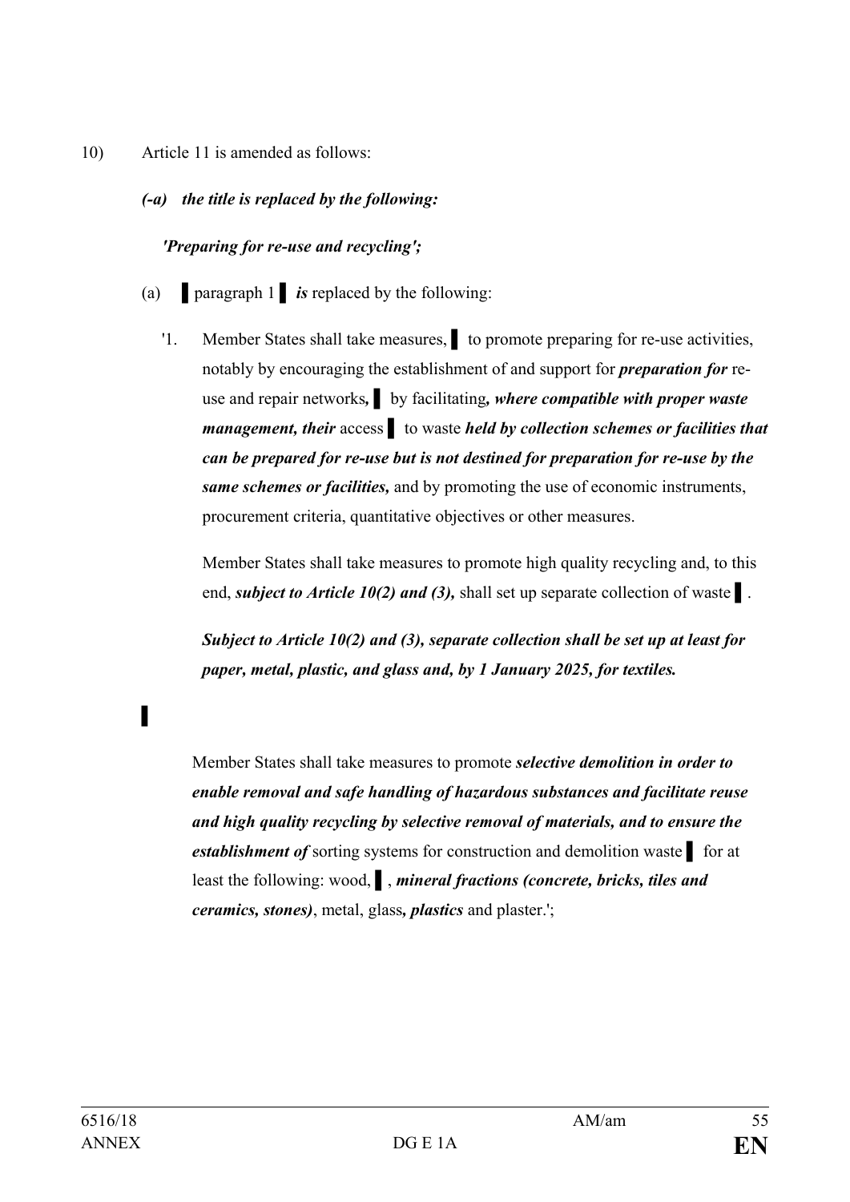10) Article 11 is amended as follows:

*(-a) the title is replaced by the following:*

*'Preparing for re-use and recycling';*

(a) ▌paragraph 1 ▌ ***is*** replaced by the following:

'1. Member States shall take measures, ▌ to promote preparing for re-use activities, notably by encouraging the establishment of and support for ***preparation for*** re-use and repair networks***,*** ▌ by facilitating***, where compatible with proper waste management, their*** access ▌ to waste ***held by collection schemes or facilities that can be prepared for re-use but is not destined for preparation for re-use by the same schemes or facilities,*** and by promoting the use of economic instruments, procurement criteria, quantitative objectives or other measures.

Member States shall take measures to promote high quality recycling and, to this end, ***subject to Article 10(2) and (3),*** shall set up separate collection of waste ▌.

***Subject to Article 10(2) and (3), separate collection shall be set up at least for paper, metal, plastic, and glass and, by 1 January 2025, for textiles.***

▌

Member States shall take measures to promote ***selective demolition in order to enable removal and safe handling of hazardous substances and facilitate reuse and high quality recycling by selective removal of materials, and to ensure the establishment of*** sorting systems for construction and demolition waste ▌ for at least the following: wood, ▌, ***mineral fractions (concrete, bricks, tiles and ceramics, stones)***, metal, glass***, plastics*** and plaster.';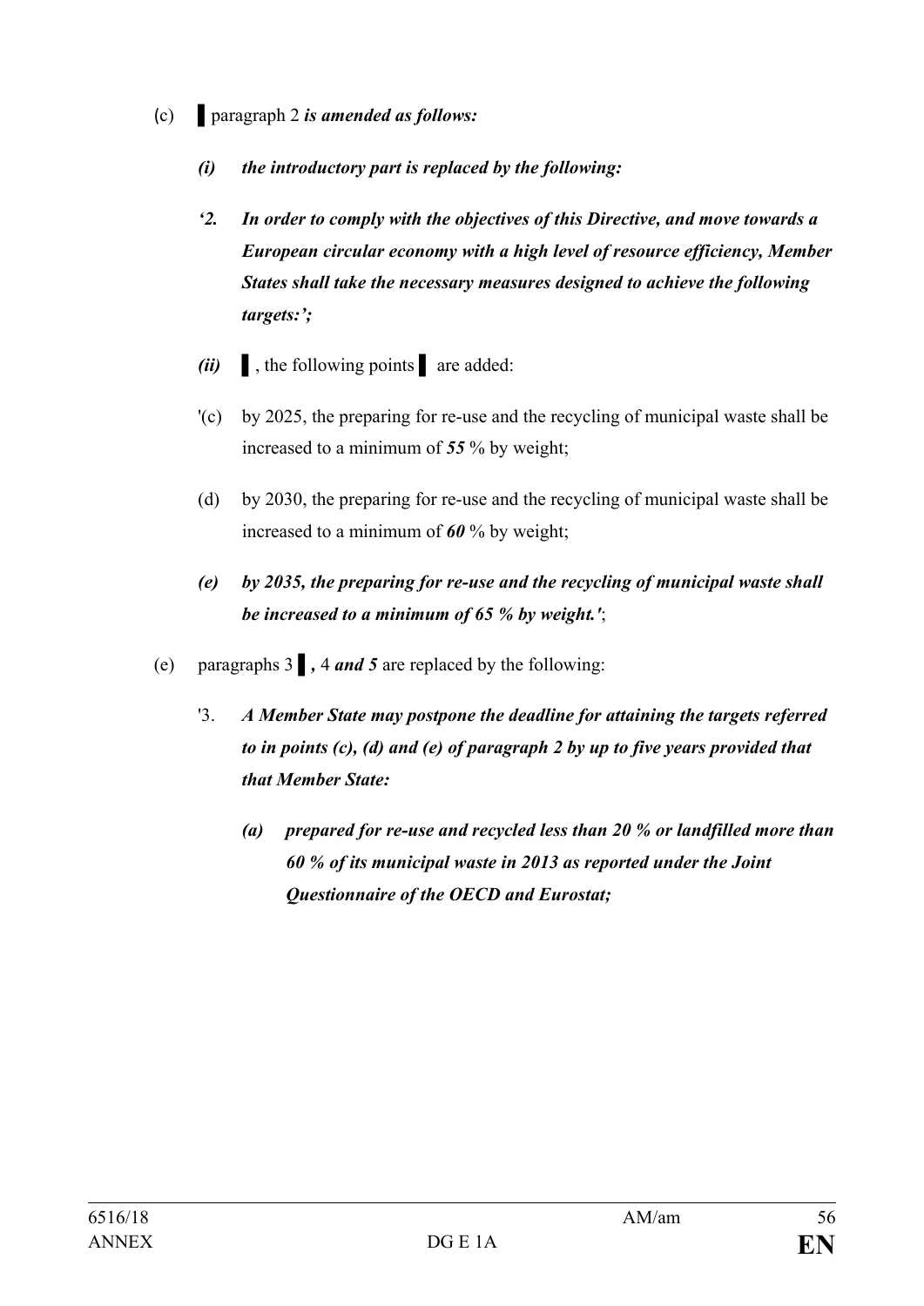(c) ▌paragraph 2 ***is amended as follows:***

***(i) the introductory part is replaced by the following:***

***'2. In order to comply with the objectives of this Directive, and move towards a European circular economy with a high level of resource efficiency, Member States shall take the necessary measures designed to achieve the following targets:';***

***(ii)*** ▌, the following points ▌ are added:

'(c) by 2025, the preparing for re-use and the recycling of municipal waste shall be increased to a minimum of ***55*** % by weight;

(d) by 2030, the preparing for re-use and the recycling of municipal waste shall be increased to a minimum of ***60*** % by weight;

***(e) by 2035, the preparing for re-use and the recycling of municipal waste shall be increased to a minimum of 65 % by weight.'***;

(e) paragraphs 3 ▌***,*** 4 ***and 5*** are replaced by the following:

'3. ***A Member State may postpone the deadline for attaining the targets referred to in points (c), (d) and (e) of paragraph 2 by up to five years provided that that Member State:***

***(a) prepared for re-use and recycled less than 20 % or landfilled more than 60 % of its municipal waste in 2013 as reported under the Joint Questionnaire of the OECD and Eurostat;***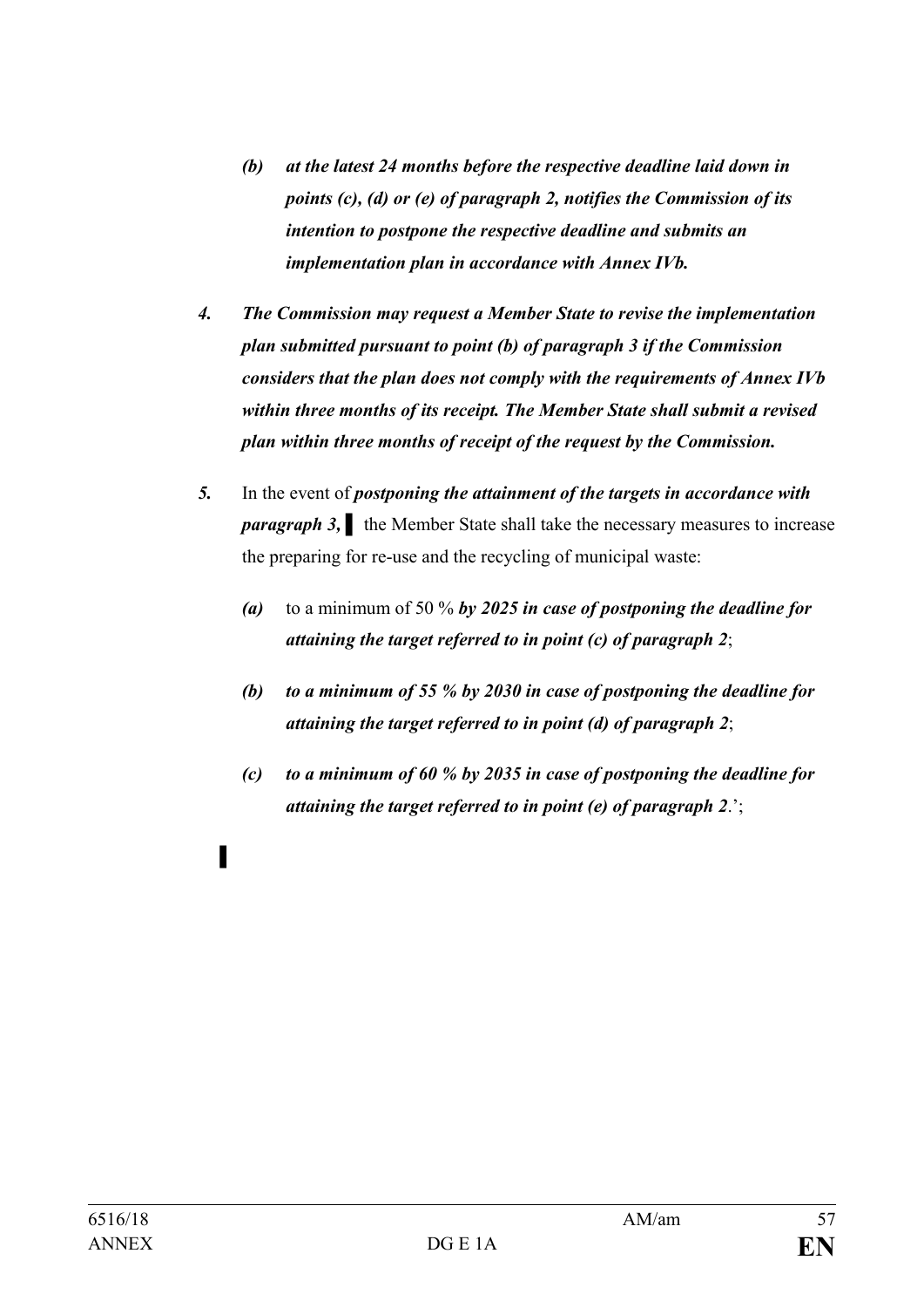*(b) at the latest 24 months before the respective deadline laid down in points (c), (d) or (e) of paragraph 2, notifies the Commission of its intention to postpone the respective deadline and submits an implementation plan in accordance with Annex IVb.*

***4. The Commission may request a Member State to revise the implementation plan submitted pursuant to point (b) of paragraph 3 if the Commission considers that the plan does not comply with the requirements of Annex IVb within three months of its receipt. The Member State shall submit a revised plan within three months of receipt of the request by the Commission.***

***5.*** In the event of ***postponing the attainment of the targets in accordance with paragraph 3,*** ▌ the Member State shall take the necessary measures to increase the preparing for re-use and the recycling of municipal waste:

***(a)*** to a minimum of 50 % ***by 2025 in case of postponing the deadline for attaining the target referred to in point (c) of paragraph 2***;

***(b) to a minimum of 55 % by 2030 in case of postponing the deadline for attaining the target referred to in point (d) of paragraph 2***;

***(c) to a minimum of 60 % by 2035 in case of postponing the deadline for attaining the target referred to in point (e) of paragraph 2***.';

▌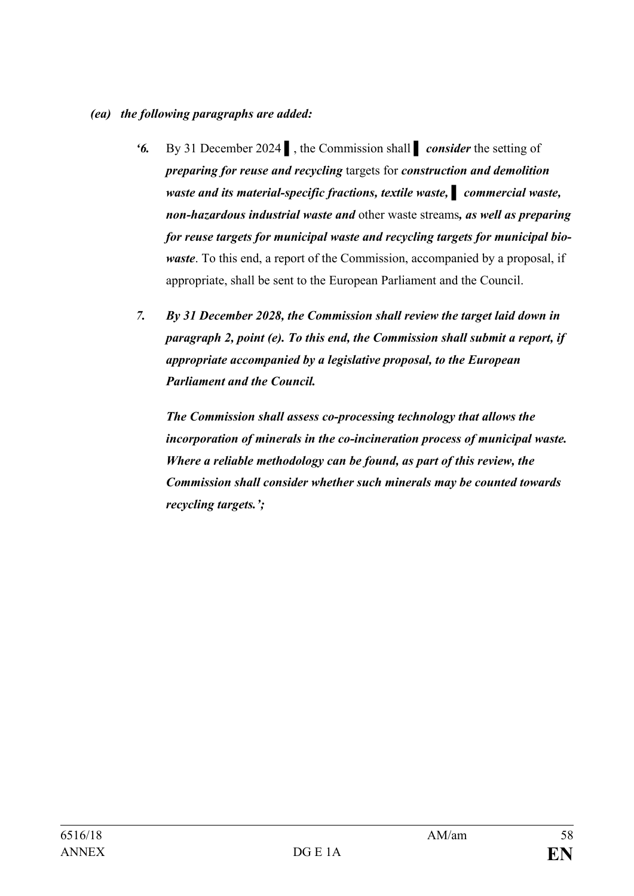***(ea) the following paragraphs are added:***

> ***'6.*** By 31 December 2024 ▌, the Commission shall ▌ ***consider*** the setting of ***preparing for reuse and recycling*** targets for ***construction and demolition waste and its material-specific fractions, textile waste,*** ▌ ***commercial waste, non-hazardous industrial waste and*** other waste streams***, as well as preparing for reuse targets for municipal waste and recycling targets for municipal bio-waste***. To this end, a report of the Commission, accompanied by a proposal, if appropriate, shall be sent to the European Parliament and the Council.
>
> ***7. By 31 December 2028, the Commission shall review the target laid down in paragraph 2, point (e). To this end, the Commission shall submit a report, if appropriate accompanied by a legislative proposal, to the European Parliament and the Council.***
>
> ***The Commission shall assess co-processing technology that allows the incorporation of minerals in the co-incineration process of municipal waste. Where a reliable methodology can be found, as part of this review, the Commission shall consider whether such minerals may be counted towards recycling targets.';***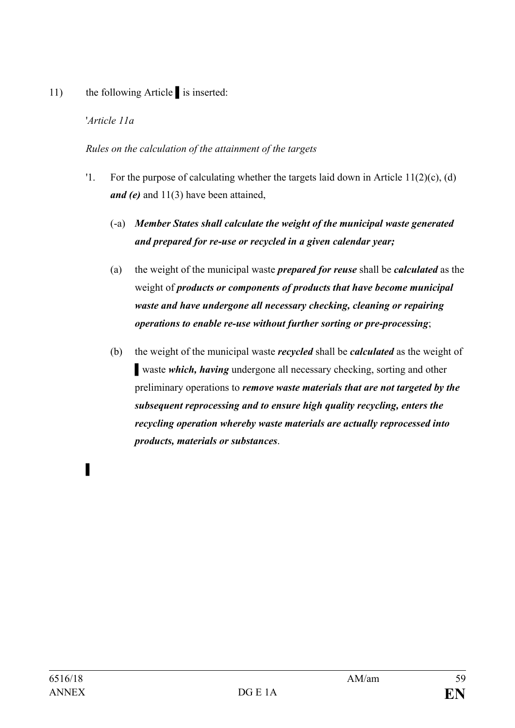11) the following Article ▌ is inserted:

'*Article 11a*

*Rules on the calculation of the attainment of the targets*

'1. For the purpose of calculating whether the targets laid down in Article 11(2)(c), (d) ***and (e)*** and 11(3) have been attained,

(-a) ***Member States shall calculate the weight of the municipal waste generated and prepared for re-use or recycled in a given calendar year;***

(a) the weight of the municipal waste ***prepared for reuse*** shall be ***calculated*** as the weight of ***products or components of products that have become municipal waste and have undergone all necessary checking, cleaning or repairing operations to enable re-use without further sorting or pre-processing***;

(b) the weight of the municipal waste ***recycled*** shall be ***calculated*** as the weight of ▌ waste ***which, having*** undergone all necessary checking, sorting and other preliminary operations to ***remove waste materials that are not targeted by the subsequent reprocessing and to ensure high quality recycling, enters the recycling operation whereby waste materials are actually reprocessed into products, materials or substances***.

▌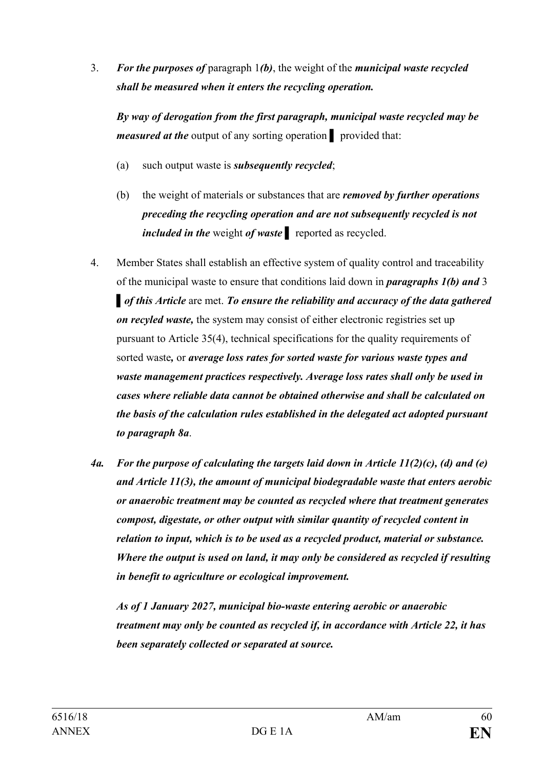3. ***For the purposes of*** paragraph 1***(b)***, the weight of the ***municipal waste recycled shall be measured when it enters the recycling operation.***

   ***By way of derogation from the first paragraph, municipal waste recycled may be measured at the*** output of any sorting operation ▌ provided that:

   (a) such output waste is ***subsequently recycled***;

   (b) the weight of materials or substances that are ***removed by further operations preceding the recycling operation and are not subsequently recycled is not included in the*** weight ***of waste*** ▌ reported as recycled.

4. Member States shall establish an effective system of quality control and traceability of the municipal waste to ensure that conditions laid down in ***paragraphs 1(b) and*** 3 ▌ ***of this Article*** are met. ***To ensure the reliability and accuracy of the data gathered on recyled waste,*** the system may consist of either electronic registries set up pursuant to Article 35(4), technical specifications for the quality requirements of sorted waste***,*** or ***average loss rates for sorted waste for various waste types and waste management practices respectively. Average loss rates shall only be used in cases where reliable data cannot be obtained otherwise and shall be calculated on the basis of the calculation rules established in the delegated act adopted pursuant to paragraph 8a***.

***4a. For the purpose of calculating the targets laid down in Article 11(2)(c), (d) and (e) and Article 11(3), the amount of municipal biodegradable waste that enters aerobic or anaerobic treatment may be counted as recycled where that treatment generates compost, digestate, or other output with similar quantity of recycled content in relation to input, which is to be used as a recycled product, material or substance. Where the output is used on land, it may only be considered as recycled if resulting in benefit to agriculture or ecological improvement.***

   ***As of 1 January 2027, municipal bio-waste entering aerobic or anaerobic treatment may only be counted as recycled if, in accordance with Article 22, it has been separately collected or separated at source.***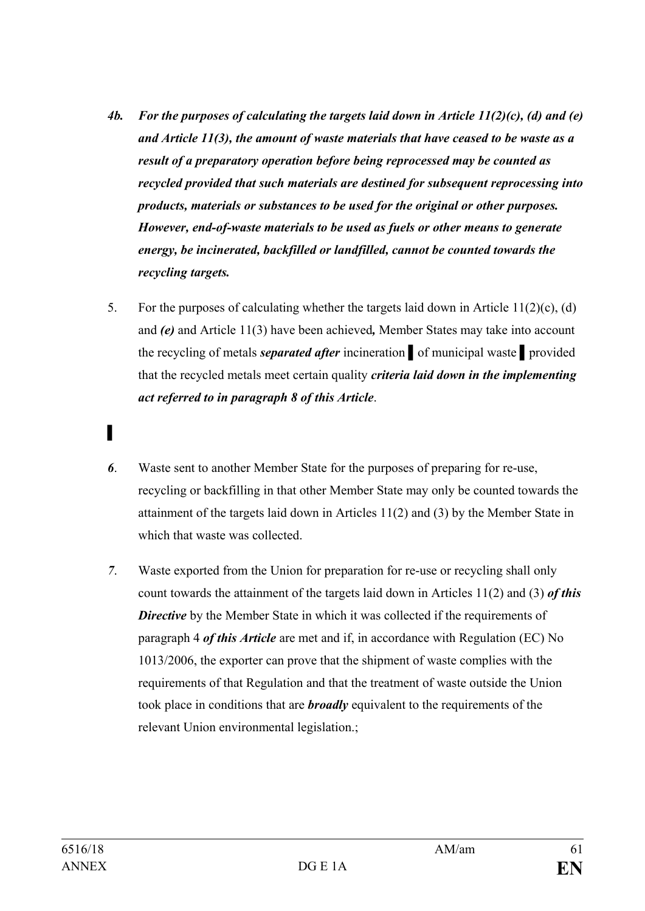*4b.* ***For the purposes of calculating the targets laid down in Article 11(2)(c), (d) and (e) and Article 11(3), the amount of waste materials that have ceased to be waste as a result of a preparatory operation before being reprocessed may be counted as recycled provided that such materials are destined for subsequent reprocessing into products, materials or substances to be used for the original or other purposes. However, end-of-waste materials to be used as fuels or other means to generate energy, be incinerated, backfilled or landfilled, cannot be counted towards the recycling targets.***

5. For the purposes of calculating whether the targets laid down in Article 11(2)(c), (d) and ***(e)*** and Article 11(3) have been achieved***,*** Member States may take into account the recycling of metals ***separated after*** incineration ▌ of municipal waste ▌ provided that the recycled metals meet certain quality ***criteria laid down in the implementing act referred to in paragraph 8 of this Article***.

▌

*6*. Waste sent to another Member State for the purposes of preparing for re-use, recycling or backfilling in that other Member State may only be counted towards the attainment of the targets laid down in Articles 11(2) and (3) by the Member State in which that waste was collected.

*7*. Waste exported from the Union for preparation for re-use or recycling shall only count towards the attainment of the targets laid down in Articles 11(2) and (3) ***of this Directive*** by the Member State in which it was collected if the requirements of paragraph 4 ***of this Article*** are met and if, in accordance with Regulation (EC) No 1013/2006, the exporter can prove that the shipment of waste complies with the requirements of that Regulation and that the treatment of waste outside the Union took place in conditions that are ***broadly*** equivalent to the requirements of the relevant Union environmental legislation.;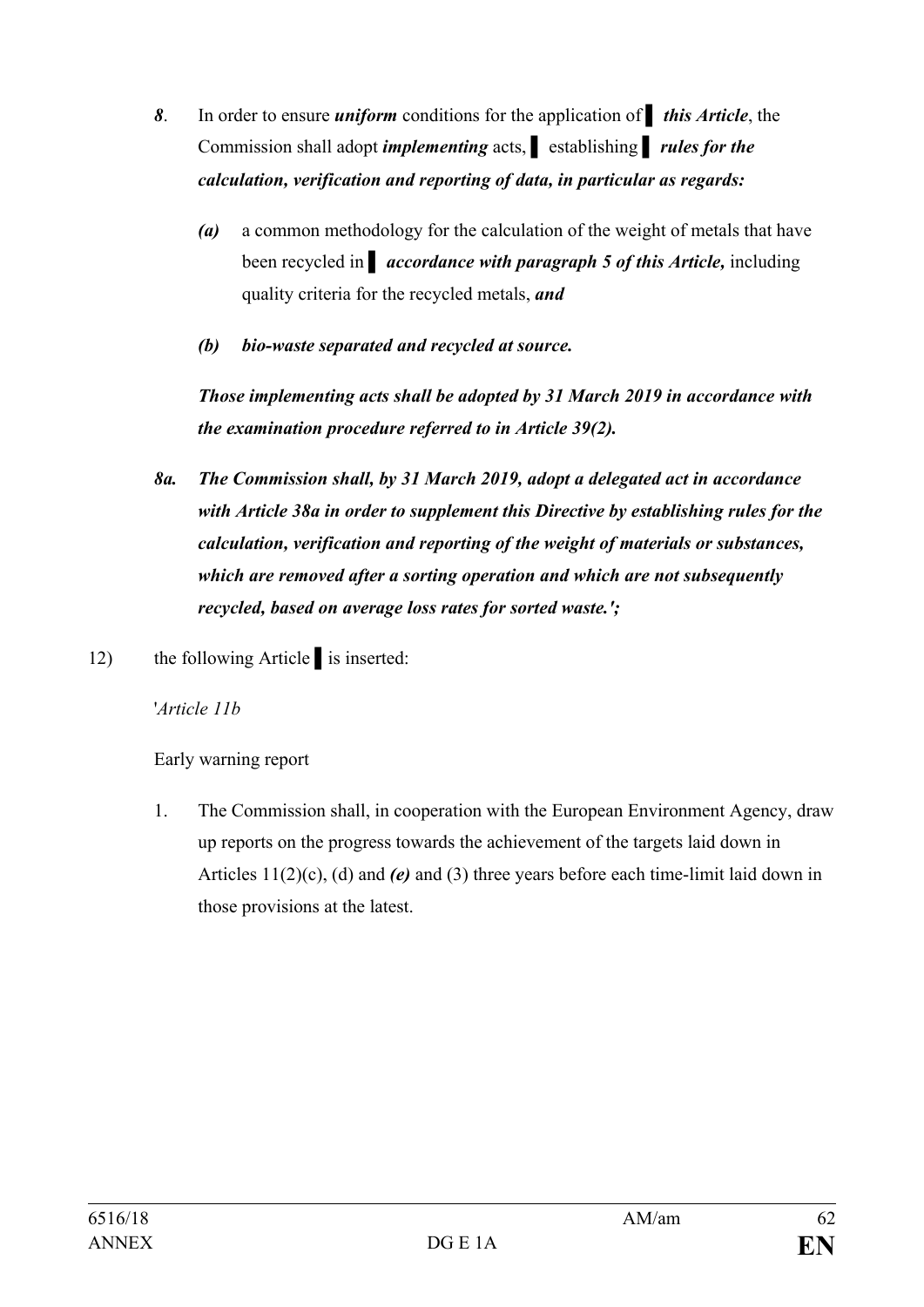*8*. In order to ensure ***uniform*** conditions for the application of ▌ ***this Article***, the Commission shall adopt ***implementing*** acts, ▌ establishing ▌ ***rules for the calculation, verification and reporting of data, in particular as regards:***

*(a)* a common methodology for the calculation of the weight of metals that have been recycled in ▌ ***accordance with paragraph 5 of this Article,*** including quality criteria for the recycled metals, ***and***

***(b) bio-waste separated and recycled at source.***

***Those implementing acts shall be adopted by 31 March 2019 in accordance with the examination procedure referred to in Article 39(2).***

***8a. The Commission shall, by 31 March 2019, adopt a delegated act in accordance with Article 38a in order to supplement this Directive by establishing rules for the calculation, verification and reporting of the weight of materials or substances, which are removed after a sorting operation and which are not subsequently recycled, based on average loss rates for sorted waste.';***

12) the following Article ▌ is inserted:

'*Article 11b*

Early warning report

1. The Commission shall, in cooperation with the European Environment Agency, draw up reports on the progress towards the achievement of the targets laid down in Articles 11(2)(c), (d) and ***(e)*** and (3) three years before each time-limit laid down in those provisions at the latest.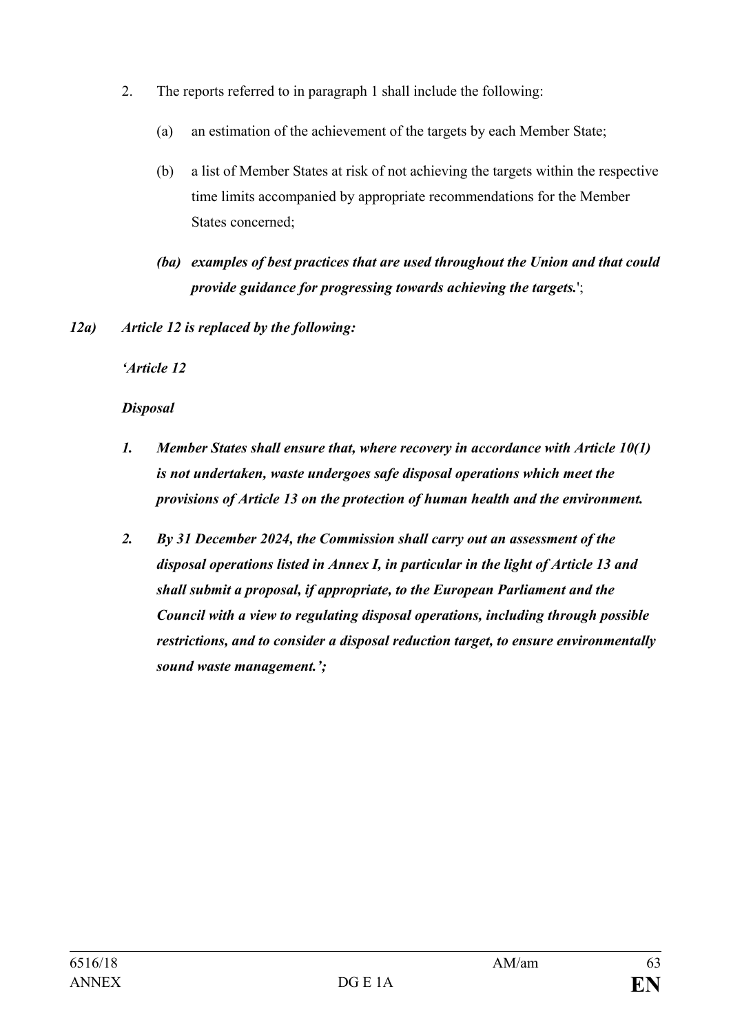2. The reports referred to in paragraph 1 shall include the following:

   (a) an estimation of the achievement of the targets by each Member State;

   (b) a list of Member States at risk of not achieving the targets within the respective time limits accompanied by appropriate recommendations for the Member States concerned;

   ***(ba) examples of best practices that are used throughout the Union and that could provide guidance for progressing towards achieving the targets.***';

***12a) Article 12 is replaced by the following:***

***'Article 12***

***Disposal***

***1. Member States shall ensure that, where recovery in accordance with Article 10(1) is not undertaken, waste undergoes safe disposal operations which meet the provisions of Article 13 on the protection of human health and the environment.***

***2. By 31 December 2024, the Commission shall carry out an assessment of the disposal operations listed in Annex I, in particular in the light of Article 13 and shall submit a proposal, if appropriate, to the European Parliament and the Council with a view to regulating disposal operations, including through possible restrictions, and to consider a disposal reduction target, to ensure environmentally sound waste management.';***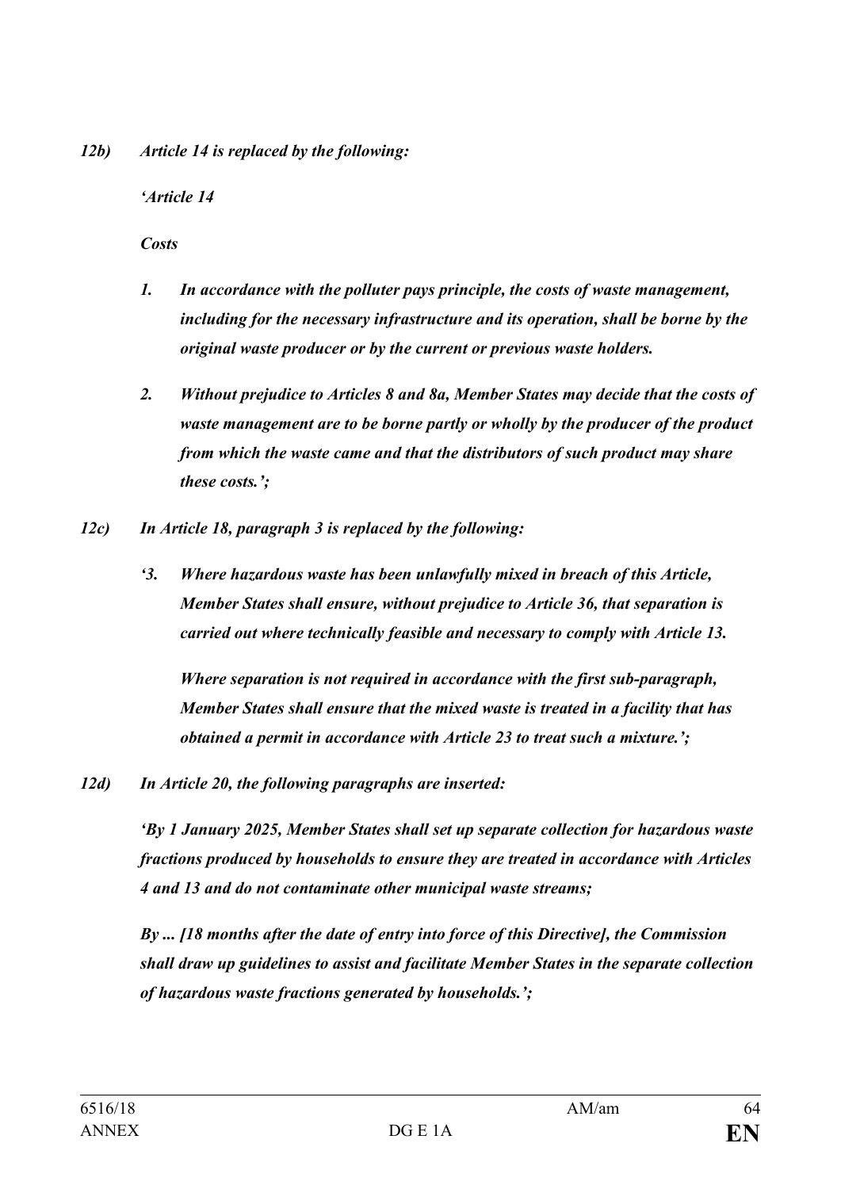*12b) Article 14 is replaced by the following:*

*'Article 14*

***Costs***

1. ***In accordance with the polluter pays principle, the costs of waste management, including for the necessary infrastructure and its operation, shall be borne by the original waste producer or by the current or previous waste holders.***

2. ***Without prejudice to Articles 8 and 8a, Member States may decide that the costs of waste management are to be borne partly or wholly by the producer of the product from which the waste came and that the distributors of such product may share these costs.';***

*12c) In Article 18, paragraph 3 is replaced by the following:*

***'3. Where hazardous waste has been unlawfully mixed in breach of this Article, Member States shall ensure, without prejudice to Article 36, that separation is carried out where technically feasible and necessary to comply with Article 13.***

***Where separation is not required in accordance with the first sub-paragraph, Member States shall ensure that the mixed waste is treated in a facility that has obtained a permit in accordance with Article 23 to treat such a mixture.';***

*12d) In Article 20, the following paragraphs are inserted:*

***'By 1 January 2025, Member States shall set up separate collection for hazardous waste fractions produced by households to ensure they are treated in accordance with Articles 4 and 13 and do not contaminate other municipal waste streams;***

***By ... [18 months after the date of entry into force of this Directive], the Commission shall draw up guidelines to assist and facilitate Member States in the separate collection of hazardous waste fractions generated by households.';***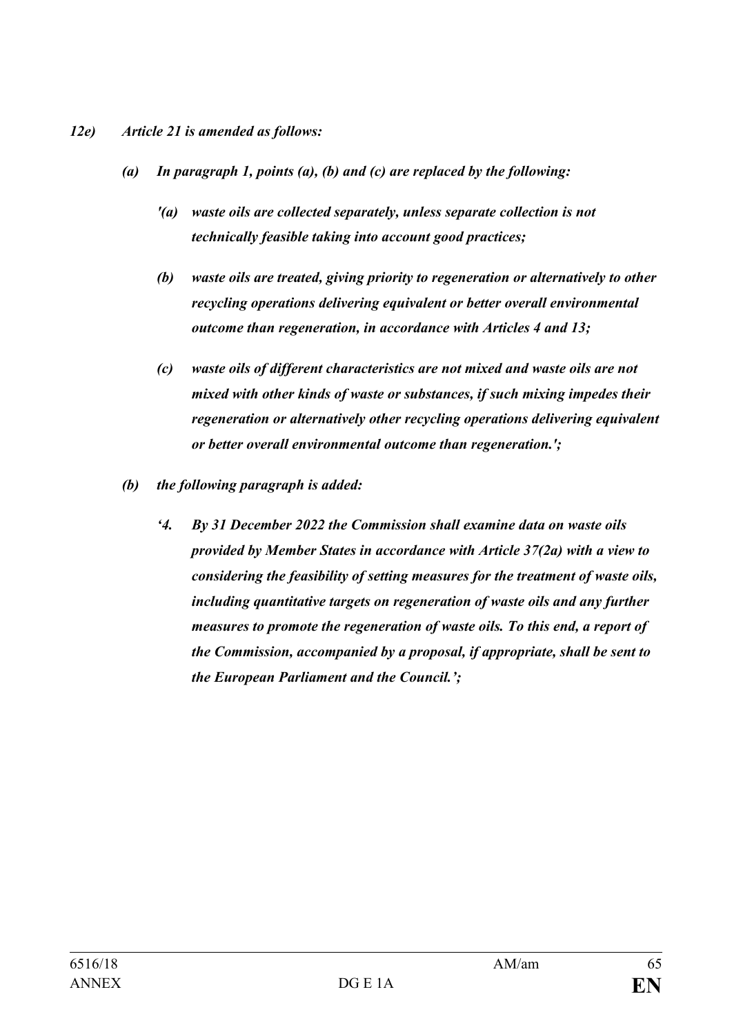*12e) Article 21 is amended as follows:*

*(a) In paragraph 1, points (a), (b) and (c) are replaced by the following:*

*'(a) waste oils are collected separately, unless separate collection is not technically feasible taking into account good practices;*

*(b) waste oils are treated, giving priority to regeneration or alternatively to other recycling operations delivering equivalent or better overall environmental outcome than regeneration, in accordance with Articles 4 and 13;*

*(c) waste oils of different characteristics are not mixed and waste oils are not mixed with other kinds of waste or substances, if such mixing impedes their regeneration or alternatively other recycling operations delivering equivalent or better overall environmental outcome than regeneration.';*

*(b) the following paragraph is added:*

*'4. By 31 December 2022 the Commission shall examine data on waste oils provided by Member States in accordance with Article 37(2a) with a view to considering the feasibility of setting measures for the treatment of waste oils, including quantitative targets on regeneration of waste oils and any further measures to promote the regeneration of waste oils. To this end, a report of the Commission, accompanied by a proposal, if appropriate, shall be sent to the European Parliament and the Council.';*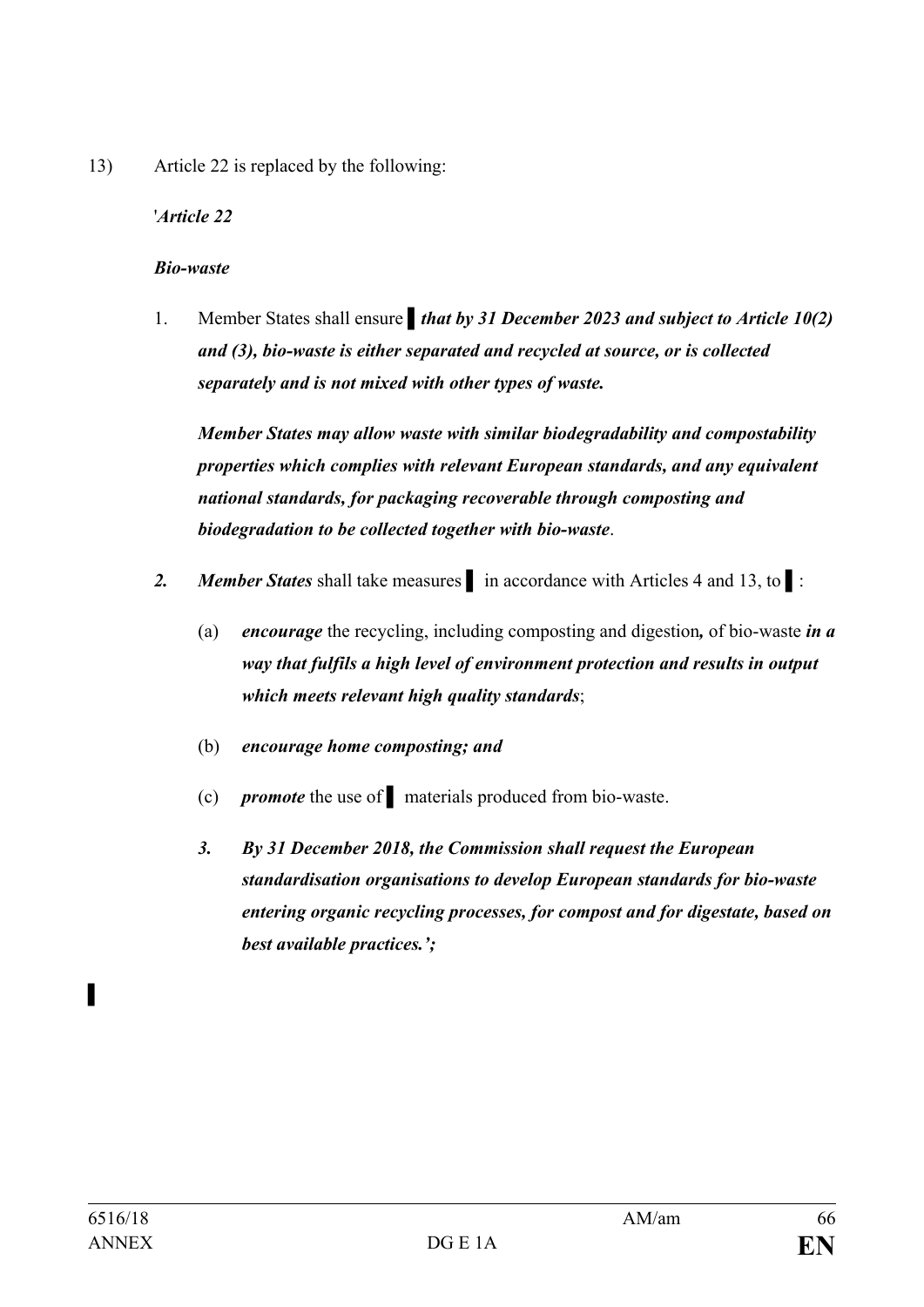13) Article 22 is replaced by the following:

'*Article 22*

***Bio-waste***

1. Member States shall ensure ▌***that by 31 December 2023 and subject to Article 10(2) and (3), bio-waste is either separated and recycled at source, or is collected separately and is not mixed with other types of waste.***

   ***Member States may allow waste with similar biodegradability and compostability properties which complies with relevant European standards, and any equivalent national standards, for packaging recoverable through composting and biodegradation to be collected together with bio-waste***.

***2.*** ***Member States*** shall take measures ▌ in accordance with Articles 4 and 13, to ▌:

   (a) ***encourage*** the recycling, including composting and digestion***,*** of bio-waste ***in a way that fulfils a high level of environment protection and results in output which meets relevant high quality standards***;

   (b) ***encourage home composting; and***

   (c) ***promote*** the use of ▌ materials produced from bio-waste.

   ***3.*** ***By 31 December 2018, the Commission shall request the European standardisation organisations to develop European standards for bio-waste entering organic recycling processes, for compost and for digestate, based on best available practices.';***

▌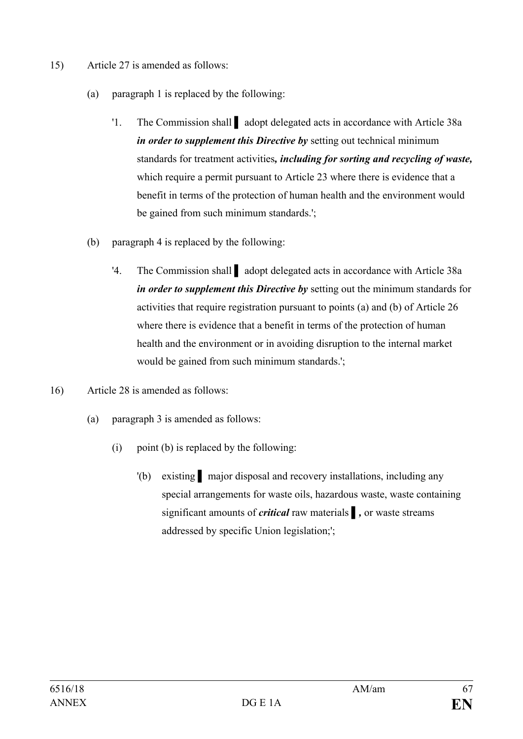15) Article 27 is amended as follows:

(a) paragraph 1 is replaced by the following:

'1. The Commission shall ▌ adopt delegated acts in accordance with Article 38a ***in order to supplement this Directive by*** setting out technical minimum standards for treatment activities***, including for sorting and recycling of waste,*** which require a permit pursuant to Article 23 where there is evidence that a benefit in terms of the protection of human health and the environment would be gained from such minimum standards.';

(b) paragraph 4 is replaced by the following:

'4. The Commission shall ▌ adopt delegated acts in accordance with Article 38a ***in order to supplement this Directive by*** setting out the minimum standards for activities that require registration pursuant to points (a) and (b) of Article 26 where there is evidence that a benefit in terms of the protection of human health and the environment or in avoiding disruption to the internal market would be gained from such minimum standards.';

16) Article 28 is amended as follows:

(a) paragraph 3 is amended as follows:

(i) point (b) is replaced by the following:

'(b) existing ▌ major disposal and recovery installations, including any special arrangements for waste oils, hazardous waste, waste containing significant amounts of ***critical*** raw materials ▌***,*** or waste streams addressed by specific Union legislation;';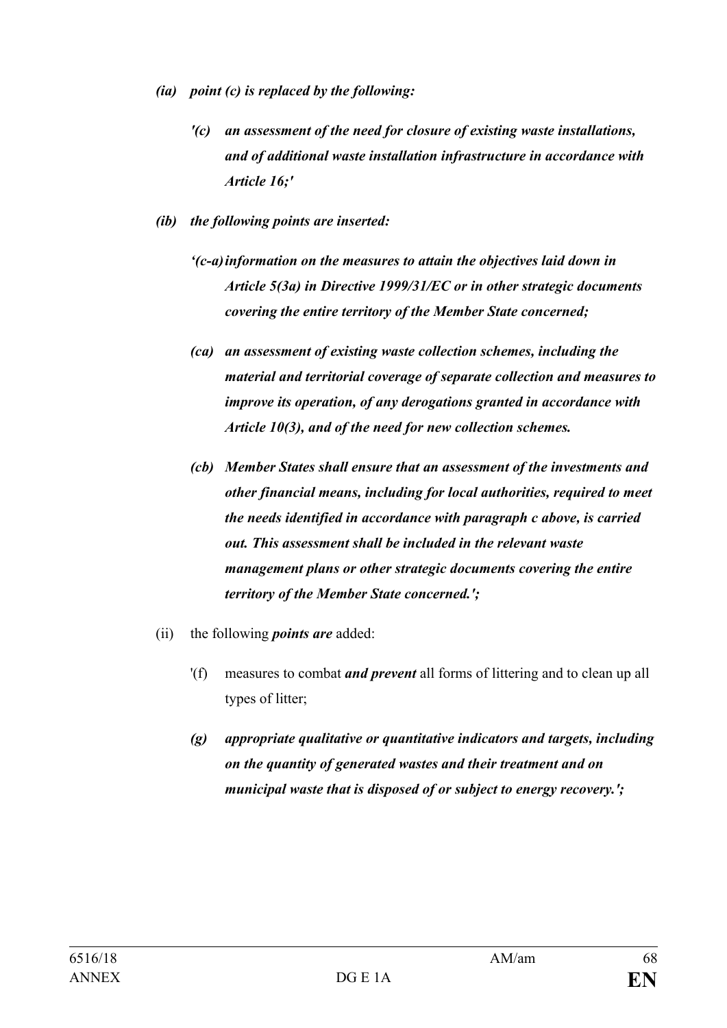*(ia)* ***point (c) is replaced by the following:***

> ***'(c)*** ***an assessment of the need for closure of existing waste installations, and of additional waste installation infrastructure in accordance with Article 16;'***

*(ib)* ***the following points are inserted:***

> ***'(c-a)*** ***information on the measures to attain the objectives laid down in Article 5(3a) in Directive 1999/31/EC or in other strategic documents covering the entire territory of the Member State concerned;***
>
> ***(ca)*** ***an assessment of existing waste collection schemes, including the material and territorial coverage of separate collection and measures to improve its operation, of any derogations granted in accordance with Article 10(3), and of the need for new collection schemes.***
>
> ***(cb)*** ***Member States shall ensure that an assessment of the investments and other financial means, including for local authorities, required to meet the needs identified in accordance with paragraph c above, is carried out. This assessment shall be included in the relevant waste management plans or other strategic documents covering the entire territory of the Member State concerned.';***

(ii) the following ***points are*** added:

> '(f) measures to combat ***and prevent*** all forms of littering and to clean up all types of litter;
>
> ***(g)*** ***appropriate qualitative or quantitative indicators and targets, including on the quantity of generated wastes and their treatment and on municipal waste that is disposed of or subject to energy recovery.';***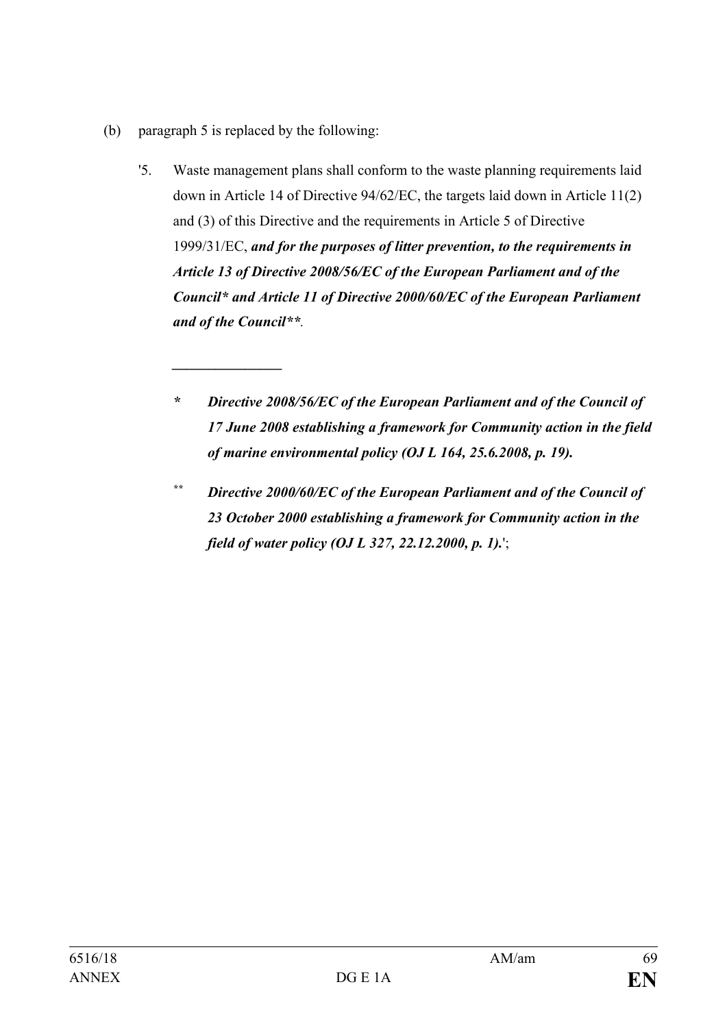(b) paragraph 5 is replaced by the following:

'5. Waste management plans shall conform to the waste planning requirements laid down in Article 14 of Directive 94/62/EC, the targets laid down in Article 11(2) and (3) of this Directive and the requirements in Article 5 of Directive 1999/31/EC, ***and for the purposes of litter prevention, to the requirements in Article 13 of Directive 2008/56/EC of the European Parliament and of the Council* and Article 11 of Directive 2000/60/EC of the European Parliament and of the Council*****.

_______________

***\*** Directive 2008/56/EC of the European Parliament and of the Council of 17 June 2008 establishing a framework for Community action in the field of marine environmental policy (OJ L 164, 25.6.2008, p. 19).***

\*\* ***Directive 2000/60/EC of the European Parliament and of the Council of 23 October 2000 establishing a framework for Community action in the field of water policy (OJ L 327, 22.12.2000, p. 1).***';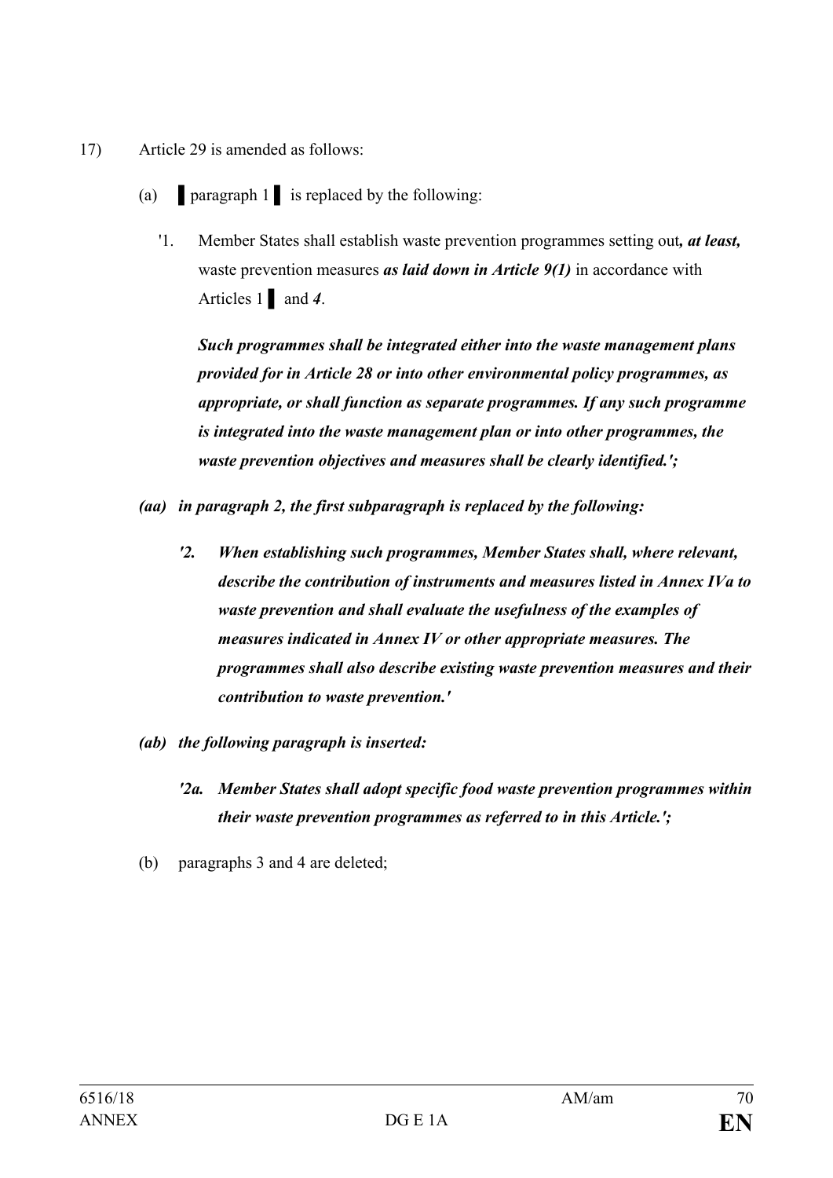17) Article 29 is amended as follows:

(a) ▌paragraph 1 ▌ is replaced by the following:

'1. Member States shall establish waste prevention programmes setting out*, at least,* waste prevention measures ***as laid down in Article 9(1)*** in accordance with Articles 1 ▌ and ***4***.

***Such programmes shall be integrated either into the waste management plans provided for in Article 28 or into other environmental policy programmes, as appropriate, or shall function as separate programmes. If any such programme is integrated into the waste management plan or into other programmes, the waste prevention objectives and measures shall be clearly identified.';***

***(aa) in paragraph 2, the first subparagraph is replaced by the following:***

***'2. When establishing such programmes, Member States shall, where relevant, describe the contribution of instruments and measures listed in Annex IVa to waste prevention and shall evaluate the usefulness of the examples of measures indicated in Annex IV or other appropriate measures. The programmes shall also describe existing waste prevention measures and their contribution to waste prevention.'***

***(ab) the following paragraph is inserted:***

***'2a. Member States shall adopt specific food waste prevention programmes within their waste prevention programmes as referred to in this Article.';***

(b) paragraphs 3 and 4 are deleted;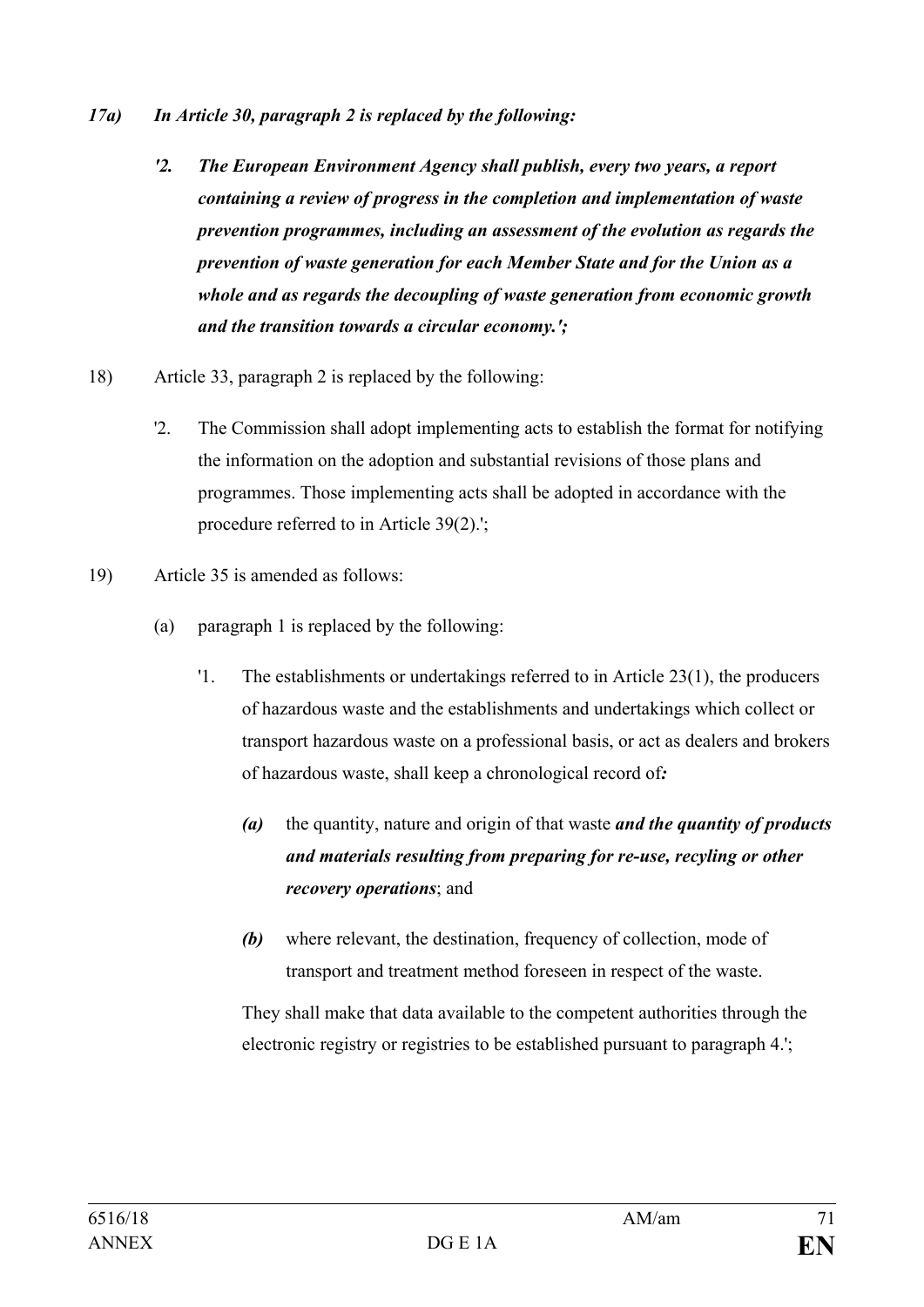*17a) In Article 30, paragraph 2 is replaced by the following:*

*'2. The European Environment Agency shall publish, every two years, a report containing a review of progress in the completion and implementation of waste prevention programmes, including an assessment of the evolution as regards the prevention of waste generation for each Member State and for the Union as a whole and as regards the decoupling of waste generation from economic growth and the transition towards a circular economy.';*

18) Article 33, paragraph 2 is replaced by the following:

'2. The Commission shall adopt implementing acts to establish the format for notifying the information on the adoption and substantial revisions of those plans and programmes. Those implementing acts shall be adopted in accordance with the procedure referred to in Article 39(2).';

19) Article 35 is amended as follows:

(a) paragraph 1 is replaced by the following:

'1. The establishments or undertakings referred to in Article 23(1), the producers of hazardous waste and the establishments and undertakings which collect or transport hazardous waste on a professional basis, or act as dealers and brokers of hazardous waste, shall keep a chronological record of***:***

***(a)*** the quantity, nature and origin of that waste ***and the quantity of products and materials resulting from preparing for re-use, recyling or other recovery operations***; and

***(b)*** where relevant, the destination, frequency of collection, mode of transport and treatment method foreseen in respect of the waste.

They shall make that data available to the competent authorities through the electronic registry or registries to be established pursuant to paragraph 4.';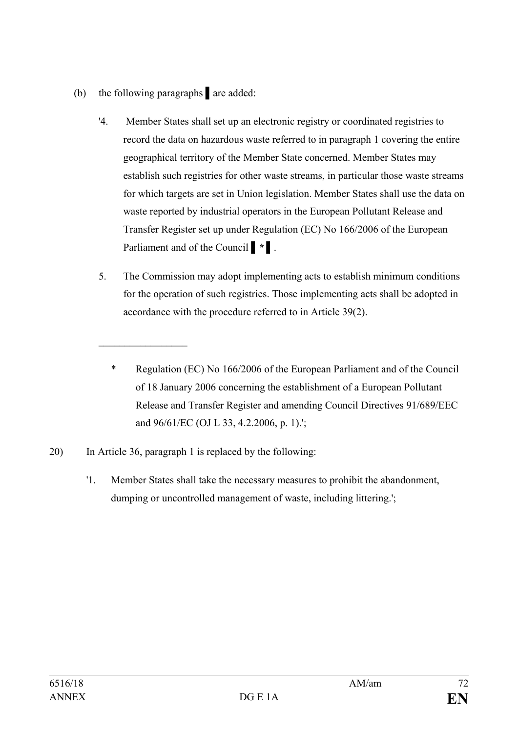(b) the following paragraphs ▌ are added:

'4. Member States shall set up an electronic registry or coordinated registries to record the data on hazardous waste referred to in paragraph 1 covering the entire geographical territory of the Member State concerned. Member States may establish such registries for other waste streams, in particular those waste streams for which targets are set in Union legislation. Member States shall use the data on waste reported by industrial operators in the European Pollutant Release and Transfer Register set up under Regulation (EC) No 166/2006 of the European Parliament and of the Council ▌ * ▌ .

5. The Commission may adopt implementing acts to establish minimum conditions for the operation of such registries. Those implementing acts shall be adopted in accordance with the procedure referred to in Article 39(2).

\_\_\_\_\_\_\_\_\_\_\_\_\_\_\_\_\_

\* Regulation (EC) No 166/2006 of the European Parliament and of the Council of 18 January 2006 concerning the establishment of a European Pollutant Release and Transfer Register and amending Council Directives 91/689/EEC and 96/61/EC (OJ L 33, 4.2.2006, p. 1).';

20) In Article 36, paragraph 1 is replaced by the following:

'1. Member States shall take the necessary measures to prohibit the abandonment, dumping or uncontrolled management of waste, including littering.';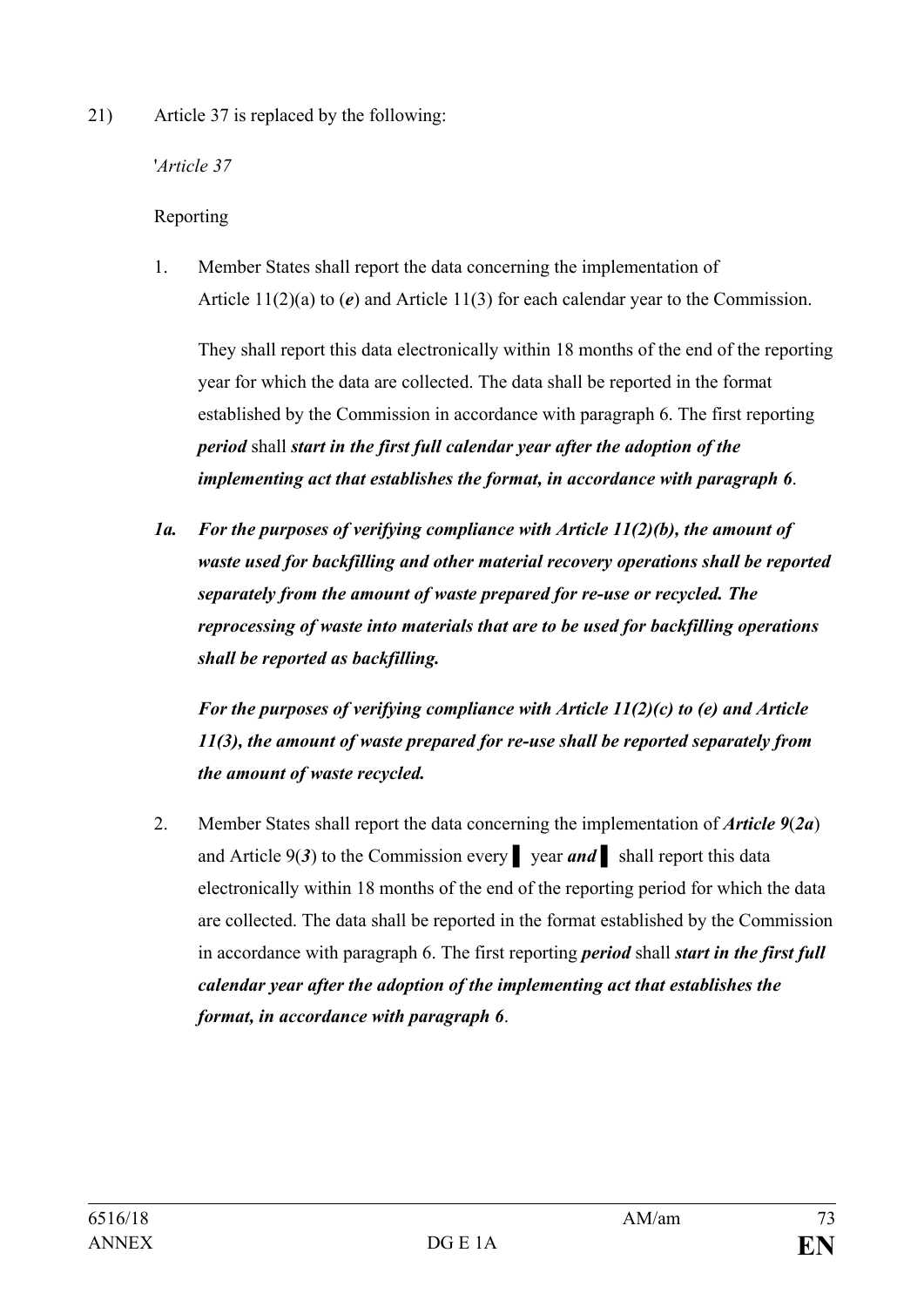21) Article 37 is replaced by the following:

'*Article 37*

Reporting

1. Member States shall report the data concerning the implementation of Article 11(2)(a) to (***e***) and Article 11(3) for each calendar year to the Commission.

   They shall report this data electronically within 18 months of the end of the reporting year for which the data are collected. The data shall be reported in the format established by the Commission in accordance with paragraph 6. The first reporting ***period*** shall ***start in the first full calendar year after the adoption of the implementing act that establishes the format, in accordance with paragraph 6***.

***1a. For the purposes of verifying compliance with Article 11(2)(b), the amount of waste used for backfilling and other material recovery operations shall be reported separately from the amount of waste prepared for re-use or recycled. The reprocessing of waste into materials that are to be used for backfilling operations shall be reported as backfilling.***

   ***For the purposes of verifying compliance with Article 11(2)(c) to (e) and Article 11(3), the amount of waste prepared for re-use shall be reported separately from the amount of waste recycled.***

2. Member States shall report the data concerning the implementation of ***Article 9***(***2a***) and Article 9(***3***) to the Commission every ▌ year ***and*** ▌ shall report this data electronically within 18 months of the end of the reporting period for which the data are collected. The data shall be reported in the format established by the Commission in accordance with paragraph 6. The first reporting ***period*** shall ***start in the first full calendar year after the adoption of the implementing act that establishes the format, in accordance with paragraph 6***.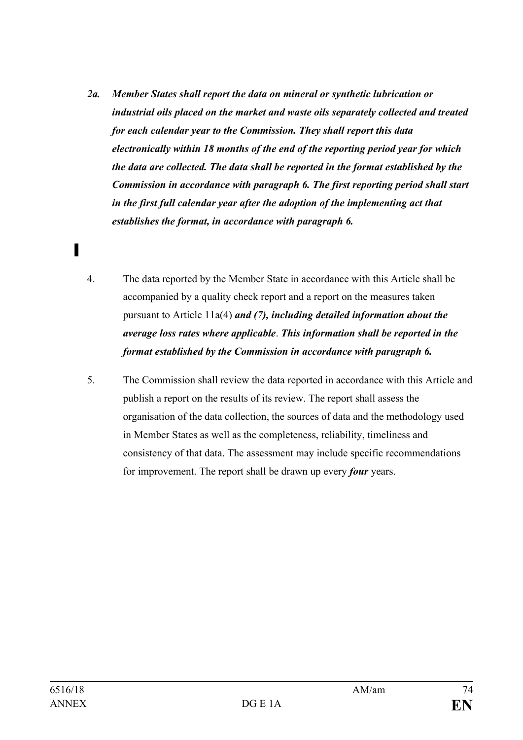*2a.* ***Member States shall report the data on mineral or synthetic lubrication or industrial oils placed on the market and waste oils separately collected and treated for each calendar year to the Commission. They shall report this data electronically within 18 months of the end of the reporting period year for which the data are collected. The data shall be reported in the format established by the Commission in accordance with paragraph 6. The first reporting period shall start in the first full calendar year after the adoption of the implementing act that establishes the format, in accordance with paragraph 6.***

▌

4. The data reported by the Member State in accordance with this Article shall be accompanied by a quality check report and a report on the measures taken pursuant to Article 11a(4) ***and (7), including detailed information about the average loss rates where applicable***. ***This information shall be reported in the format established by the Commission in accordance with paragraph 6.***

5. The Commission shall review the data reported in accordance with this Article and publish a report on the results of its review. The report shall assess the organisation of the data collection, the sources of data and the methodology used in Member States as well as the completeness, reliability, timeliness and consistency of that data. The assessment may include specific recommendations for improvement. The report shall be drawn up every ***four*** years.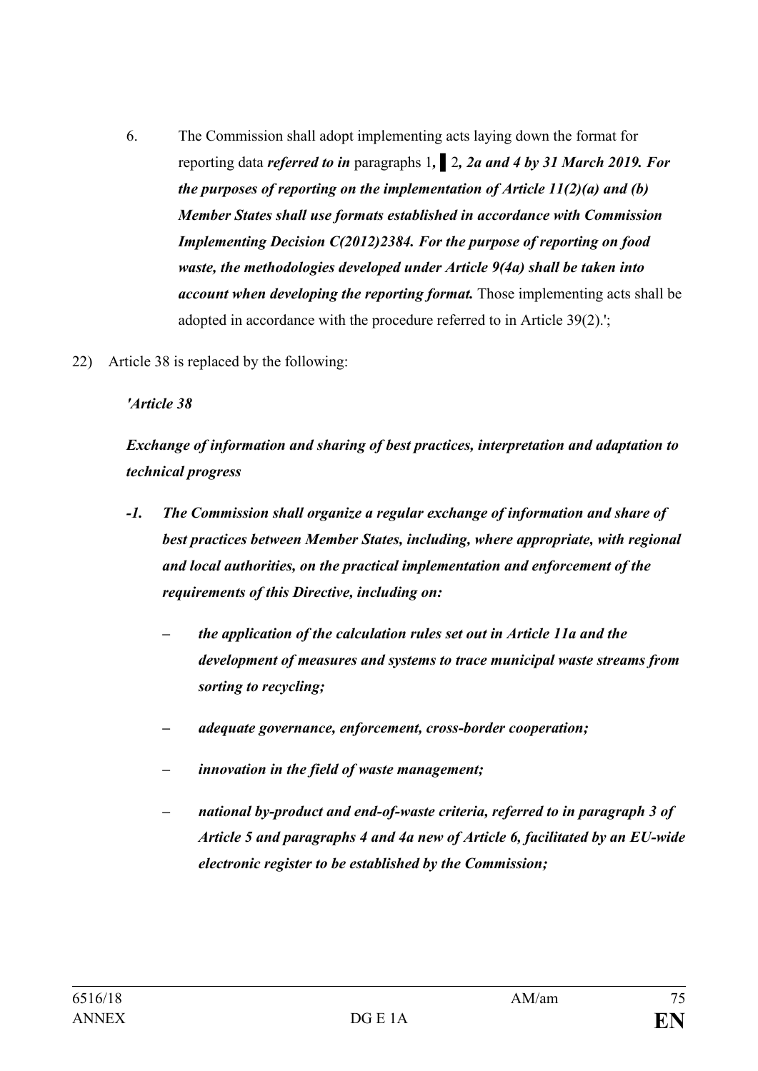6. The Commission shall adopt implementing acts laying down the format for reporting data ***referred to in*** paragraphs 1***,*** ▌2***, 2a and 4 by 31 March 2019. For the purposes of reporting on the implementation of Article 11(2)(a) and (b) Member States shall use formats established in accordance with Commission Implementing Decision C(2012)2384. For the purpose of reporting on food waste, the methodologies developed under Article 9(4a) shall be taken into account when developing the reporting format.*** Those implementing acts shall be adopted in accordance with the procedure referred to in Article 39(2).';

22) Article 38 is replaced by the following:

***'Article 38***

***Exchange of information and sharing of best practices, interpretation and adaptation to technical progress***

***-1. The Commission shall organize a regular exchange of information and share of best practices between Member States, including, where appropriate, with regional and local authorities, on the practical implementation and enforcement of the requirements of this Directive, including on:***

- ***the application of the calculation rules set out in Article 11a and the development of measures and systems to trace municipal waste streams from sorting to recycling;***
- ***adequate governance, enforcement, cross-border cooperation;***
- ***innovation in the field of waste management;***
- ***national by-product and end-of-waste criteria, referred to in paragraph 3 of Article 5 and paragraphs 4 and 4a new of Article 6, facilitated by an EU-wide electronic register to be established by the Commission;***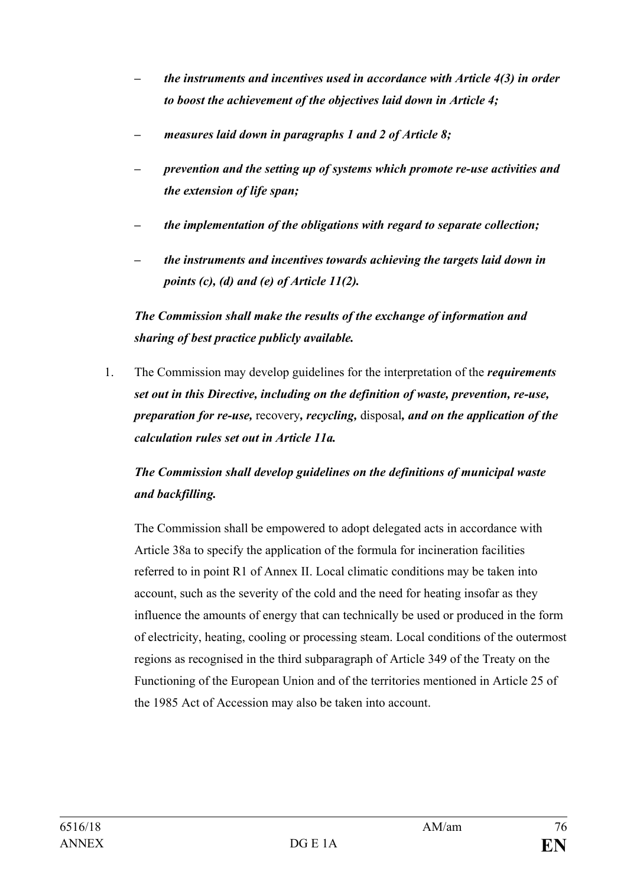- ***the instruments and incentives used in accordance with Article 4(3) in order to boost the achievement of the objectives laid down in Article 4;***
- ***measures laid down in paragraphs 1 and 2 of Article 8;***
- ***prevention and the setting up of systems which promote re-use activities and the extension of life span;***
- ***the implementation of the obligations with regard to separate collection;***
- ***the instruments and incentives towards achieving the targets laid down in points (c), (d) and (e) of Article 11(2).***

***The Commission shall make the results of the exchange of information and sharing of best practice publicly available.***

1. The Commission may develop guidelines for the interpretation of the ***requirements set out in this Directive, including on the definition of waste, prevention, re-use, preparation for re-use,*** recovery***, recycling,*** disposal***, and on the application of the calculation rules set out in Article 11a.***

   ***The Commission shall develop guidelines on the definitions of municipal waste and backfilling.***

   The Commission shall be empowered to adopt delegated acts in accordance with Article 38a to specify the application of the formula for incineration facilities referred to in point R1 of Annex II. Local climatic conditions may be taken into account, such as the severity of the cold and the need for heating insofar as they influence the amounts of energy that can technically be used or produced in the form of electricity, heating, cooling or processing steam. Local conditions of the outermost regions as recognised in the third subparagraph of Article 349 of the Treaty on the Functioning of the European Union and of the territories mentioned in Article 25 of the 1985 Act of Accession may also be taken into account.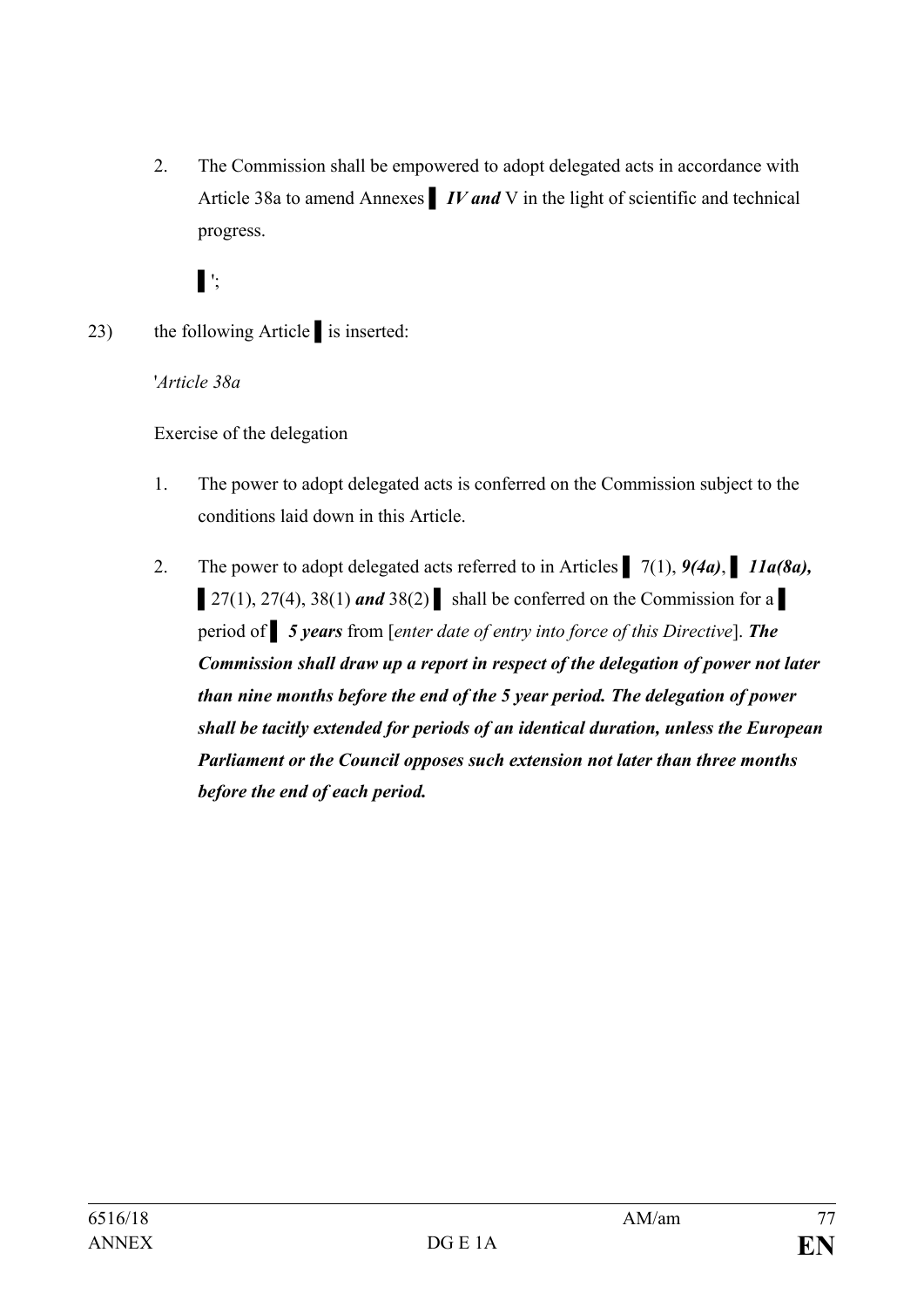2. The Commission shall be empowered to adopt delegated acts in accordance with Article 38a to amend Annexes ▌ ***IV and*** V in the light of scientific and technical progress.

▌';

23) the following Article ▌ is inserted:

'*Article 38a*

Exercise of the delegation

1. The power to adopt delegated acts is conferred on the Commission subject to the conditions laid down in this Article.

2. The power to adopt delegated acts referred to in Articles ▌ 7(1), ***9(4a)***, ▌ ***11a(8a),*** ▌ 27(1), 27(4), 38(1) ***and*** 38(2) ▌ shall be conferred on the Commission for a ▌ period of ▌ ***5 years*** from [*enter date of entry into force of this Directive*]. ***The Commission shall draw up a report in respect of the delegation of power not later than nine months before the end of the 5 year period. The delegation of power shall be tacitly extended for periods of an identical duration, unless the European Parliament or the Council opposes such extension not later than three months before the end of each period.***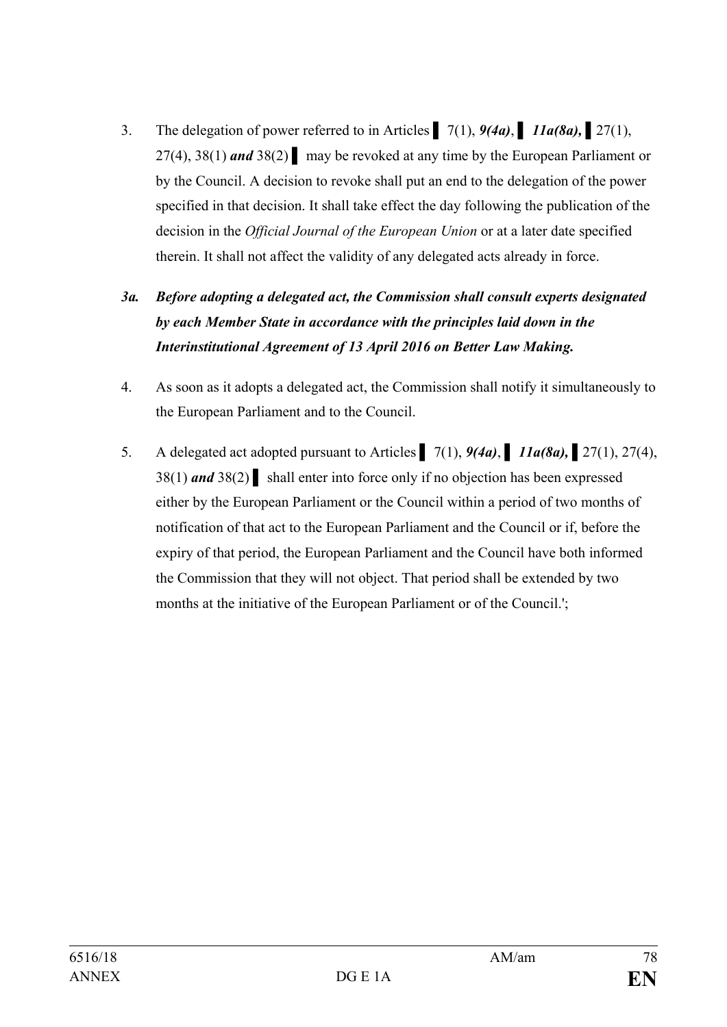3. The delegation of power referred to in Articles ▌ 7(1), ***9(4a)***, ▌ ***11a(8a),*** ▌27(1), 27(4), 38(1) ***and*** 38(2) ▌ may be revoked at any time by the European Parliament or by the Council. A decision to revoke shall put an end to the delegation of the power specified in that decision. It shall take effect the day following the publication of the decision in the *Official Journal of the European Union* or at a later date specified therein. It shall not affect the validity of any delegated acts already in force.

***3a. Before adopting a delegated act, the Commission shall consult experts designated by each Member State in accordance with the principles laid down in the Interinstitutional Agreement of 13 April 2016 on Better Law Making.***

4. As soon as it adopts a delegated act, the Commission shall notify it simultaneously to the European Parliament and to the Council.

5. A delegated act adopted pursuant to Articles ▌ 7(1), ***9(4a)***, ▌ ***11a(8a),*** ▌27(1), 27(4), 38(1) ***and*** 38(2) ▌ shall enter into force only if no objection has been expressed either by the European Parliament or the Council within a period of two months of notification of that act to the European Parliament and the Council or if, before the expiry of that period, the European Parliament and the Council have both informed the Commission that they will not object. That period shall be extended by two months at the initiative of the European Parliament or of the Council.';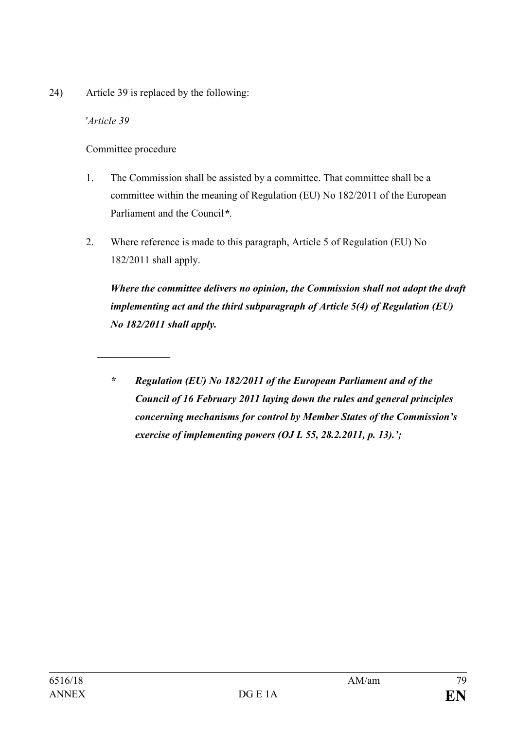24) Article 39 is replaced by the following:

'*Article 39*

Committee procedure

1. The Commission shall be assisted by a committee. That committee shall be a committee within the meaning of Regulation (EU) No 182/2011 of the European Parliament and the Council***.

2. Where reference is made to this paragraph, Article 5 of Regulation (EU) No 182/2011 shall apply.

   ***Where the committee delivers no opinion, the Commission shall not adopt the draft implementing act and the third subparagraph of Article 5(4) of Regulation (EU) No 182/2011 shall apply.***

______________

***\*	Regulation (EU) No 182/2011 of the European Parliament and of the Council of 16 February 2011 laying down the rules and general principles concerning mechanisms for control by Member States of the Commission's exercise of implementing powers (OJ L 55, 28.2.2011, p. 13).';***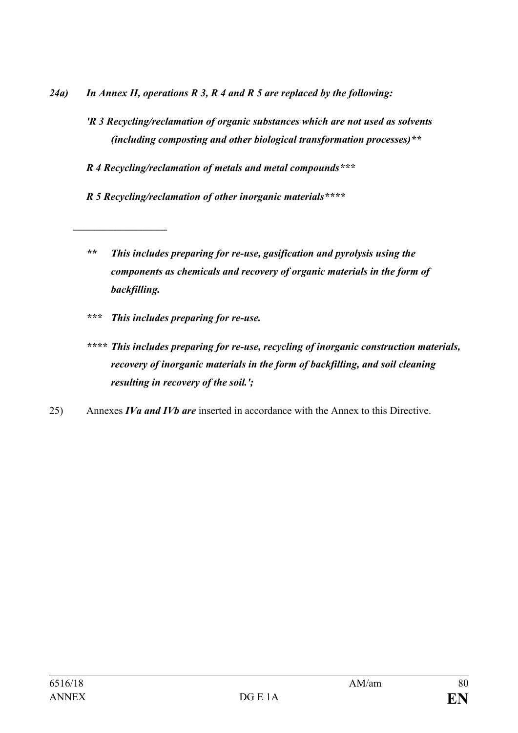***24a) In Annex II, operations R 3, R 4 and R 5 are replaced by the following:***

***'R 3 Recycling/reclamation of organic substances which are not used as solvents (including composting and other biological transformation processes)\*\****

***R 4 Recycling/reclamation of metals and metal compounds\*\*\****

***R 5 Recycling/reclamation of other inorganic materials\*\*\*\****

___________________

***\*\* This includes preparing for re-use, gasification and pyrolysis using the components as chemicals and recovery of organic materials in the form of backfilling.***

***\*\*\* This includes preparing for re-use.***

***\*\*\*\* This includes preparing for re-use, recycling of inorganic construction materials, recovery of inorganic materials in the form of backfilling, and soil cleaning resulting in recovery of the soil.';***

25) Annexes ***IVa and IVb are*** inserted in accordance with the Annex to this Directive.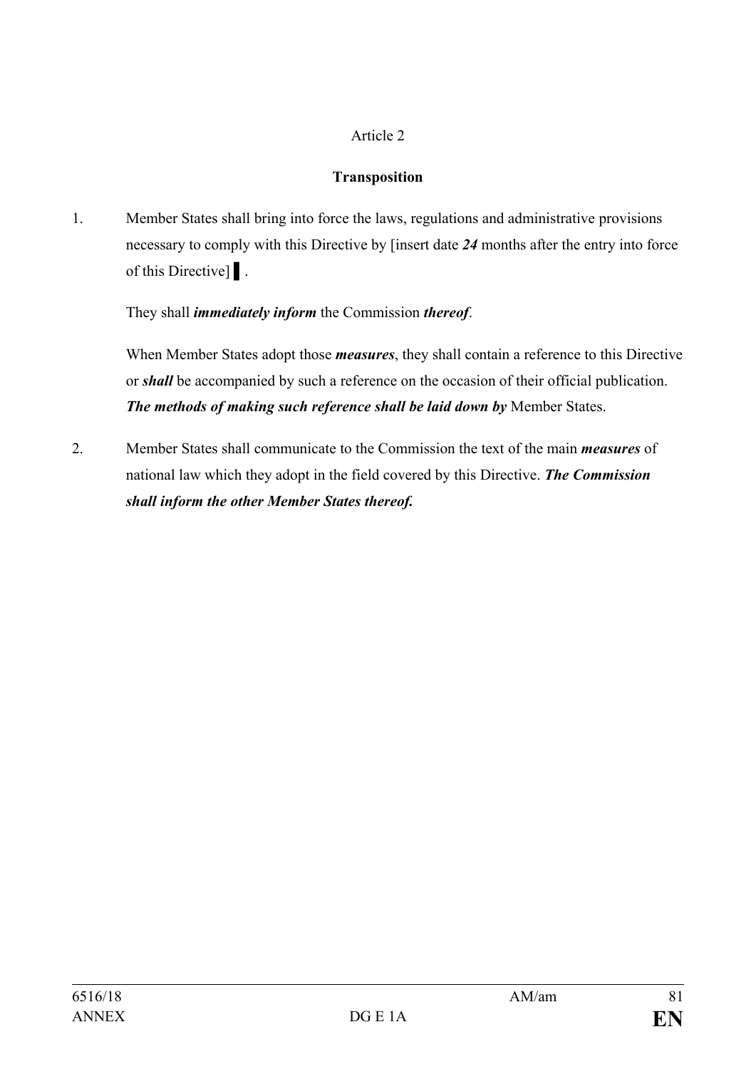Article 2

**Transposition**

1. Member States shall bring into force the laws, regulations and administrative provisions necessary to comply with this Directive by [insert date ***24*** months after the entry into force of this Directive] ▌.

   They shall ***immediately inform*** the Commission ***thereof***.

   When Member States adopt those ***measures***, they shall contain a reference to this Directive or ***shall*** be accompanied by such a reference on the occasion of their official publication. ***The methods of making such reference shall be laid down by*** Member States.

2. Member States shall communicate to the Commission the text of the main ***measures*** of national law which they adopt in the field covered by this Directive. ***The Commission shall inform the other Member States thereof.***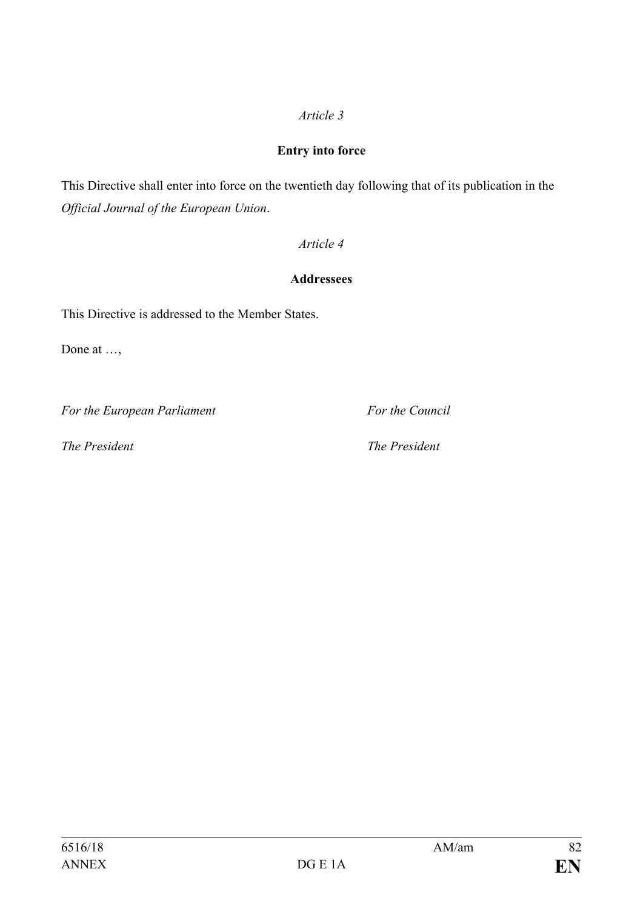*Article 3*

**Entry into force**

This Directive shall enter into force on the twentieth day following that of its publication in the *Official Journal of the European Union*.

*Article 4*

**Addressees**

This Directive is addressed to the Member States.

Done at …,

*For the European Parliament* *For the Council*

*The President* *The President*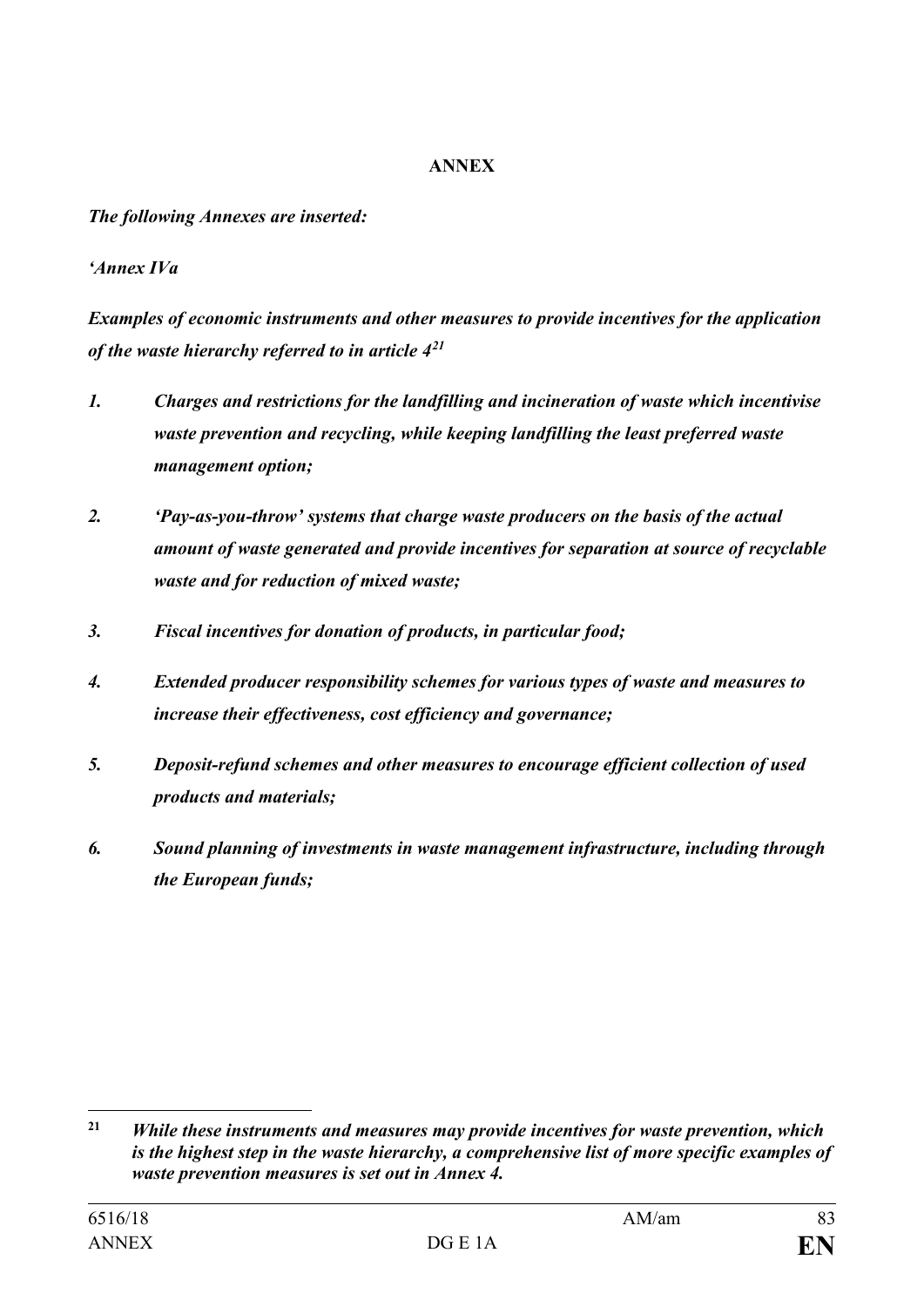**ANNEX**

***The following Annexes are inserted:***

***'Annex IVa***

***Examples of economic instruments and other measures to provide incentives for the application of the waste hierarchy referred to in article 4[21]***

1. ***Charges and restrictions for the landfilling and incineration of waste which incentivise waste prevention and recycling, while keeping landfilling the least preferred waste management option;***

2. ***'Pay-as-you-throw' systems that charge waste producers on the basis of the actual amount of waste generated and provide incentives for separation at source of recyclable waste and for reduction of mixed waste;***

3. ***Fiscal incentives for donation of products, in particular food;***

4. ***Extended producer responsibility schemes for various types of waste and measures to increase their effectiveness, cost efficiency and governance;***

5. ***Deposit-refund schemes and other measures to encourage efficient collection of used products and materials;***

6. ***Sound planning of investments in waste management infrastructure, including through the European funds;***

---

[21] ***While these instruments and measures may provide incentives for waste prevention, which is the highest step in the waste hierarchy, a comprehensive list of more specific examples of waste prevention measures is set out in Annex 4.***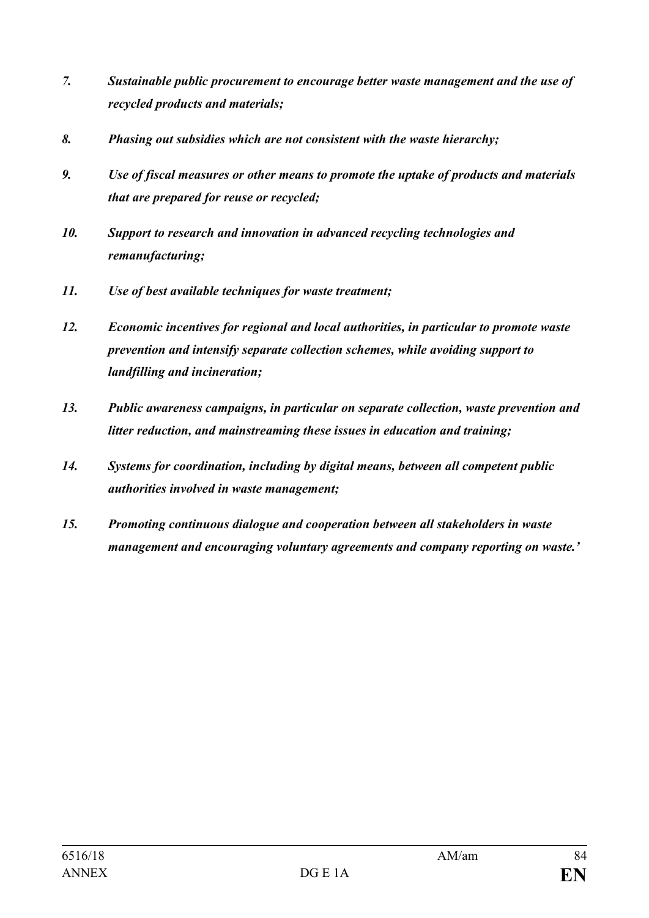*7. Sustainable public procurement to encourage better waste management and the use of recycled products and materials;*

*8. Phasing out subsidies which are not consistent with the waste hierarchy;*

*9. Use of fiscal measures or other means to promote the uptake of products and materials that are prepared for reuse or recycled;*

*10. Support to research and innovation in advanced recycling technologies and remanufacturing;*

*11. Use of best available techniques for waste treatment;*

*12. Economic incentives for regional and local authorities, in particular to promote waste prevention and intensify separate collection schemes, while avoiding support to landfilling and incineration;*

*13. Public awareness campaigns, in particular on separate collection, waste prevention and litter reduction, and mainstreaming these issues in education and training;*

*14. Systems for coordination, including by digital means, between all competent public authorities involved in waste management;*

*15. Promoting continuous dialogue and cooperation between all stakeholders in waste management and encouraging voluntary agreements and company reporting on waste.'*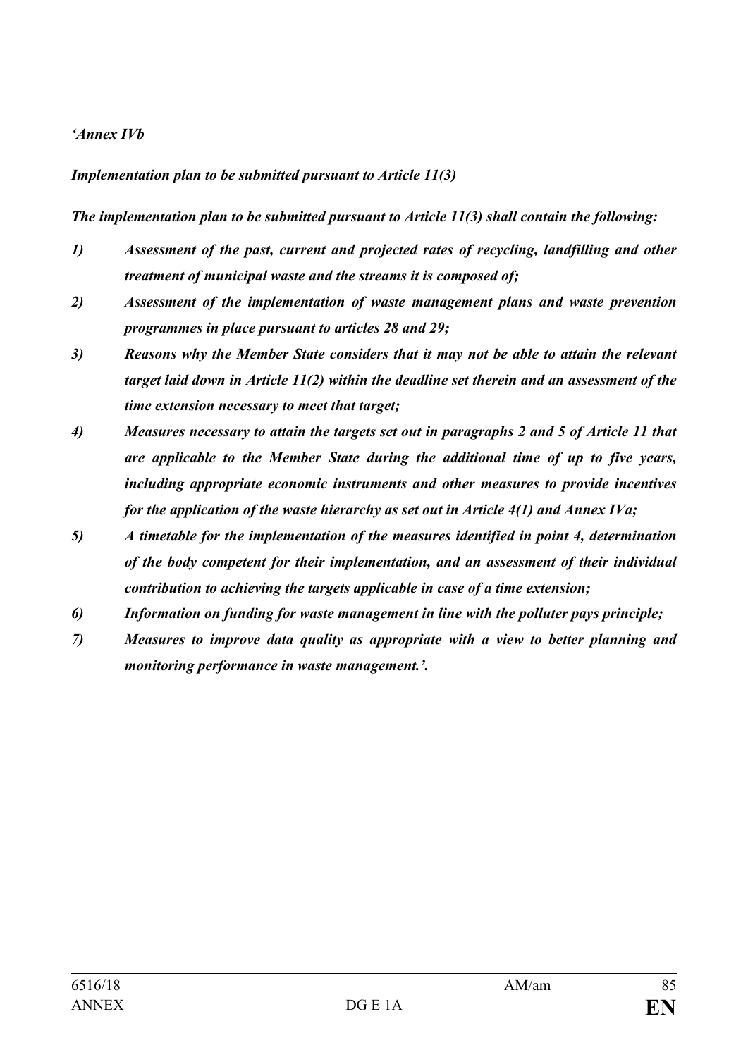*'Annex IVb*

*Implementation plan to be submitted pursuant to Article 11(3)*

*The implementation plan to be submitted pursuant to Article 11(3) shall contain the following:*

1) *Assessment of the past, current and projected rates of recycling, landfilling and other treatment of municipal waste and the streams it is composed of;*
2) *Assessment of the implementation of waste management plans and waste prevention programmes in place pursuant to articles 28 and 29;*
3) *Reasons why the Member State considers that it may not be able to attain the relevant target laid down in Article 11(2) within the deadline set therein and an assessment of the time extension necessary to meet that target;*
4) *Measures necessary to attain the targets set out in paragraphs 2 and 5 of Article 11 that are applicable to the Member State during the additional time of up to five years, including appropriate economic instruments and other measures to provide incentives for the application of the waste hierarchy as set out in Article 4(1) and Annex IVa;*
5) *A timetable for the implementation of the measures identified in point 4, determination of the body competent for their implementation, and an assessment of their individual contribution to achieving the targets applicable in case of a time extension;*
6) *Information on funding for waste management in line with the polluter pays principle;*
7) *Measures to improve data quality as appropriate with a view to better planning and monitoring performance in waste management.'.*